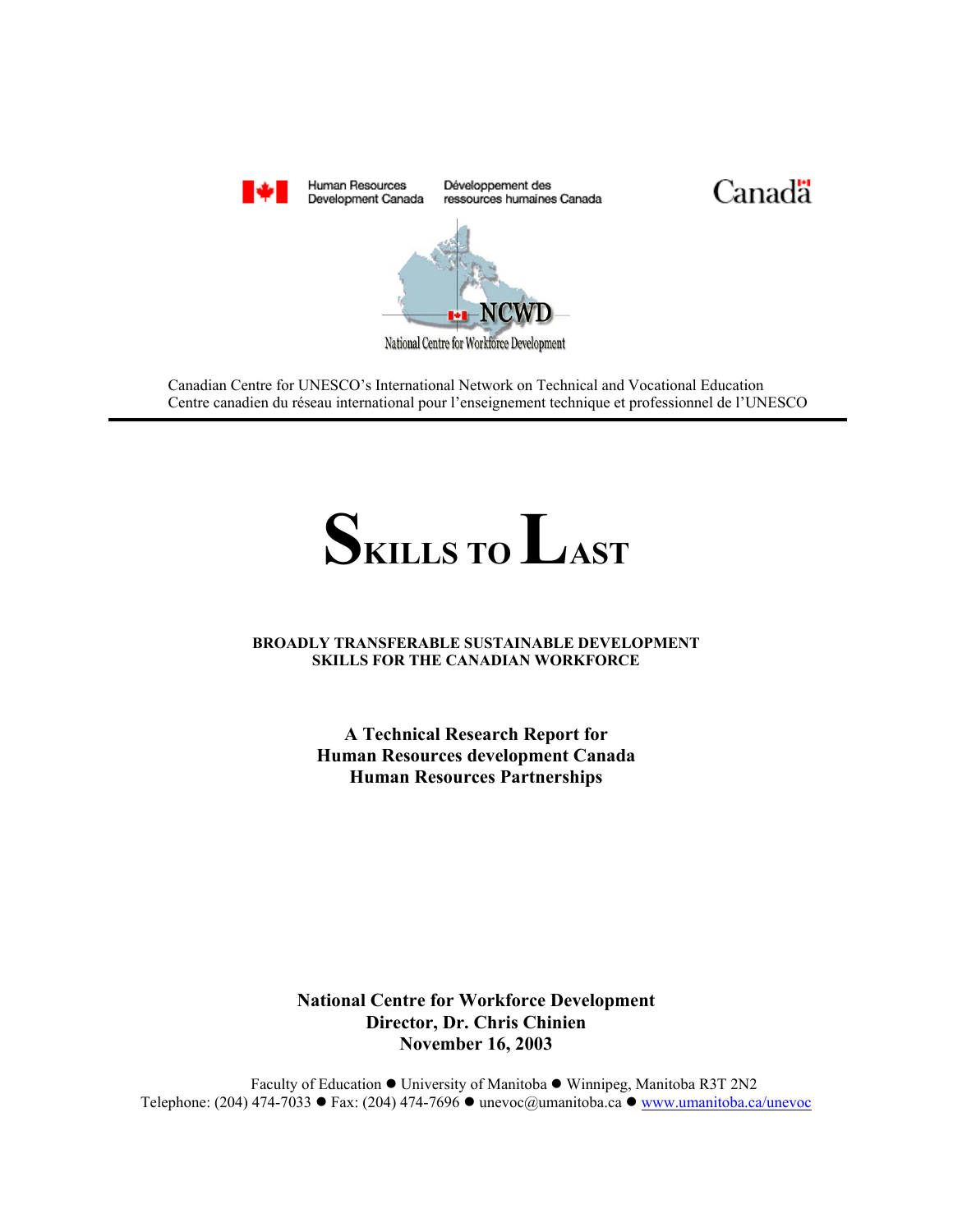Human Resources Development Canada | Développement des ressources humaines Canada

Canada

NCWD

National Centre for Workforce Development

Canadian Centre for UNESCO's International Network on Technical and Vocational Education
Centre canadien du réseau international pour l'enseignement technique et professionnel de l'UNESCO

---

# SKILLS TO LAST

**BROADLY TRANSFERABLE SUSTAINABLE DEVELOPMENT SKILLS FOR THE CANADIAN WORKFORCE**

**A Technical Research Report for**
**Human Resources development Canada**
**Human Resources Partnerships**

**National Centre for Workforce Development**
**Director, Dr. Chris Chinien**
**November 16, 2003**

Faculty of Education ● University of Manitoba ● Winnipeg, Manitoba R3T 2N2
Telephone: (204) 474-7033 ● Fax: (204) 474-7696 ● unevoc@umanitoba.ca ● www.umanitoba.ca/unevoc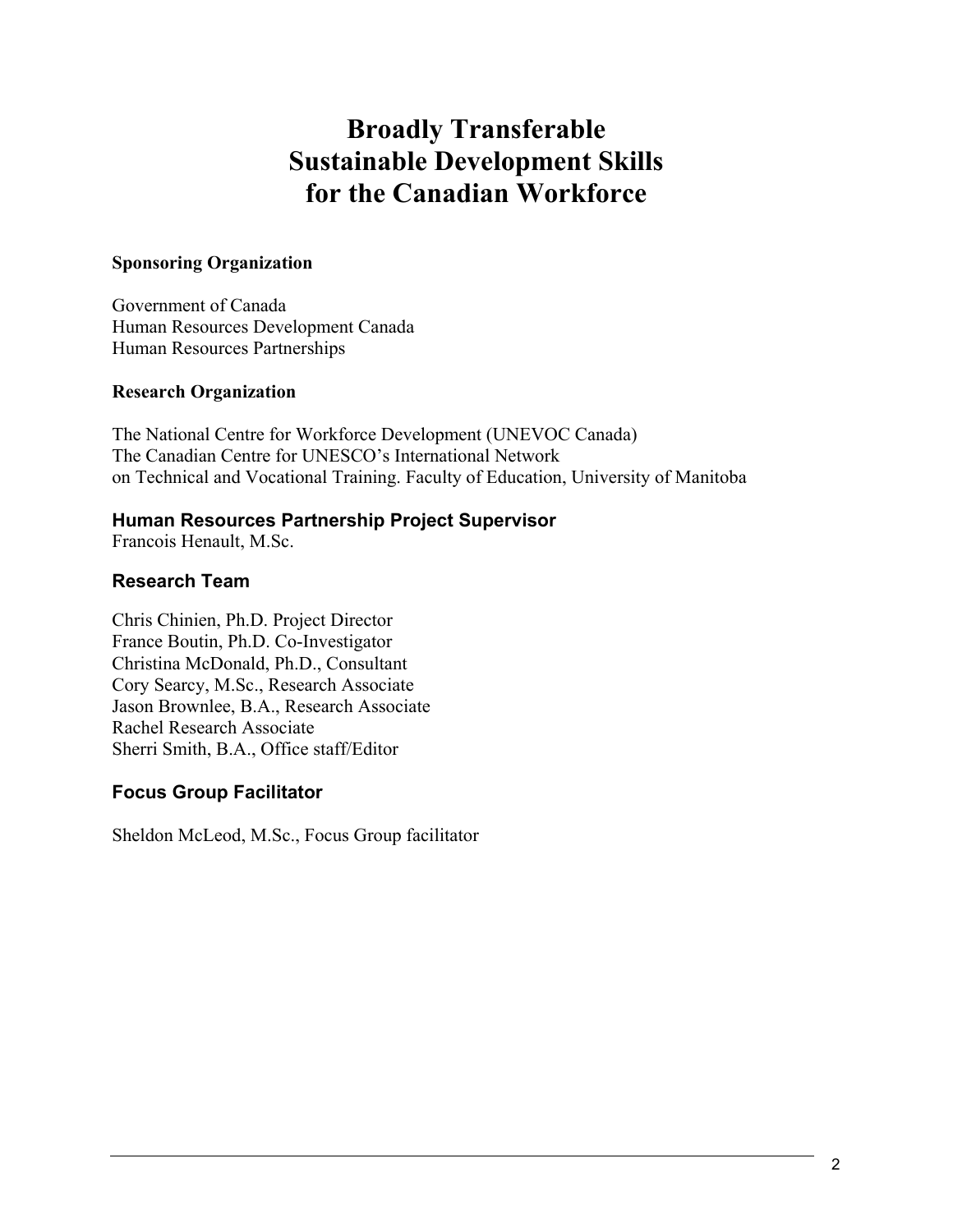# Broadly Transferable Sustainable Development Skills for the Canadian Workforce

**Sponsoring Organization**

Government of Canada
Human Resources Development Canada
Human Resources Partnerships

**Research Organization**

The National Centre for Workforce Development (UNEVOC Canada)
The Canadian Centre for UNESCO's International Network
on Technical and Vocational Training. Faculty of Education, University of Manitoba

### Human Resources Partnership Project Supervisor

Francois Henault, M.Sc.

### Research Team

Chris Chinien, Ph.D. Project Director
France Boutin, Ph.D. Co-Investigator
Christina McDonald, Ph.D., Consultant
Cory Searcy, M.Sc., Research Associate
Jason Brownlee, B.A., Research Associate
Rachel Research Associate
Sherri Smith, B.A., Office staff/Editor

### Focus Group Facilitator

Sheldon McLeod, M.Sc., Focus Group facilitator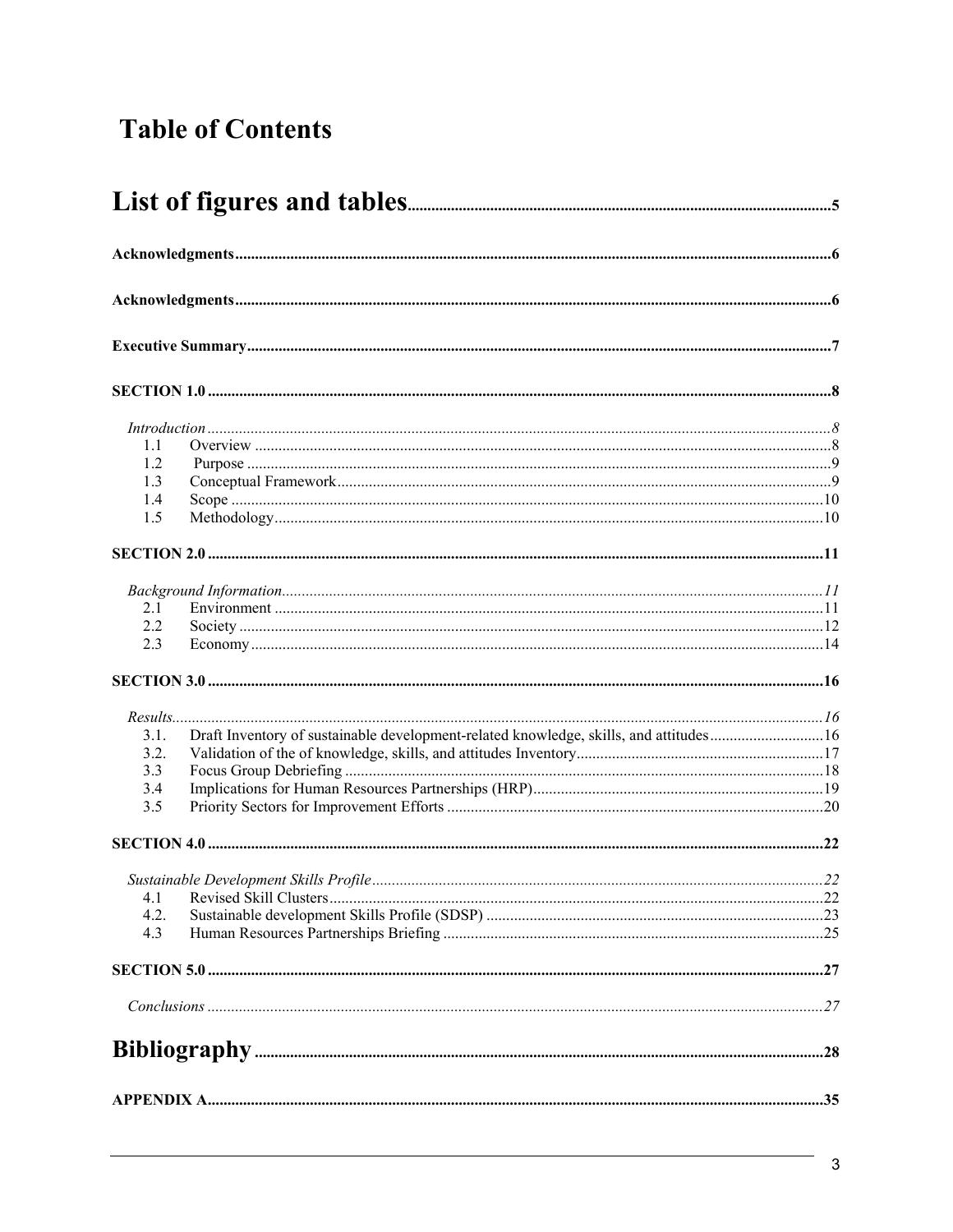# Table of Contents

**List of figures and tables** ..... 5

**Acknowledgments** ..... 6

**Acknowledgments** ..... 6

**Executive Summary** ..... 7

**SECTION 1.0** ..... 8

*Introduction* ..... 8

- 1.1 Overview ..... 8
- 1.2 Purpose ..... 9
- 1.3 Conceptual Framework ..... 9
- 1.4 Scope ..... 10
- 1.5 Methodology ..... 10

**SECTION 2.0** ..... 11

*Background Information* ..... 11

- 2.1 Environment ..... 11
- 2.2 Society ..... 12
- 2.3 Economy ..... 14

**SECTION 3.0** ..... 16

*Results* ..... 16

- 3.1. Draft Inventory of sustainable development-related knowledge, skills, and attitudes ..... 16
- 3.2. Validation of the of knowledge, skills, and attitudes Inventory ..... 17
- 3.3 Focus Group Debriefing ..... 18
- 3.4 Implications for Human Resources Partnerships (HRP) ..... 19
- 3.5 Priority Sectors for Improvement Efforts ..... 20

**SECTION 4.0** ..... 22

*Sustainable Development Skills Profile* ..... 22

- 4.1 Revised Skill Clusters ..... 22
- 4.2. Sustainable development Skills Profile (SDSP) ..... 23
- 4.3 Human Resources Partnerships Briefing ..... 25

**SECTION 5.0** ..... 27

*Conclusions* ..... 27

**Bibliography** ..... 28

**APPENDIX A** ..... 35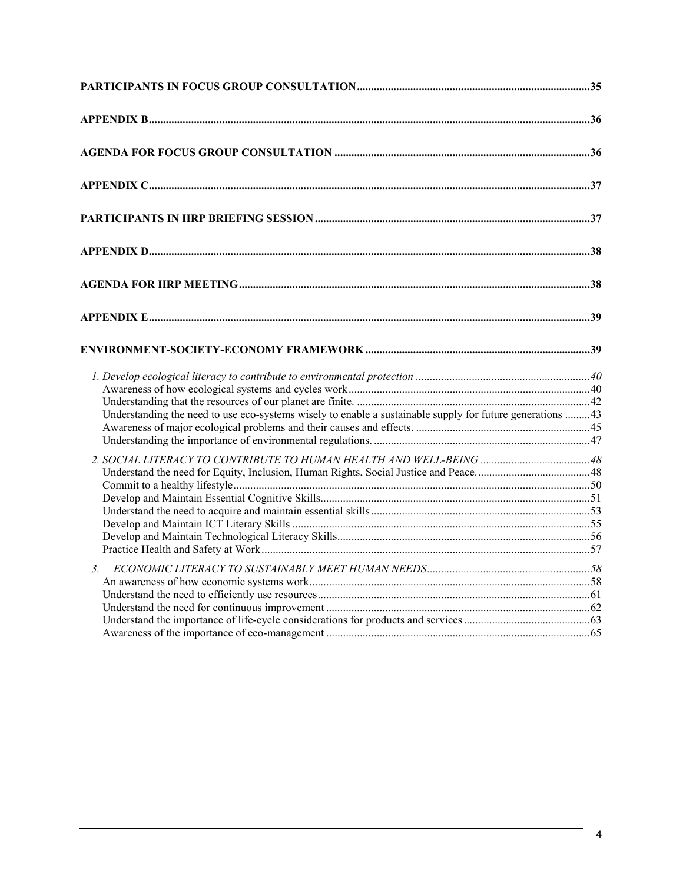**PARTICIPANTS IN FOCUS GROUP CONSULTATION**......................................................................................35

**APPENDIX B**...............................................................................................................................................36

**AGENDA FOR FOCUS GROUP CONSULTATION** .............................................................................36

**APPENDIX C**...............................................................................................................................................37

**PARTICIPANTS IN HRP BRIEFING SESSION** ....................................................................................37

**APPENDIX D**...............................................................................................................................................38

**AGENDA FOR HRP MEETING**..................................................................................................................38

**APPENDIX E**...............................................................................................................................................39

**ENVIRONMENT-SOCIETY-ECONOMY FRAMEWORK** ....................................................................39

*1. Develop ecological literacy to contribute to environmental protection* .....................................................*40*
Awareness of how ecological systems and cycles work.....................................................................................40
Understanding that the resources of our planet are finite. ..................................................................................42
Understanding the need to use eco-systems wisely to enable a sustainable supply for future generations .........43
Awareness of major ecological problems and their causes and effects. .............................................................45
Understanding the importance of environmental regulations. ............................................................................47

*2. SOCIAL LITERACY TO CONTRIBUTE TO HUMAN HEALTH AND WELL-BEING* .......................................*48*
Understand the need for Equity, Inclusion, Human Rights, Social Justice and Peace.........................................48
Commit to a healthy lifestyle.................................................................................................................................50
Develop and Maintain Essential Cognitive Skills...............................................................................................51
Understand the need to acquire and maintain essential skills.............................................................................53
Develop and Maintain ICT Literary Skills .........................................................................................................55
Develop and Maintain Technological Literacy Skills.........................................................................................56
Practice Health and Safety at Work....................................................................................................................57

*3. ECONOMIC LITERACY TO SUSTAINABLY MEET HUMAN NEEDS*..........................................................*58*
An awareness of how economic systems work...................................................................................................58
Understand the need to efficiently use resources................................................................................................61
Understand the need for continuous improvement .............................................................................................62
Understand the importance of life-cycle considerations for products and services............................................63
Awareness of the importance of eco-management .............................................................................................65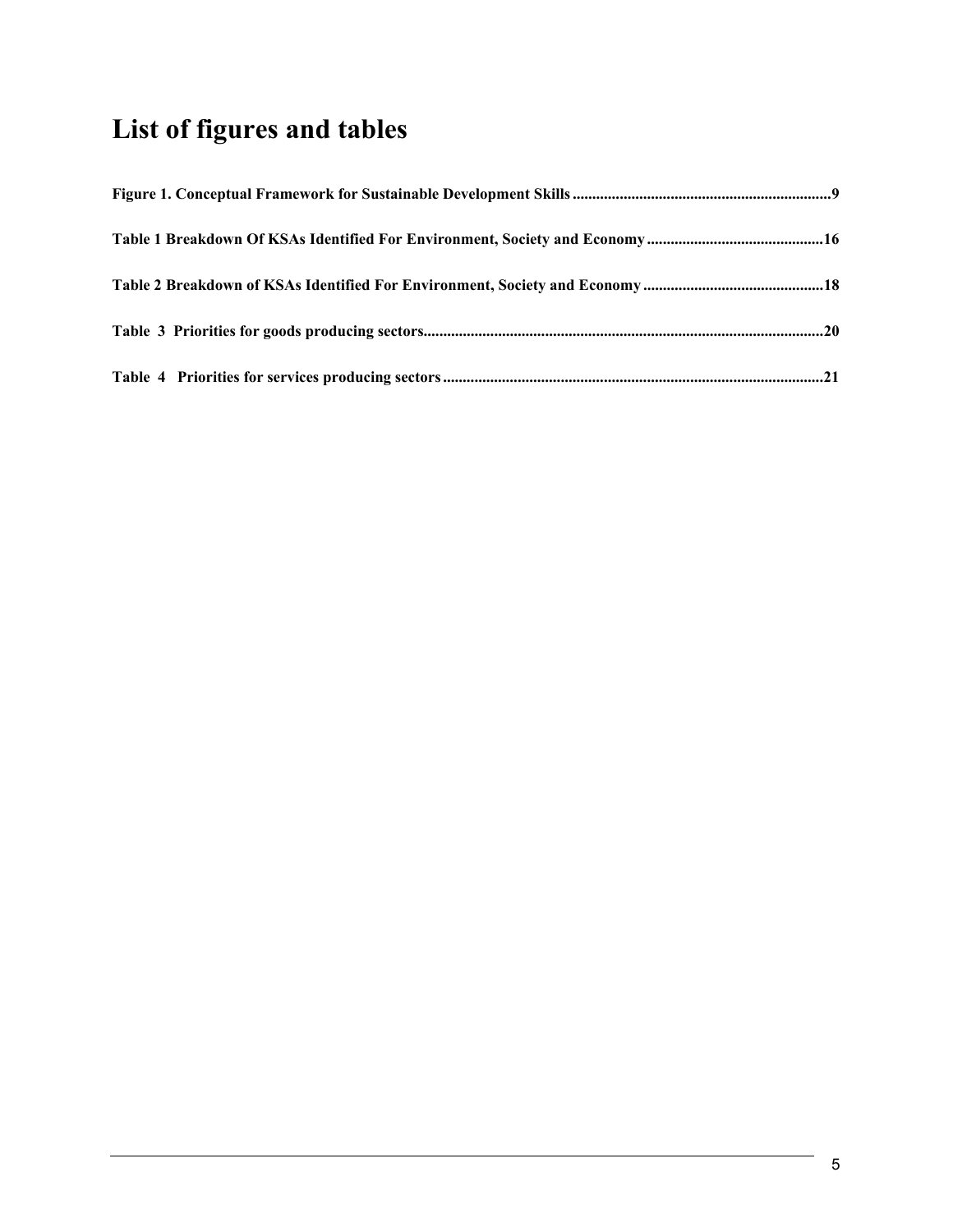# List of figures and tables

**Figure 1. Conceptual Framework for Sustainable Development Skills .................................................................9**

**Table 1 Breakdown Of KSAs Identified For Environment, Society and Economy .............................................16**

**Table 2 Breakdown of KSAs Identified For Environment, Society and Economy ..............................................18**

**Table 3 Priorities for goods producing sectors.....................................................................................................20**

**Table 4 Priorities for services producing sectors ................................................................................................21**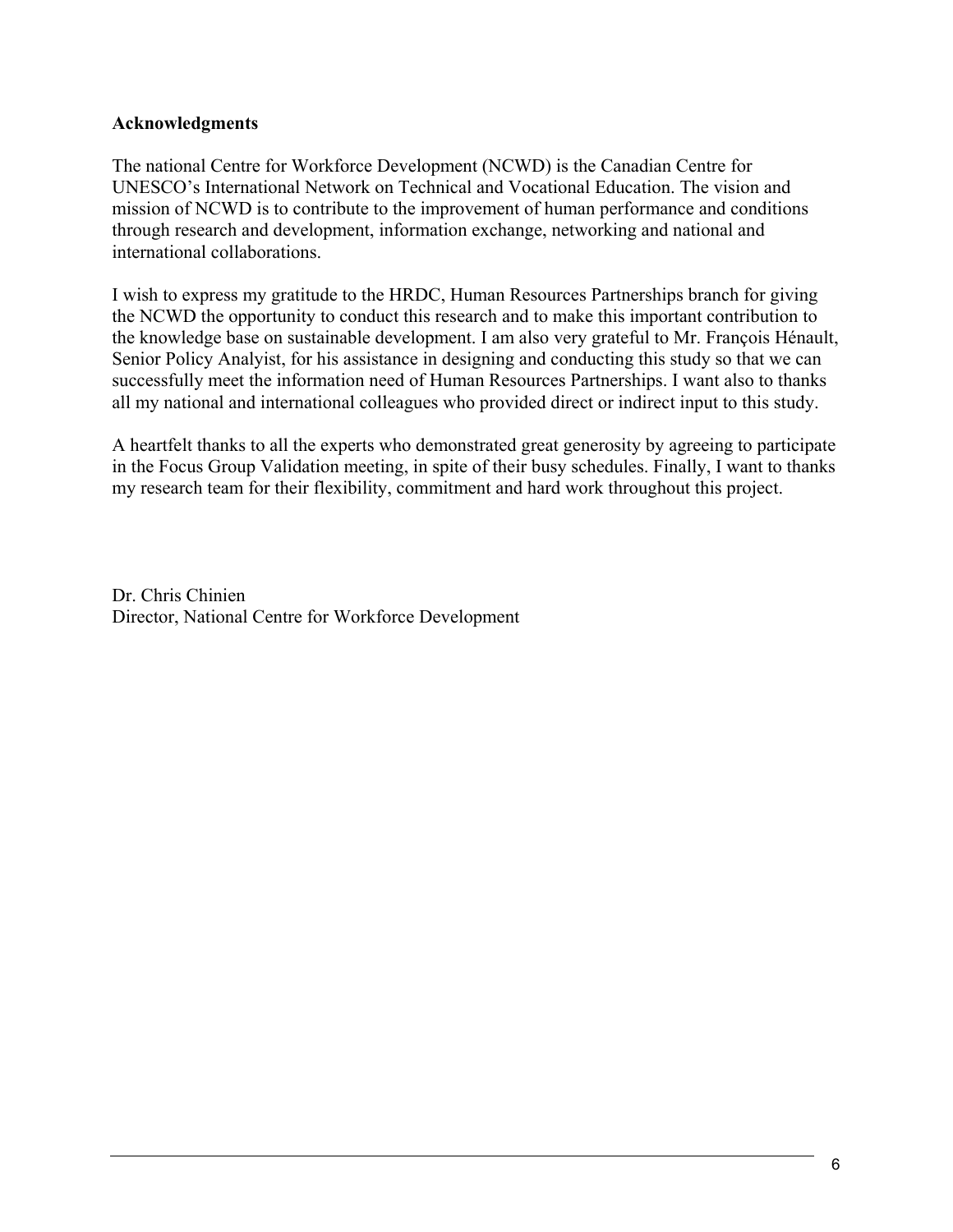## Acknowledgments

The national Centre for Workforce Development (NCWD) is the Canadian Centre for UNESCO's International Network on Technical and Vocational Education. The vision and mission of NCWD is to contribute to the improvement of human performance and conditions through research and development, information exchange, networking and national and international collaborations.

I wish to express my gratitude to the HRDC, Human Resources Partnerships branch for giving the NCWD the opportunity to conduct this research and to make this important contribution to the knowledge base on sustainable development. I am also very grateful to Mr. François Hénault, Senior Policy Analyist, for his assistance in designing and conducting this study so that we can successfully meet the information need of Human Resources Partnerships. I want also to thanks all my national and international colleagues who provided direct or indirect input to this study.

A heartfelt thanks to all the experts who demonstrated great generosity by agreeing to participate in the Focus Group Validation meeting, in spite of their busy schedules. Finally, I want to thanks my research team for their flexibility, commitment and hard work throughout this project.

Dr. Chris Chinien
Director, National Centre for Workforce Development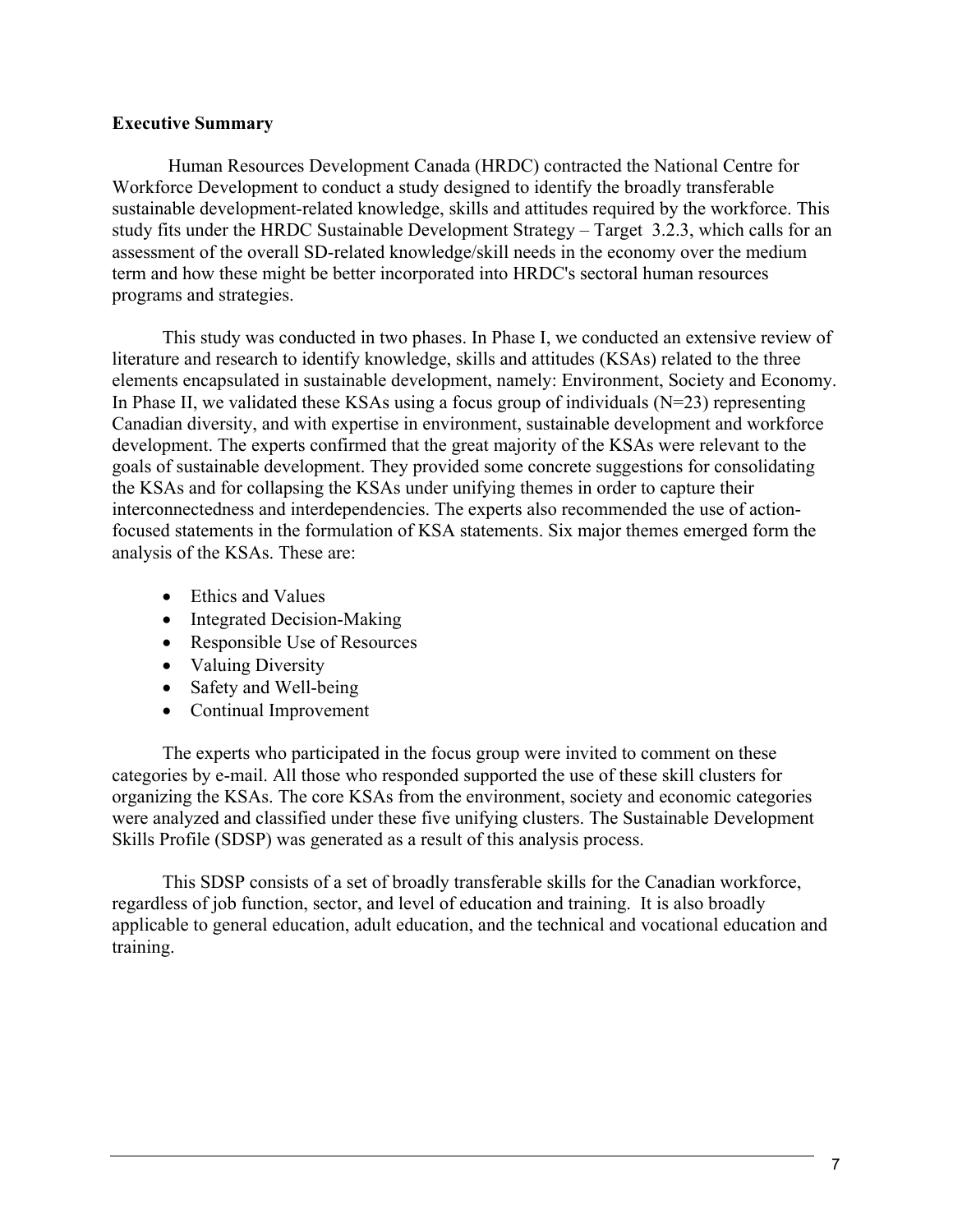**Executive Summary**

Human Resources Development Canada (HRDC) contracted the National Centre for Workforce Development to conduct a study designed to identify the broadly transferable sustainable development-related knowledge, skills and attitudes required by the workforce. This study fits under the HRDC Sustainable Development Strategy – Target 3.2.3, which calls for an assessment of the overall SD-related knowledge/skill needs in the economy over the medium term and how these might be better incorporated into HRDC's sectoral human resources programs and strategies.

This study was conducted in two phases. In Phase I, we conducted an extensive review of literature and research to identify knowledge, skills and attitudes (KSAs) related to the three elements encapsulated in sustainable development, namely: Environment, Society and Economy. In Phase II, we validated these KSAs using a focus group of individuals (N=23) representing Canadian diversity, and with expertise in environment, sustainable development and workforce development. The experts confirmed that the great majority of the KSAs were relevant to the goals of sustainable development. They provided some concrete suggestions for consolidating the KSAs and for collapsing the KSAs under unifying themes in order to capture their interconnectedness and interdependencies. The experts also recommended the use of action-focused statements in the formulation of KSA statements. Six major themes emerged form the analysis of the KSAs. These are:

- Ethics and Values
- Integrated Decision-Making
- Responsible Use of Resources
- Valuing Diversity
- Safety and Well-being
- Continual Improvement

The experts who participated in the focus group were invited to comment on these categories by e-mail. All those who responded supported the use of these skill clusters for organizing the KSAs. The core KSAs from the environment, society and economic categories were analyzed and classified under these five unifying clusters. The Sustainable Development Skills Profile (SDSP) was generated as a result of this analysis process.

This SDSP consists of a set of broadly transferable skills for the Canadian workforce, regardless of job function, sector, and level of education and training. It is also broadly applicable to general education, adult education, and the technical and vocational education and training.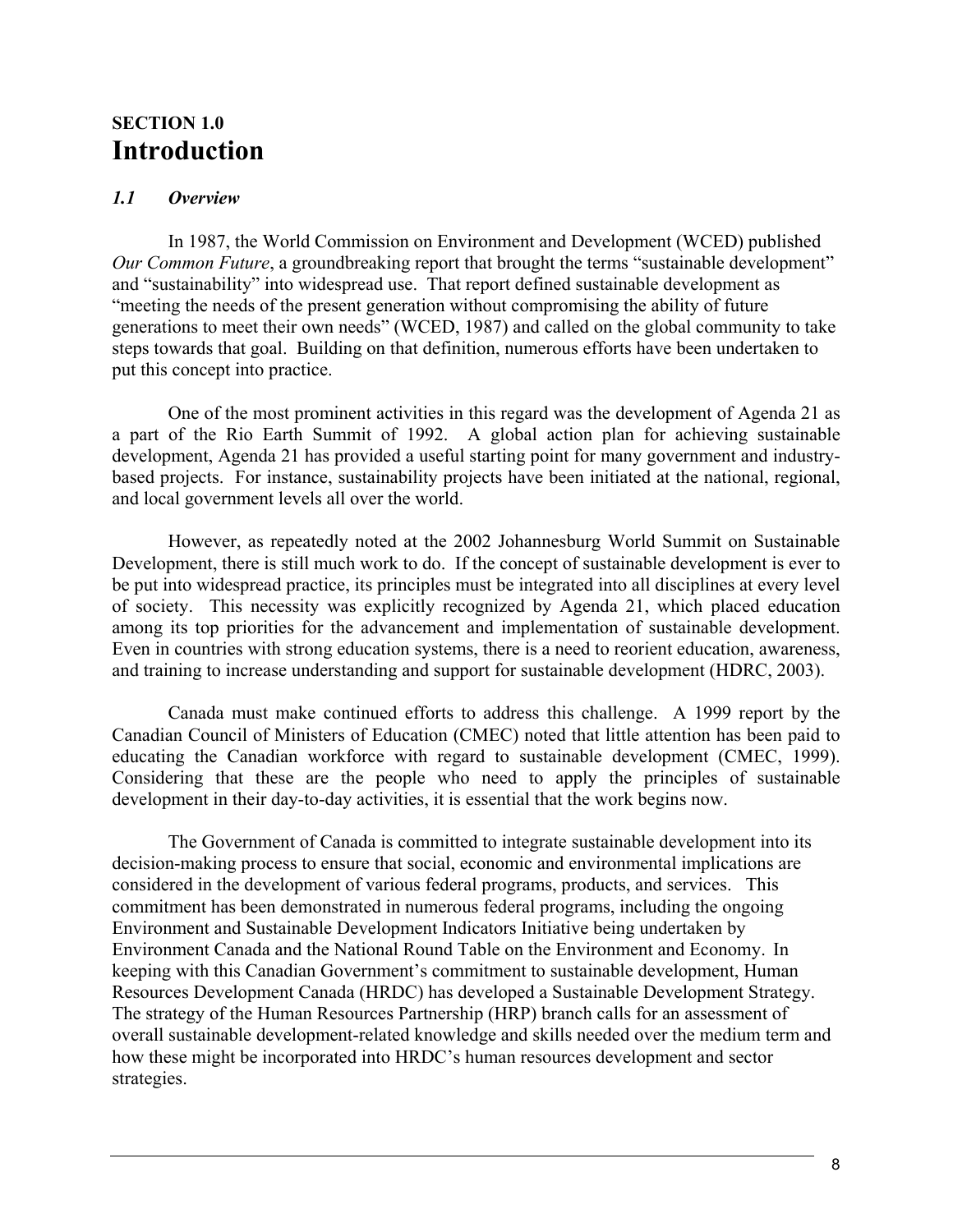# SECTION 1.0 Introduction

## *1.1 Overview*

In 1987, the World Commission on Environment and Development (WCED) published *Our Common Future*, a groundbreaking report that brought the terms "sustainable development" and "sustainability" into widespread use. That report defined sustainable development as "meeting the needs of the present generation without compromising the ability of future generations to meet their own needs" (WCED, 1987) and called on the global community to take steps towards that goal. Building on that definition, numerous efforts have been undertaken to put this concept into practice.

One of the most prominent activities in this regard was the development of Agenda 21 as a part of the Rio Earth Summit of 1992. A global action plan for achieving sustainable development, Agenda 21 has provided a useful starting point for many government and industry-based projects. For instance, sustainability projects have been initiated at the national, regional, and local government levels all over the world.

However, as repeatedly noted at the 2002 Johannesburg World Summit on Sustainable Development, there is still much work to do. If the concept of sustainable development is ever to be put into widespread practice, its principles must be integrated into all disciplines at every level of society. This necessity was explicitly recognized by Agenda 21, which placed education among its top priorities for the advancement and implementation of sustainable development. Even in countries with strong education systems, there is a need to reorient education, awareness, and training to increase understanding and support for sustainable development (HDRC, 2003).

Canada must make continued efforts to address this challenge. A 1999 report by the Canadian Council of Ministers of Education (CMEC) noted that little attention has been paid to educating the Canadian workforce with regard to sustainable development (CMEC, 1999). Considering that these are the people who need to apply the principles of sustainable development in their day-to-day activities, it is essential that the work begins now.

The Government of Canada is committed to integrate sustainable development into its decision-making process to ensure that social, economic and environmental implications are considered in the development of various federal programs, products, and services. This commitment has been demonstrated in numerous federal programs, including the ongoing Environment and Sustainable Development Indicators Initiative being undertaken by Environment Canada and the National Round Table on the Environment and Economy. In keeping with this Canadian Government's commitment to sustainable development, Human Resources Development Canada (HRDC) has developed a Sustainable Development Strategy. The strategy of the Human Resources Partnership (HRP) branch calls for an assessment of overall sustainable development-related knowledge and skills needed over the medium term and how these might be incorporated into HRDC's human resources development and sector strategies.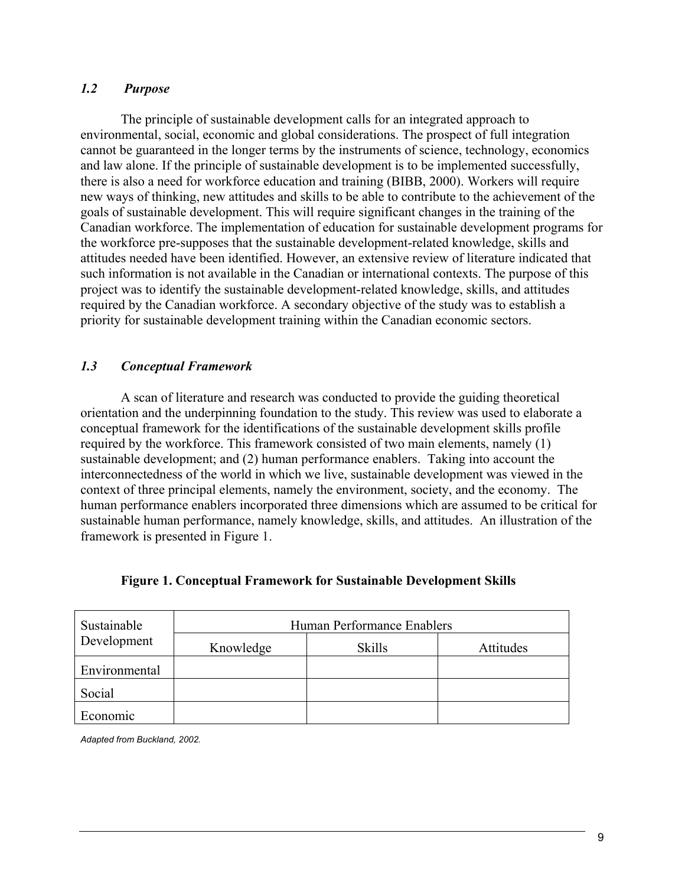### *1.2 Purpose*

The principle of sustainable development calls for an integrated approach to environmental, social, economic and global considerations. The prospect of full integration cannot be guaranteed in the longer terms by the instruments of science, technology, economics and law alone. If the principle of sustainable development is to be implemented successfully, there is also a need for workforce education and training (BIBB, 2000). Workers will require new ways of thinking, new attitudes and skills to be able to contribute to the achievement of the goals of sustainable development. This will require significant changes in the training of the Canadian workforce. The implementation of education for sustainable development programs for the workforce pre-supposes that the sustainable development-related knowledge, skills and attitudes needed have been identified. However, an extensive review of literature indicated that such information is not available in the Canadian or international contexts. The purpose of this project was to identify the sustainable development-related knowledge, skills, and attitudes required by the Canadian workforce. A secondary objective of the study was to establish a priority for sustainable development training within the Canadian economic sectors.

### *1.3 Conceptual Framework*

A scan of literature and research was conducted to provide the guiding theoretical orientation and the underpinning foundation to the study. This review was used to elaborate a conceptual framework for the identifications of the sustainable development skills profile required by the workforce. This framework consisted of two main elements, namely (1) sustainable development; and (2) human performance enablers. Taking into account the interconnectedness of the world in which we live, sustainable development was viewed in the context of three principal elements, namely the environment, society, and the economy. The human performance enablers incorporated three dimensions which are assumed to be critical for sustainable human performance, namely knowledge, skills, and attitudes. An illustration of the framework is presented in Figure 1.

**Figure 1. Conceptual Framework for Sustainable Development Skills**

| Sustainable Development | Human Performance Enablers | | |
|---|---|---|---|
| | Knowledge | Skills | Attitudes |
| Environmental | | | |
| Social | | | |
| Economic | | | |

*Adapted from Buckland, 2002.*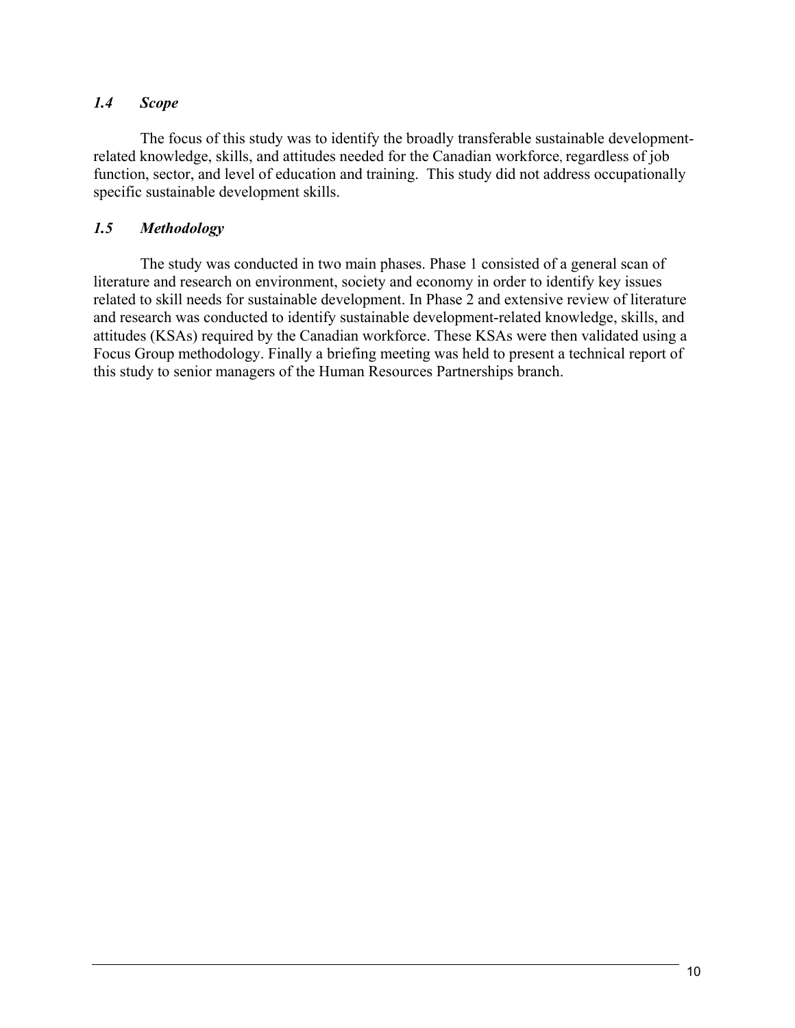### *1.4 Scope*

The focus of this study was to identify the broadly transferable sustainable development-related knowledge, skills, and attitudes needed for the Canadian workforce, regardless of job function, sector, and level of education and training. This study did not address occupationally specific sustainable development skills.

### *1.5 Methodology*

The study was conducted in two main phases. Phase 1 consisted of a general scan of literature and research on environment, society and economy in order to identify key issues related to skill needs for sustainable development. In Phase 2 and extensive review of literature and research was conducted to identify sustainable development-related knowledge, skills, and attitudes (KSAs) required by the Canadian workforce. These KSAs were then validated using a Focus Group methodology. Finally a briefing meeting was held to present a technical report of this study to senior managers of the Human Resources Partnerships branch.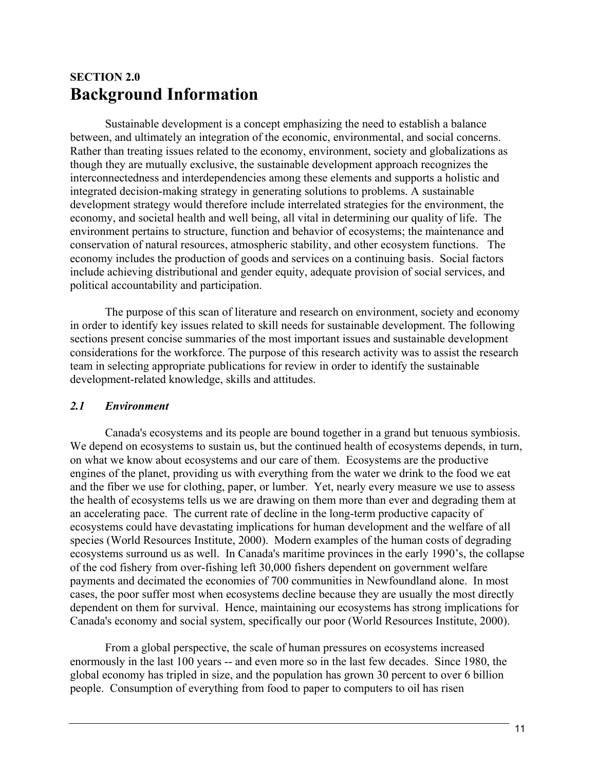**SECTION 2.0**
# Background Information

Sustainable development is a concept emphasizing the need to establish a balance between, and ultimately an integration of the economic, environmental, and social concerns. Rather than treating issues related to the economy, environment, society and globalizations as though they are mutually exclusive, the sustainable development approach recognizes the interconnectedness and interdependencies among these elements and supports a holistic and integrated decision-making strategy in generating solutions to problems. A sustainable development strategy would therefore include interrelated strategies for the environment, the economy, and societal health and well being, all vital in determining our quality of life. The environment pertains to structure, function and behavior of ecosystems; the maintenance and conservation of natural resources, atmospheric stability, and other ecosystem functions. The economy includes the production of goods and services on a continuing basis. Social factors include achieving distributional and gender equity, adequate provision of social services, and political accountability and participation.

The purpose of this scan of literature and research on environment, society and economy in order to identify key issues related to skill needs for sustainable development. The following sections present concise summaries of the most important issues and sustainable development considerations for the workforce. The purpose of this research activity was to assist the research team in selecting appropriate publications for review in order to identify the sustainable development-related knowledge, skills and attitudes.

### *2.1 Environment*

Canada's ecosystems and its people are bound together in a grand but tenuous symbiosis. We depend on ecosystems to sustain us, but the continued health of ecosystems depends, in turn, on what we know about ecosystems and our care of them. Ecosystems are the productive engines of the planet, providing us with everything from the water we drink to the food we eat and the fiber we use for clothing, paper, or lumber. Yet, nearly every measure we use to assess the health of ecosystems tells us we are drawing on them more than ever and degrading them at an accelerating pace. The current rate of decline in the long-term productive capacity of ecosystems could have devastating implications for human development and the welfare of all species (World Resources Institute, 2000). Modern examples of the human costs of degrading ecosystems surround us as well. In Canada's maritime provinces in the early 1990's, the collapse of the cod fishery from over-fishing left 30,000 fishers dependent on government welfare payments and decimated the economies of 700 communities in Newfoundland alone. In most cases, the poor suffer most when ecosystems decline because they are usually the most directly dependent on them for survival. Hence, maintaining our ecosystems has strong implications for Canada's economy and social system, specifically our poor (World Resources Institute, 2000).

From a global perspective, the scale of human pressures on ecosystems increased enormously in the last 100 years -- and even more so in the last few decades. Since 1980, the global economy has tripled in size, and the population has grown 30 percent to over 6 billion people. Consumption of everything from food to paper to computers to oil has risen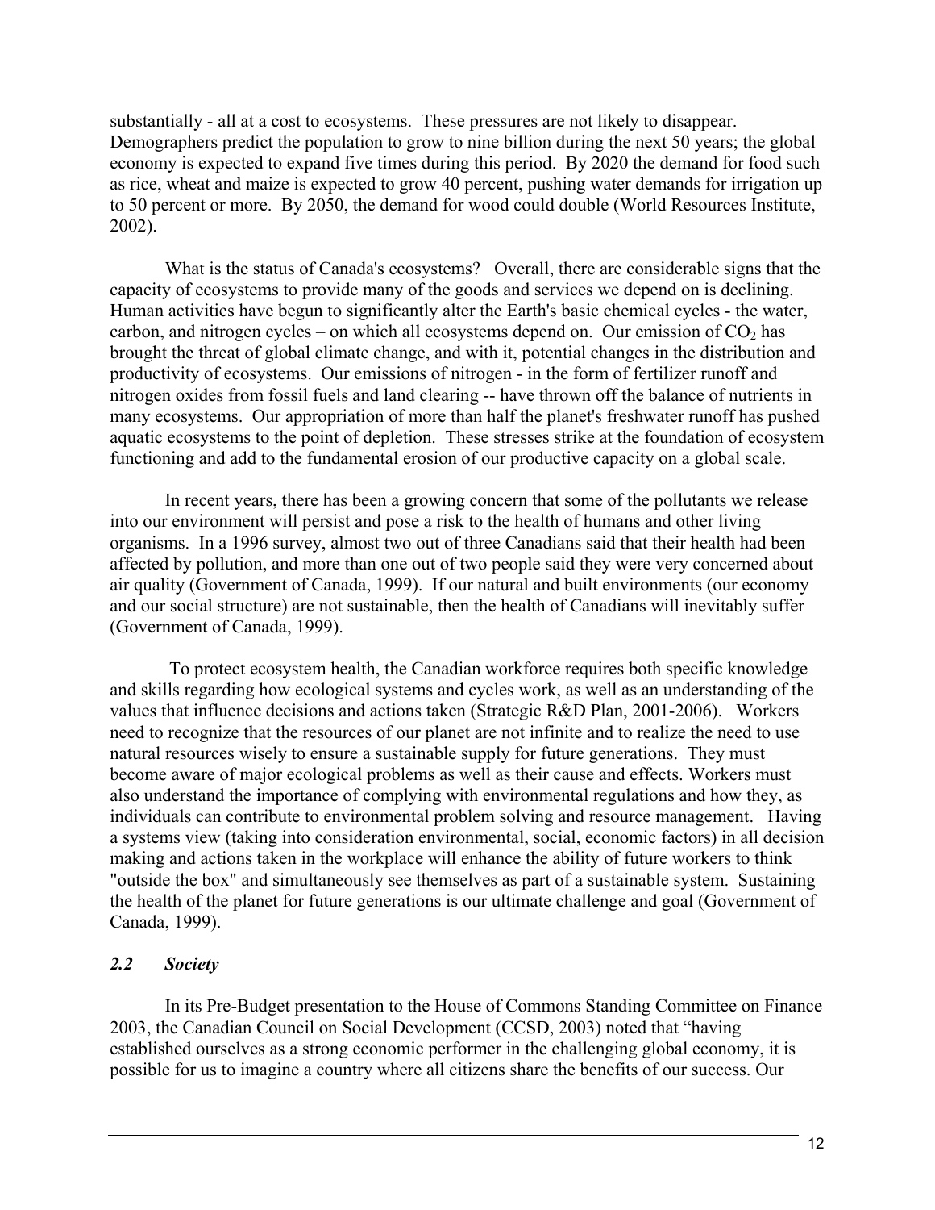substantially - all at a cost to ecosystems. These pressures are not likely to disappear. Demographers predict the population to grow to nine billion during the next 50 years; the global economy is expected to expand five times during this period. By 2020 the demand for food such as rice, wheat and maize is expected to grow 40 percent, pushing water demands for irrigation up to 50 percent or more. By 2050, the demand for wood could double (World Resources Institute, 2002).

What is the status of Canada's ecosystems? Overall, there are considerable signs that the capacity of ecosystems to provide many of the goods and services we depend on is declining. Human activities have begun to significantly alter the Earth's basic chemical cycles - the water, carbon, and nitrogen cycles – on which all ecosystems depend on. Our emission of $CO_2$ has brought the threat of global climate change, and with it, potential changes in the distribution and productivity of ecosystems. Our emissions of nitrogen - in the form of fertilizer runoff and nitrogen oxides from fossil fuels and land clearing -- have thrown off the balance of nutrients in many ecosystems. Our appropriation of more than half the planet's freshwater runoff has pushed aquatic ecosystems to the point of depletion. These stresses strike at the foundation of ecosystem functioning and add to the fundamental erosion of our productive capacity on a global scale.

In recent years, there has been a growing concern that some of the pollutants we release into our environment will persist and pose a risk to the health of humans and other living organisms. In a 1996 survey, almost two out of three Canadians said that their health had been affected by pollution, and more than one out of two people said they were very concerned about air quality (Government of Canada, 1999). If our natural and built environments (our economy and our social structure) are not sustainable, then the health of Canadians will inevitably suffer (Government of Canada, 1999).

To protect ecosystem health, the Canadian workforce requires both specific knowledge and skills regarding how ecological systems and cycles work, as well as an understanding of the values that influence decisions and actions taken (Strategic R&D Plan, 2001-2006). Workers need to recognize that the resources of our planet are not infinite and to realize the need to use natural resources wisely to ensure a sustainable supply for future generations. They must become aware of major ecological problems as well as their cause and effects. Workers must also understand the importance of complying with environmental regulations and how they, as individuals can contribute to environmental problem solving and resource management. Having a systems view (taking into consideration environmental, social, economic factors) in all decision making and actions taken in the workplace will enhance the ability of future workers to think "outside the box" and simultaneously see themselves as part of a sustainable system. Sustaining the health of the planet for future generations is our ultimate challenge and goal (Government of Canada, 1999).

### *2.2 Society*

In its Pre-Budget presentation to the House of Commons Standing Committee on Finance 2003, the Canadian Council on Social Development (CCSD, 2003) noted that "having established ourselves as a strong economic performer in the challenging global economy, it is possible for us to imagine a country where all citizens share the benefits of our success. Our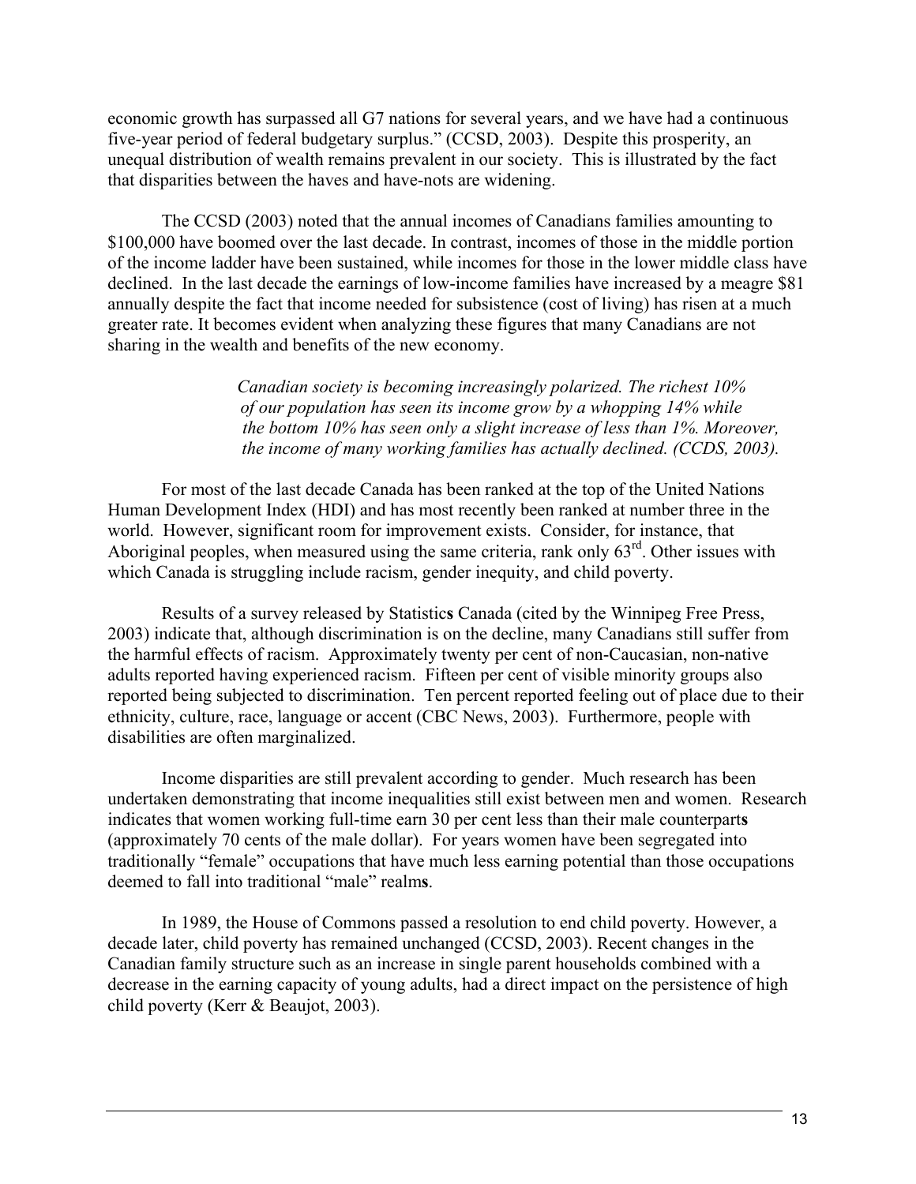economic growth has surpassed all G7 nations for several years, and we have had a continuous five-year period of federal budgetary surplus." (CCSD, 2003). Despite this prosperity, an unequal distribution of wealth remains prevalent in our society. This is illustrated by the fact that disparities between the haves and have-nots are widening.

The CCSD (2003) noted that the annual incomes of Canadians families amounting to $100,000 have boomed over the last decade. In contrast, incomes of those in the middle portion of the income ladder have been sustained, while incomes for those in the lower middle class have declined. In the last decade the earnings of low-income families have increased by a meagre $81 annually despite the fact that income needed for subsistence (cost of living) has risen at a much greater rate. It becomes evident when analyzing these figures that many Canadians are not sharing in the wealth and benefits of the new economy.

> *Canadian society is becoming increasingly polarized. The richest 10% of our population has seen its income grow by a whopping 14% while the bottom 10% has seen only a slight increase of less than 1%. Moreover, the income of many working families has actually declined. (CCDS, 2003).*

For most of the last decade Canada has been ranked at the top of the United Nations Human Development Index (HDI) and has most recently been ranked at number three in the world. However, significant room for improvement exists. Consider, for instance, that Aboriginal peoples, when measured using the same criteria, rank only 63rd. Other issues with which Canada is struggling include racism, gender inequity, and child poverty.

Results of a survey released by Statistics Canada (cited by the Winnipeg Free Press, 2003) indicate that, although discrimination is on the decline, many Canadians still suffer from the harmful effects of racism. Approximately twenty per cent of non-Caucasian, non-native adults reported having experienced racism. Fifteen per cent of visible minority groups also reported being subjected to discrimination. Ten percent reported feeling out of place due to their ethnicity, culture, race, language or accent (CBC News, 2003). Furthermore, people with disabilities are often marginalized.

Income disparities are still prevalent according to gender. Much research has been undertaken demonstrating that income inequalities still exist between men and women. Research indicates that women working full-time earn 30 per cent less than their male counterparts (approximately 70 cents of the male dollar). For years women have been segregated into traditionally "female" occupations that have much less earning potential than those occupations deemed to fall into traditional "male" realms.

In 1989, the House of Commons passed a resolution to end child poverty. However, a decade later, child poverty has remained unchanged (CCSD, 2003). Recent changes in the Canadian family structure such as an increase in single parent households combined with a decrease in the earning capacity of young adults, had a direct impact on the persistence of high child poverty (Kerr & Beaujot, 2003).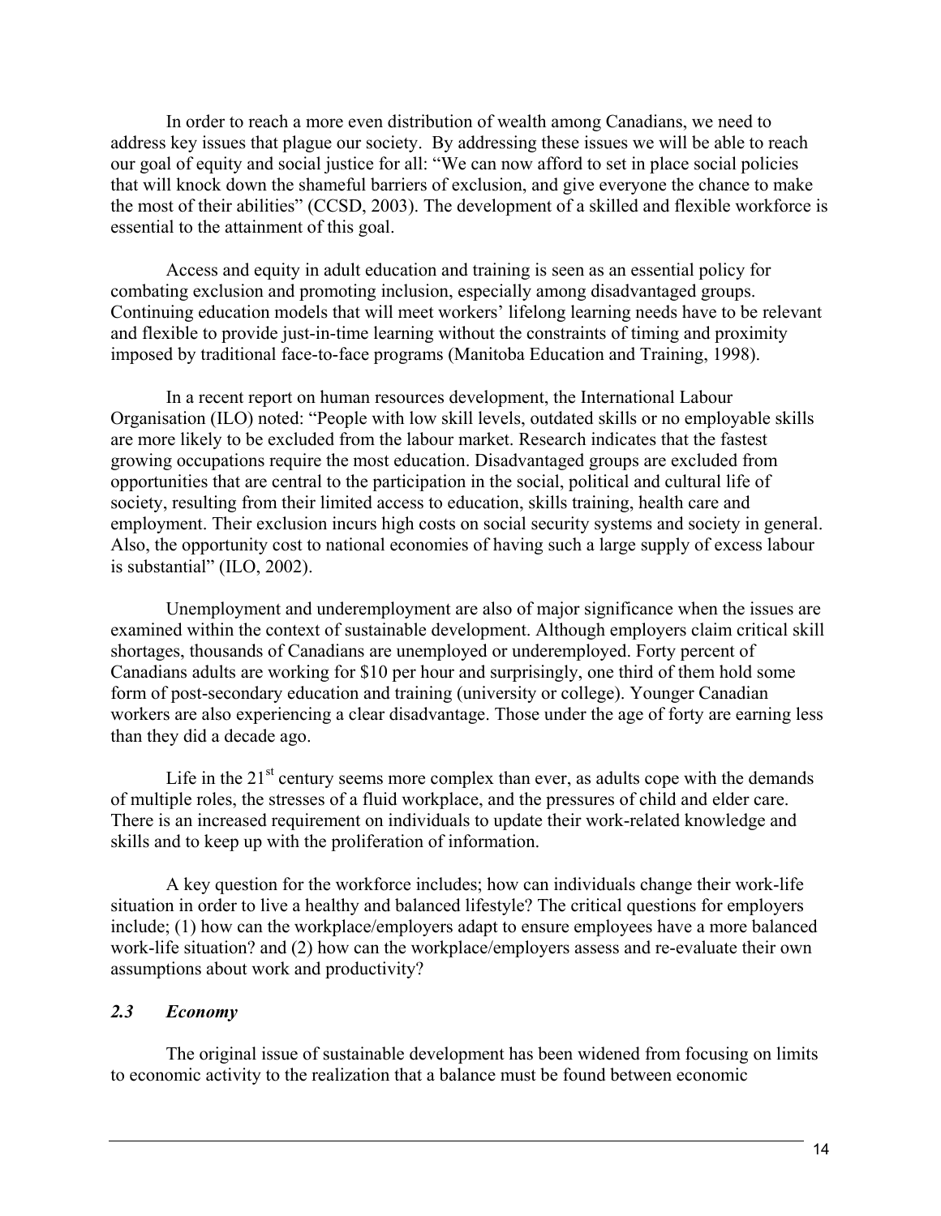In order to reach a more even distribution of wealth among Canadians, we need to address key issues that plague our society. By addressing these issues we will be able to reach our goal of equity and social justice for all: "We can now afford to set in place social policies that will knock down the shameful barriers of exclusion, and give everyone the chance to make the most of their abilities" (CCSD, 2003). The development of a skilled and flexible workforce is essential to the attainment of this goal.

Access and equity in adult education and training is seen as an essential policy for combating exclusion and promoting inclusion, especially among disadvantaged groups. Continuing education models that will meet workers' lifelong learning needs have to be relevant and flexible to provide just-in-time learning without the constraints of timing and proximity imposed by traditional face-to-face programs (Manitoba Education and Training, 1998).

In a recent report on human resources development, the International Labour Organisation (ILO) noted: "People with low skill levels, outdated skills or no employable skills are more likely to be excluded from the labour market. Research indicates that the fastest growing occupations require the most education. Disadvantaged groups are excluded from opportunities that are central to the participation in the social, political and cultural life of society, resulting from their limited access to education, skills training, health care and employment. Their exclusion incurs high costs on social security systems and society in general. Also, the opportunity cost to national economies of having such a large supply of excess labour is substantial" (ILO, 2002).

Unemployment and underemployment are also of major significance when the issues are examined within the context of sustainable development. Although employers claim critical skill shortages, thousands of Canadians are unemployed or underemployed. Forty percent of Canadians adults are working for $10 per hour and surprisingly, one third of them hold some form of post-secondary education and training (university or college). Younger Canadian workers are also experiencing a clear disadvantage. Those under the age of forty are earning less than they did a decade ago.

Life in the 21st century seems more complex than ever, as adults cope with the demands of multiple roles, the stresses of a fluid workplace, and the pressures of child and elder care. There is an increased requirement on individuals to update their work-related knowledge and skills and to keep up with the proliferation of information.

A key question for the workforce includes; how can individuals change their work-life situation in order to live a healthy and balanced lifestyle? The critical questions for employers include; (1) how can the workplace/employers adapt to ensure employees have a more balanced work-life situation? and (2) how can the workplace/employers assess and re-evaluate their own assumptions about work and productivity?

### *2.3 Economy*

The original issue of sustainable development has been widened from focusing on limits to economic activity to the realization that a balance must be found between economic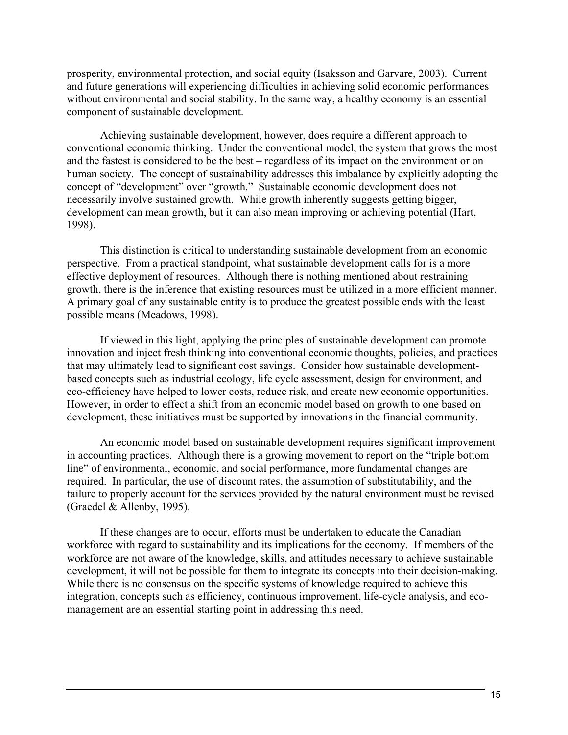prosperity, environmental protection, and social equity (Isaksson and Garvare, 2003). Current and future generations will experiencing difficulties in achieving solid economic performances without environmental and social stability. In the same way, a healthy economy is an essential component of sustainable development.

Achieving sustainable development, however, does require a different approach to conventional economic thinking. Under the conventional model, the system that grows the most and the fastest is considered to be the best – regardless of its impact on the environment or on human society. The concept of sustainability addresses this imbalance by explicitly adopting the concept of "development" over "growth." Sustainable economic development does not necessarily involve sustained growth. While growth inherently suggests getting bigger, development can mean growth, but it can also mean improving or achieving potential (Hart, 1998).

This distinction is critical to understanding sustainable development from an economic perspective. From a practical standpoint, what sustainable development calls for is a more effective deployment of resources. Although there is nothing mentioned about restraining growth, there is the inference that existing resources must be utilized in a more efficient manner. A primary goal of any sustainable entity is to produce the greatest possible ends with the least possible means (Meadows, 1998).

If viewed in this light, applying the principles of sustainable development can promote innovation and inject fresh thinking into conventional economic thoughts, policies, and practices that may ultimately lead to significant cost savings. Consider how sustainable development-based concepts such as industrial ecology, life cycle assessment, design for environment, and eco-efficiency have helped to lower costs, reduce risk, and create new economic opportunities. However, in order to effect a shift from an economic model based on growth to one based on development, these initiatives must be supported by innovations in the financial community.

An economic model based on sustainable development requires significant improvement in accounting practices. Although there is a growing movement to report on the "triple bottom line" of environmental, economic, and social performance, more fundamental changes are required. In particular, the use of discount rates, the assumption of substitutability, and the failure to properly account for the services provided by the natural environment must be revised (Graedel & Allenby, 1995).

If these changes are to occur, efforts must be undertaken to educate the Canadian workforce with regard to sustainability and its implications for the economy. If members of the workforce are not aware of the knowledge, skills, and attitudes necessary to achieve sustainable development, it will not be possible for them to integrate its concepts into their decision-making. While there is no consensus on the specific systems of knowledge required to achieve this integration, concepts such as efficiency, continuous improvement, life-cycle analysis, and eco-management are an essential starting point in addressing this need.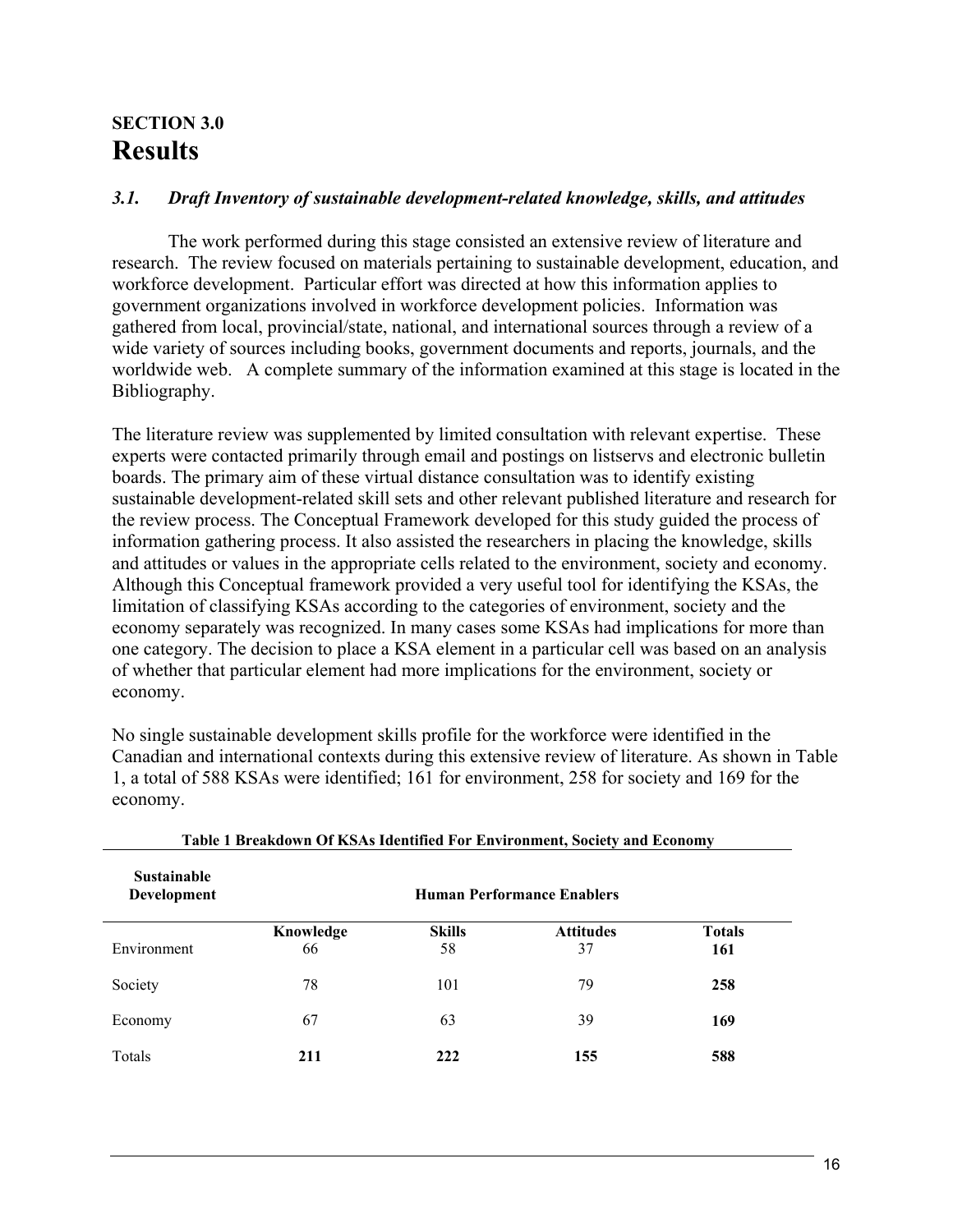**SECTION 3.0**

# Results

### *3.1. Draft Inventory of sustainable development-related knowledge, skills, and attitudes*

The work performed during this stage consisted an extensive review of literature and research. The review focused on materials pertaining to sustainable development, education, and workforce development. Particular effort was directed at how this information applies to government organizations involved in workforce development policies. Information was gathered from local, provincial/state, national, and international sources through a review of a wide variety of sources including books, government documents and reports, journals, and the worldwide web. A complete summary of the information examined at this stage is located in the Bibliography.

The literature review was supplemented by limited consultation with relevant expertise. These experts were contacted primarily through email and postings on listservs and electronic bulletin boards. The primary aim of these virtual distance consultation was to identify existing sustainable development-related skill sets and other relevant published literature and research for the review process. The Conceptual Framework developed for this study guided the process of information gathering process. It also assisted the researchers in placing the knowledge, skills and attitudes or values in the appropriate cells related to the environment, society and economy. Although this Conceptual framework provided a very useful tool for identifying the KSAs, the limitation of classifying KSAs according to the categories of environment, society and the economy separately was recognized. In many cases some KSAs had implications for more than one category. The decision to place a KSA element in a particular cell was based on an analysis of whether that particular element had more implications for the environment, society or economy.

No single sustainable development skills profile for the workforce were identified in the Canadian and international contexts during this extensive review of literature. As shown in Table 1, a total of 588 KSAs were identified; 161 for environment, 258 for society and 169 for the economy.

**Table 1 Breakdown Of KSAs Identified For Environment, Society and Economy**

| Sustainable Development | Human Performance Enablers | | | |
|---|---|---|---|---|
| | **Knowledge** | **Skills** | **Attitudes** | **Totals** |
| Environment | 66 | 58 | 37 | **161** |
| Society | 78 | 101 | 79 | **258** |
| Economy | 67 | 63 | 39 | **169** |
| Totals | **211** | **222** | **155** | **588** |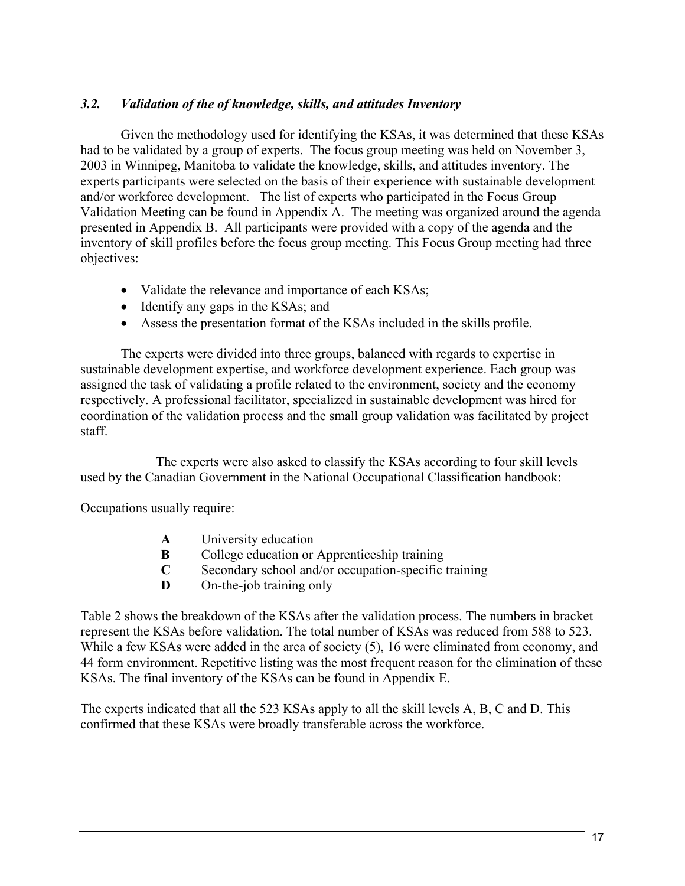### *3.2. Validation of the of knowledge, skills, and attitudes Inventory*

Given the methodology used for identifying the KSAs, it was determined that these KSAs had to be validated by a group of experts. The focus group meeting was held on November 3, 2003 in Winnipeg, Manitoba to validate the knowledge, skills, and attitudes inventory. The experts participants were selected on the basis of their experience with sustainable development and/or workforce development. The list of experts who participated in the Focus Group Validation Meeting can be found in Appendix A. The meeting was organized around the agenda presented in Appendix B. All participants were provided with a copy of the agenda and the inventory of skill profiles before the focus group meeting. This Focus Group meeting had three objectives:

- Validate the relevance and importance of each KSAs;
- Identify any gaps in the KSAs; and
- Assess the presentation format of the KSAs included in the skills profile.

The experts were divided into three groups, balanced with regards to expertise in sustainable development expertise, and workforce development experience. Each group was assigned the task of validating a profile related to the environment, society and the economy respectively. A professional facilitator, specialized in sustainable development was hired for coordination of the validation process and the small group validation was facilitated by project staff.

The experts were also asked to classify the KSAs according to four skill levels used by the Canadian Government in the National Occupational Classification handbook:

Occupations usually require:

**A** University education
**B** College education or Apprenticeship training
**C** Secondary school and/or occupation-specific training
**D** On-the-job training only

Table 2 shows the breakdown of the KSAs after the validation process. The numbers in bracket represent the KSAs before validation. The total number of KSAs was reduced from 588 to 523. While a few KSAs were added in the area of society (5), 16 were eliminated from economy, and 44 form environment. Repetitive listing was the most frequent reason for the elimination of these KSAs. The final inventory of the KSAs can be found in Appendix E.

The experts indicated that all the 523 KSAs apply to all the skill levels A, B, C and D. This confirmed that these KSAs were broadly transferable across the workforce.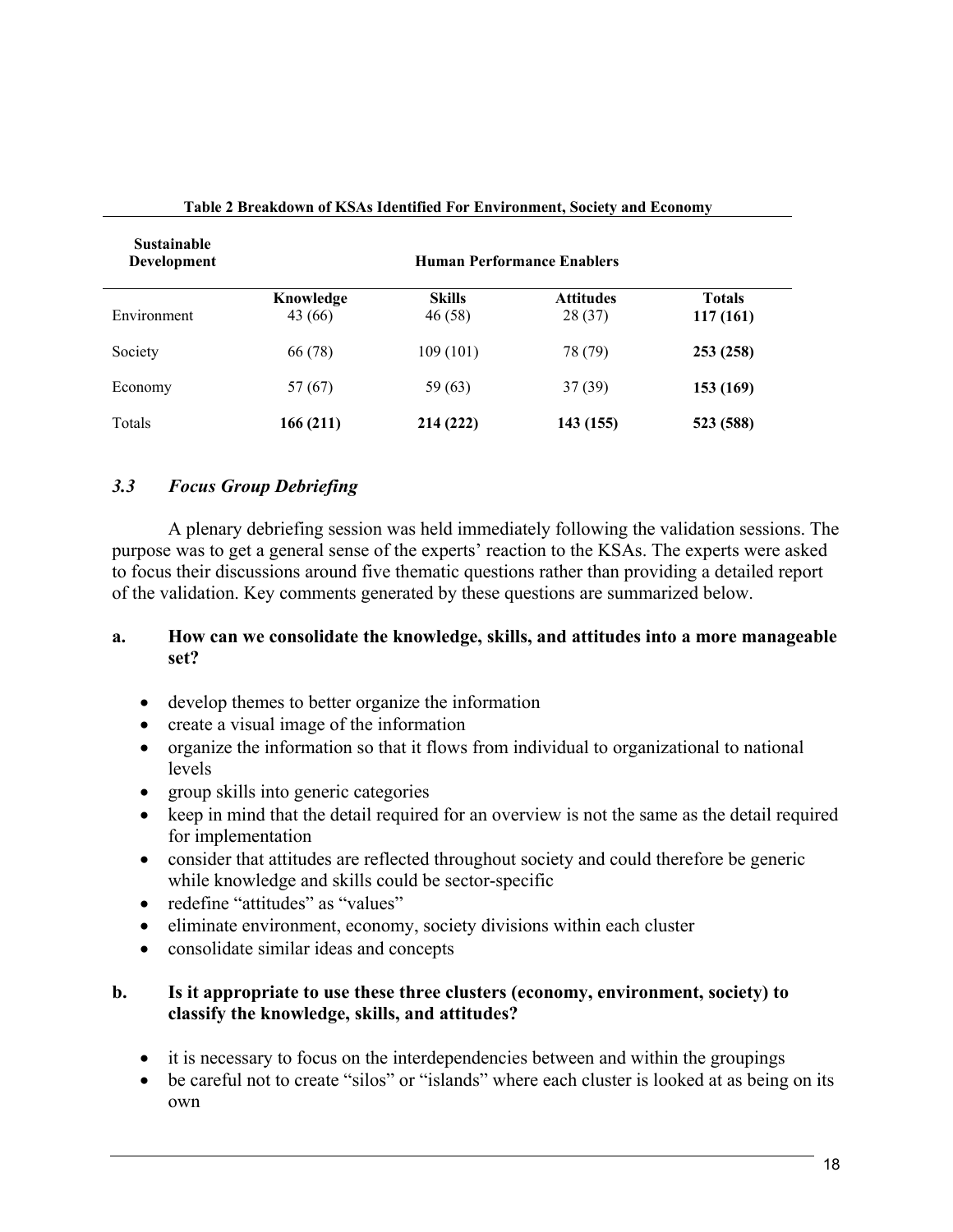**Table 2 Breakdown of KSAs Identified For Environment, Society and Economy**

| Sustainable Development | Human Performance Enablers | | | |
|---|---|---|---|---|
| | **Knowledge** | **Skills** | **Attitudes** | **Totals** |
| Environment | 43 (66) | 46 (58) | 28 (37) | **117 (161)** |
| Society | 66 (78) | 109 (101) | 78 (79) | **253 (258)** |
| Economy | 57 (67) | 59 (63) | 37 (39) | **153 (169)** |
| Totals | **166 (211)** | **214 (222)** | **143 (155)** | **523 (588)** |

### *3.3 Focus Group Debriefing*

A plenary debriefing session was held immediately following the validation sessions. The purpose was to get a general sense of the experts' reaction to the KSAs. The experts were asked to focus their discussions around five thematic questions rather than providing a detailed report of the validation. Key comments generated by these questions are summarized below.

**a. How can we consolidate the knowledge, skills, and attitudes into a more manageable set?**

- develop themes to better organize the information
- create a visual image of the information
- organize the information so that it flows from individual to organizational to national levels
- group skills into generic categories
- keep in mind that the detail required for an overview is not the same as the detail required for implementation
- consider that attitudes are reflected throughout society and could therefore be generic while knowledge and skills could be sector-specific
- redefine "attitudes" as "values"
- eliminate environment, economy, society divisions within each cluster
- consolidate similar ideas and concepts

**b. Is it appropriate to use these three clusters (economy, environment, society) to classify the knowledge, skills, and attitudes?**

- it is necessary to focus on the interdependencies between and within the groupings
- be careful not to create "silos" or "islands" where each cluster is looked at as being on its own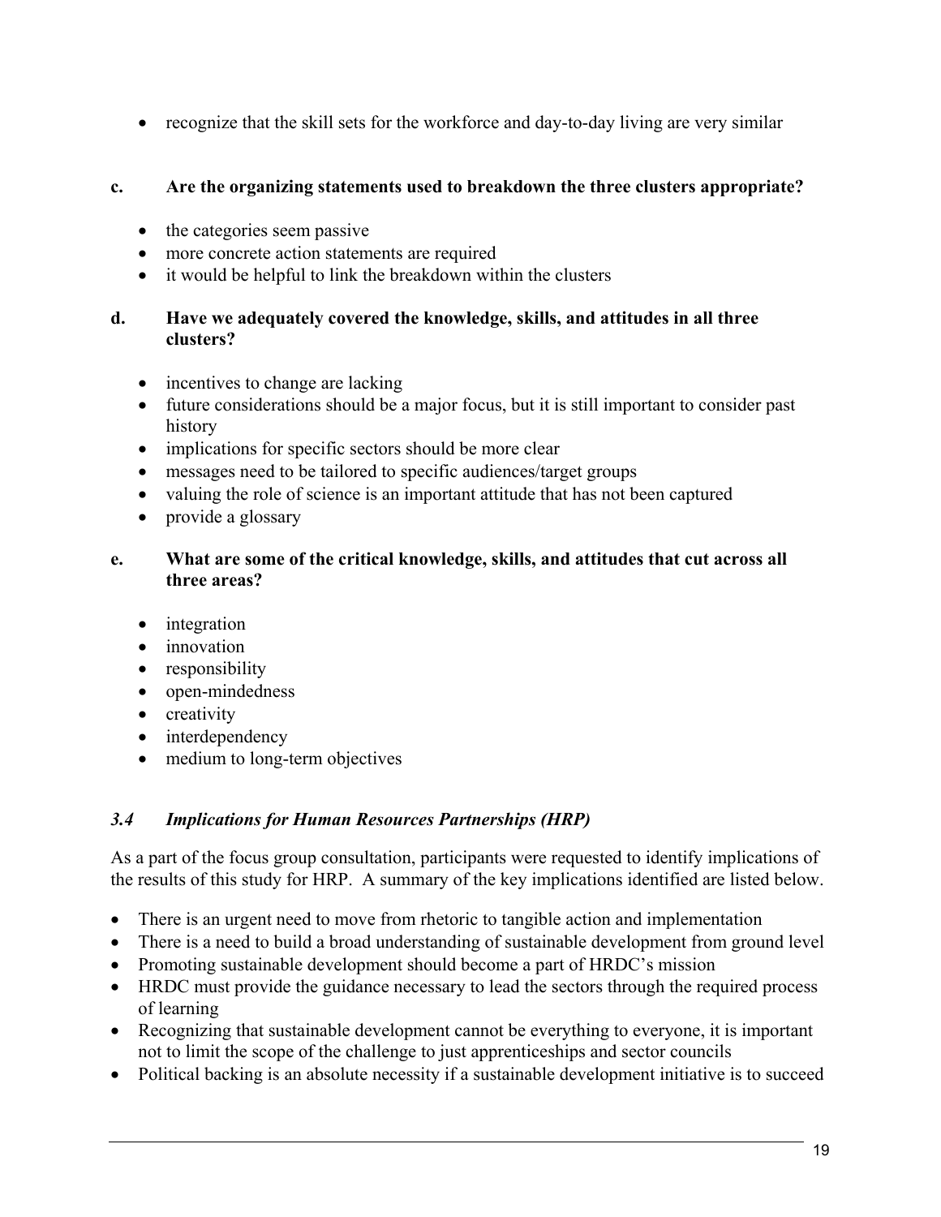- recognize that the skill sets for the workforce and day-to-day living are very similar

**c. Are the organizing statements used to breakdown the three clusters appropriate?**

- the categories seem passive
- more concrete action statements are required
- it would be helpful to link the breakdown within the clusters

**d. Have we adequately covered the knowledge, skills, and attitudes in all three clusters?**

- incentives to change are lacking
- future considerations should be a major focus, but it is still important to consider past history
- implications for specific sectors should be more clear
- messages need to be tailored to specific audiences/target groups
- valuing the role of science is an important attitude that has not been captured
- provide a glossary

**e. What are some of the critical knowledge, skills, and attitudes that cut across all three areas?**

- integration
- innovation
- responsibility
- open-mindedness
- creativity
- interdependency
- medium to long-term objectives

### *3.4 Implications for Human Resources Partnerships (HRP)*

As a part of the focus group consultation, participants were requested to identify implications of the results of this study for HRP. A summary of the key implications identified are listed below.

- There is an urgent need to move from rhetoric to tangible action and implementation
- There is a need to build a broad understanding of sustainable development from ground level
- Promoting sustainable development should become a part of HRDC's mission
- HRDC must provide the guidance necessary to lead the sectors through the required process of learning
- Recognizing that sustainable development cannot be everything to everyone, it is important not to limit the scope of the challenge to just apprenticeships and sector councils
- Political backing is an absolute necessity if a sustainable development initiative is to succeed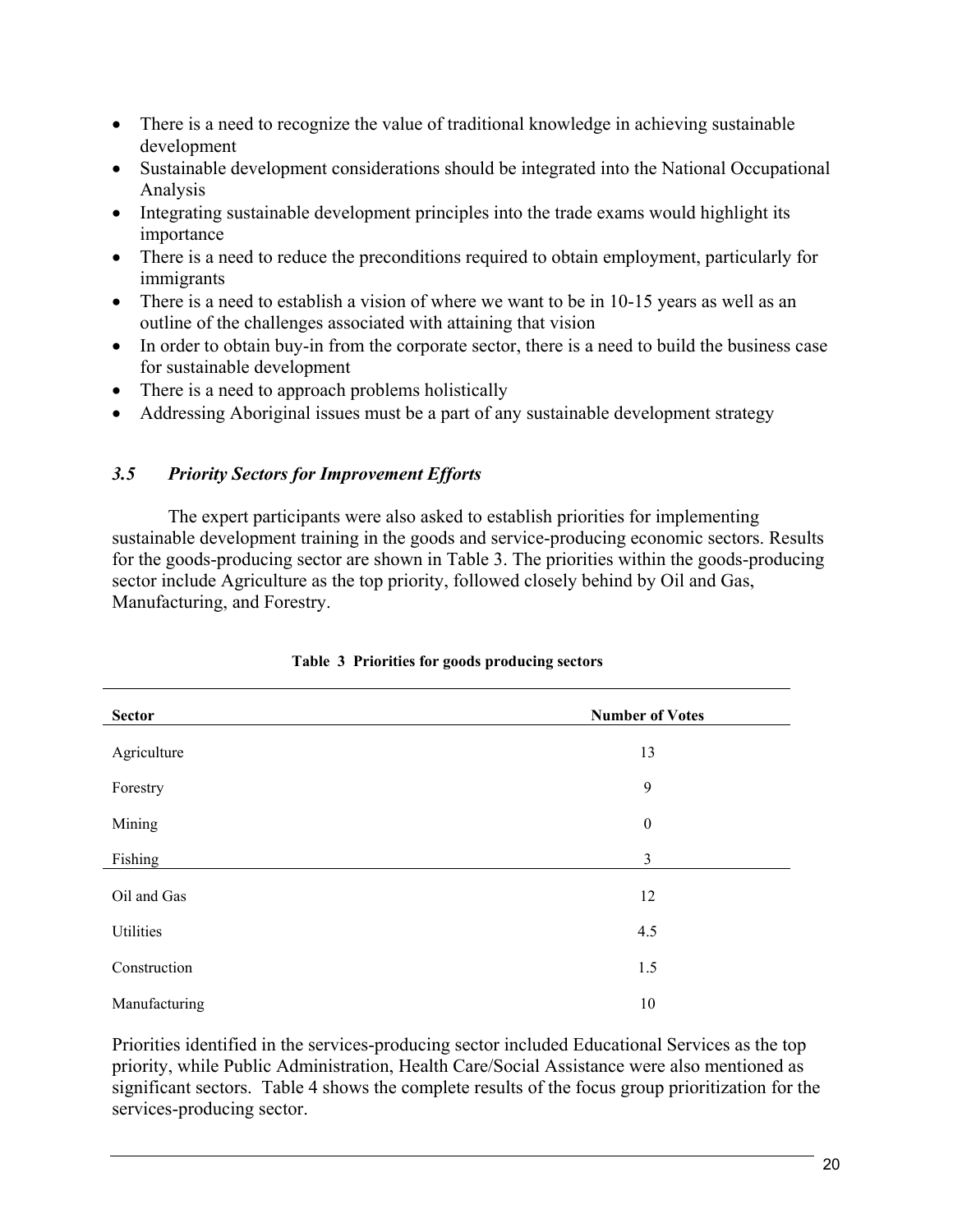- There is a need to recognize the value of traditional knowledge in achieving sustainable development
- Sustainable development considerations should be integrated into the National Occupational Analysis
- Integrating sustainable development principles into the trade exams would highlight its importance
- There is a need to reduce the preconditions required to obtain employment, particularly for immigrants
- There is a need to establish a vision of where we want to be in 10-15 years as well as an outline of the challenges associated with attaining that vision
- In order to obtain buy-in from the corporate sector, there is a need to build the business case for sustainable development
- There is a need to approach problems holistically
- Addressing Aboriginal issues must be a part of any sustainable development strategy

### *3.5 Priority Sectors for Improvement Efforts*

The expert participants were also asked to establish priorities for implementing sustainable development training in the goods and service-producing economic sectors. Results for the goods-producing sector are shown in Table 3. The priorities within the goods-producing sector include Agriculture as the top priority, followed closely behind by Oil and Gas, Manufacturing, and Forestry.

**Table 3 Priorities for goods producing sectors**

| Sector | Number of Votes |
|---|---|
| Agriculture | 13 |
| Forestry | 9 |
| Mining | 0 |
| Fishing | 3 |
| Oil and Gas | 12 |
| Utilities | 4.5 |
| Construction | 1.5 |
| Manufacturing | 10 |

Priorities identified in the services-producing sector included Educational Services as the top priority, while Public Administration, Health Care/Social Assistance were also mentioned as significant sectors. Table 4 shows the complete results of the focus group prioritization for the services-producing sector.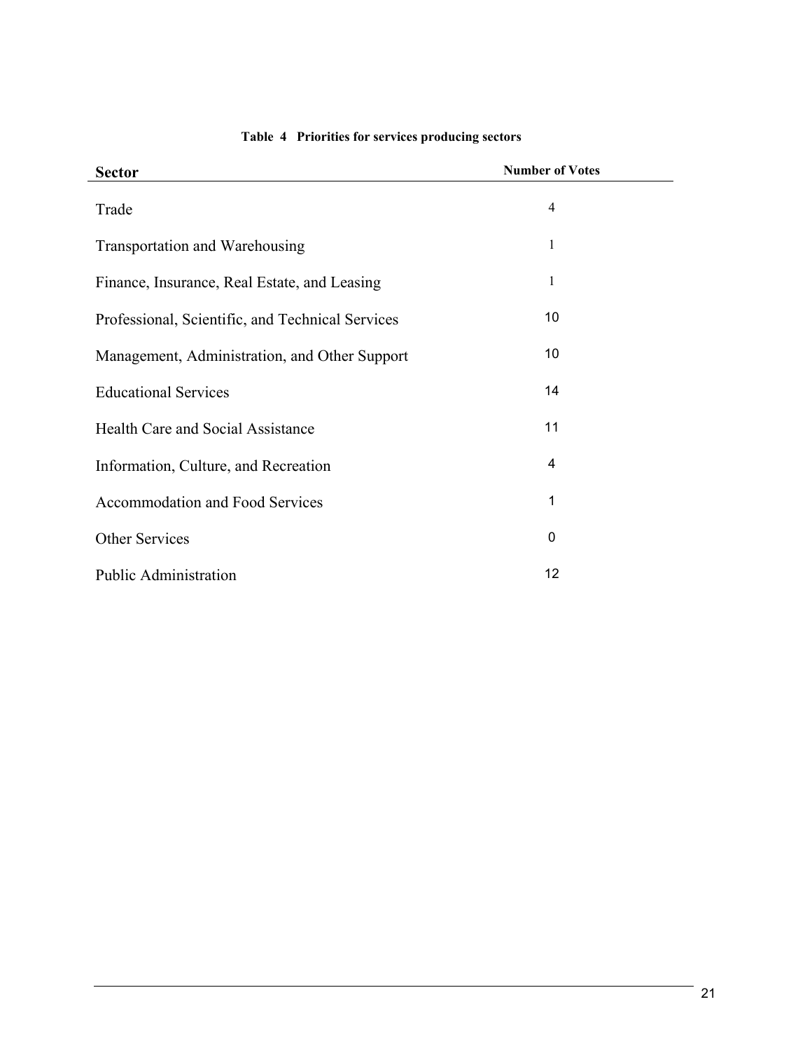**Table 4 Priorities for services producing sectors**

| Sector | Number of Votes |
| --- | --- |
| Trade | 4 |
| Transportation and Warehousing | 1 |
| Finance, Insurance, Real Estate, and Leasing | 1 |
| Professional, Scientific, and Technical Services | 10 |
| Management, Administration, and Other Support | 10 |
| Educational Services | 14 |
| Health Care and Social Assistance | 11 |
| Information, Culture, and Recreation | 4 |
| Accommodation and Food Services | 1 |
| Other Services | 0 |
| Public Administration | 12 |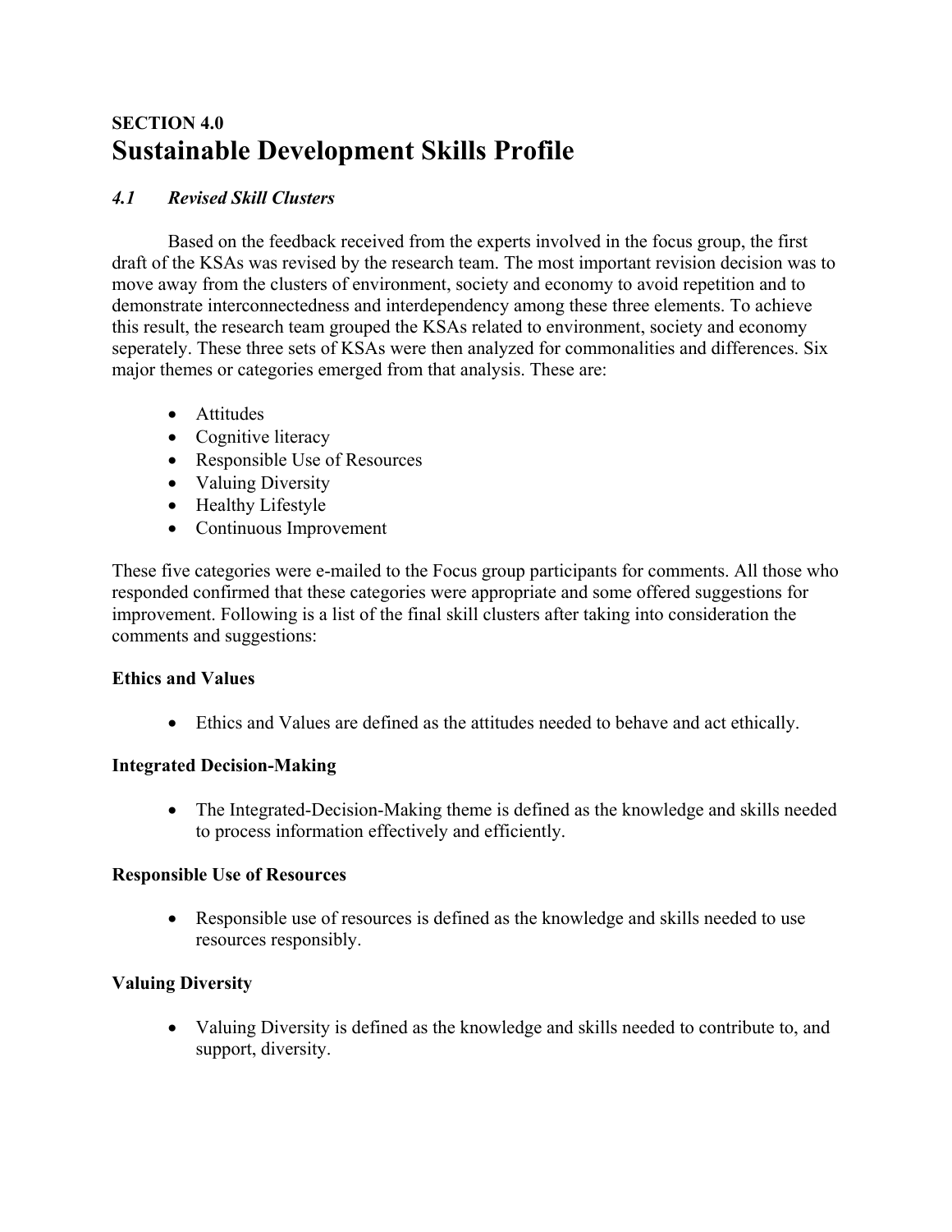# SECTION 4.0
# Sustainable Development Skills Profile

## *4.1 Revised Skill Clusters*

Based on the feedback received from the experts involved in the focus group, the first draft of the KSAs was revised by the research team. The most important revision decision was to move away from the clusters of environment, society and economy to avoid repetition and to demonstrate interconnectedness and interdependency among these three elements. To achieve this result, the research team grouped the KSAs related to environment, society and economy seperately. These three sets of KSAs were then analyzed for commonalities and differences. Six major themes or categories emerged from that analysis. These are:

- Attitudes
- Cognitive literacy
- Responsible Use of Resources
- Valuing Diversity
- Healthy Lifestyle
- Continuous Improvement

These five categories were e-mailed to the Focus group participants for comments. All those who responded confirmed that these categories were appropriate and some offered suggestions for improvement. Following is a list of the final skill clusters after taking into consideration the comments and suggestions:

**Ethics and Values**

- Ethics and Values are defined as the attitudes needed to behave and act ethically.

**Integrated Decision-Making**

- The Integrated-Decision-Making theme is defined as the knowledge and skills needed to process information effectively and efficiently.

**Responsible Use of Resources**

- Responsible use of resources is defined as the knowledge and skills needed to use resources responsibly.

**Valuing Diversity**

- Valuing Diversity is defined as the knowledge and skills needed to contribute to, and support, diversity.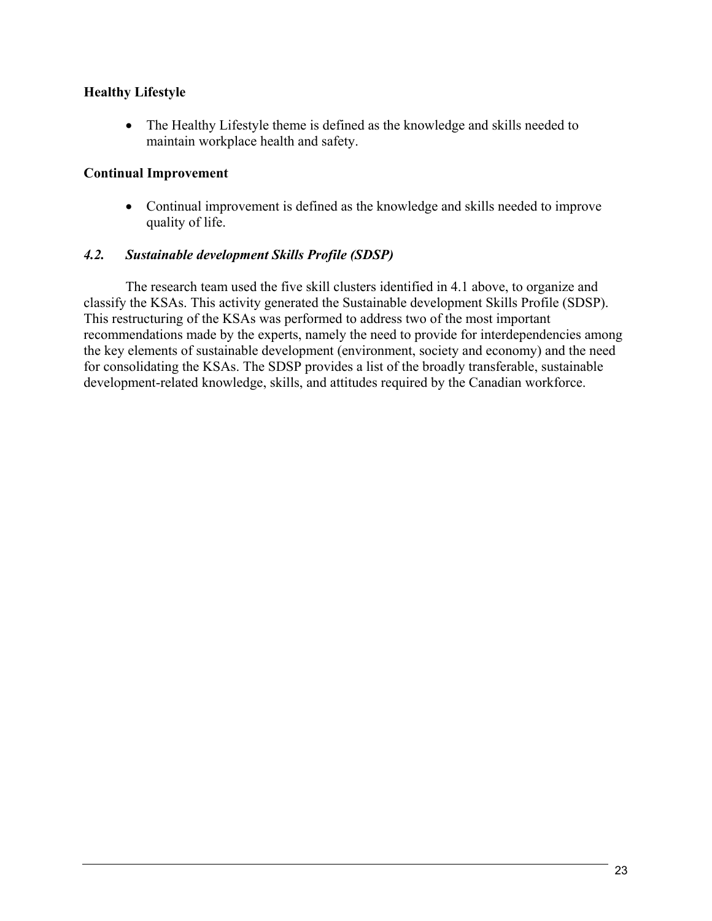**Healthy Lifestyle**

- The Healthy Lifestyle theme is defined as the knowledge and skills needed to maintain workplace health and safety.

**Continual Improvement**

- Continual improvement is defined as the knowledge and skills needed to improve quality of life.

### *4.2. Sustainable development Skills Profile (SDSP)*

The research team used the five skill clusters identified in 4.1 above, to organize and classify the KSAs. This activity generated the Sustainable development Skills Profile (SDSP). This restructuring of the KSAs was performed to address two of the most important recommendations made by the experts, namely the need to provide for interdependencies among the key elements of sustainable development (environment, society and economy) and the need for consolidating the KSAs. The SDSP provides a list of the broadly transferable, sustainable development-related knowledge, skills, and attitudes required by the Canadian workforce.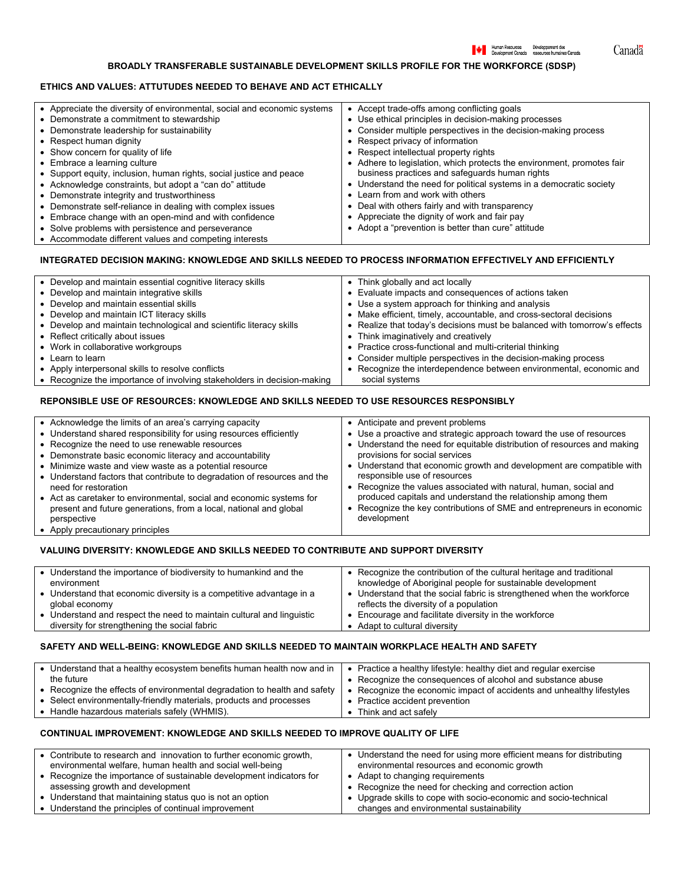## BROADLY TRANSFERABLE SUSTAINABLE DEVELOPMENT SKILLS PROFILE FOR THE WORKFORCE (SDSP)

### ETHICS AND VALUES: ATTUTUDES NEEDED TO BEHAVE AND ACT ETHICALLY

| | |
|---|---|
| • Appreciate the diversity of environmental, social and economic systems<br>• Demonstrate a commitment to stewardship<br>• Demonstrate leadership for sustainability<br>• Respect human dignity<br>• Show concern for quality of life<br>• Embrace a learning culture<br>• Support equity, inclusion, human rights, social justice and peace<br>• Acknowledge constraints, but adopt a "can do" attitude<br>• Demonstrate integrity and trustworthiness<br>• Demonstrate self-reliance in dealing with complex issues<br>• Embrace change with an open-mind and with confidence<br>• Solve problems with persistence and perseverance<br>• Accommodate different values and competing interests | • Accept trade-offs among conflicting goals<br>• Use ethical principles in decision-making processes<br>• Consider multiple perspectives in the decision-making process<br>• Respect privacy of information<br>• Respect intellectual property rights<br>• Adhere to legislation, which protects the environment, promotes fair business practices and safeguards human rights<br>• Understand the need for political systems in a democratic society<br>• Learn from and work with others<br>• Deal with others fairly and with transparency<br>• Appreciate the dignity of work and fair pay<br>• Adopt a "prevention is better than cure" attitude |

### INTEGRATED DECISION MAKING: KNOWLEDGE AND SKILLS NEEDED TO PROCESS INFORMATION EFFECTIVELY AND EFFICIENTLY

| | |
|---|---|
| • Develop and maintain essential cognitive literacy skills<br>• Develop and maintain integrative skills<br>• Develop and maintain essential skills<br>• Develop and maintain ICT literacy skills<br>• Develop and maintain technological and scientific literacy skills<br>• Reflect critically about issues<br>• Work in collaborative workgroups<br>• Learn to learn<br>• Apply interpersonal skills to resolve conflicts<br>• Recognize the importance of involving stakeholders in decision-making | • Think globally and act locally<br>• Evaluate impacts and consequences of actions taken<br>• Use a system approach for thinking and analysis<br>• Make efficient, timely, accountable, and cross-sectoral decisions<br>• Realize that today's decisions must be balanced with tomorrow's effects<br>• Think imaginatively and creatively<br>• Practice cross-functional and multi-criterial thinking<br>• Consider multiple perspectives in the decision-making process<br>• Recognize the interdependence between environmental, economic and social systems |

### REPONSIBLE USE OF RESOURCES: KNOWLEDGE AND SKILLS NEEDED TO USE RESOURCES RESPONSIBLY

| | |
|---|---|
| • Acknowledge the limits of an area's carrying capacity<br>• Understand shared responsibility for using resources efficiently<br>• Recognize the need to use renewable resources<br>• Demonstrate basic economic literacy and accountability<br>• Minimize waste and view waste as a potential resource<br>• Understand factors that contribute to degradation of resources and the need for restoration<br>• Act as caretaker to environmental, social and economic systems for present and future generations, from a local, national and global perspective<br>• Apply precautionary principles | • Anticipate and prevent problems<br>• Use a proactive and strategic approach toward the use of resources<br>• Understand the need for equitable distribution of resources and making provisions for social services<br>• Understand that economic growth and development are compatible with responsible use of resources<br>• Recognize the values associated with natural, human, social and produced capitals and understand the relationship among them<br>• Recognize the key contributions of SME and entrepreneurs in economic development |

### VALUING DIVERSITY: KNOWLEDGE AND SKILLS NEEDED TO CONTRIBUTE AND SUPPORT DIVERSITY

| | |
|---|---|
| • Understand the importance of biodiversity to humankind and the environment<br>• Understand that economic diversity is a competitive advantage in a global economy<br>• Understand and respect the need to maintain cultural and linguistic diversity for strengthening the social fabric | • Recognize the contribution of the cultural heritage and traditional knowledge of Aboriginal people for sustainable development<br>• Understand that the social fabric is strengthened when the workforce reflects the diversity of a population<br>• Encourage and facilitate diversity in the workforce<br>• Adapt to cultural diversity |

### SAFETY AND WELL-BEING: KNOWLEDGE AND SKILLS NEEDED TO MAINTAIN WORKPLACE HEALTH AND SAFETY

| | |
|---|---|
| • Understand that a healthy ecosystem benefits human health now and in the future<br>• Recognize the effects of environmental degradation to health and safety<br>• Select environmentally-friendly materials, products and processes<br>• Handle hazardous materials safely (WHMIS). | • Practice a healthy lifestyle: healthy diet and regular exercise<br>• Recognize the consequences of alcohol and substance abuse<br>• Recognize the economic impact of accidents and unhealthy lifestyles<br>• Practice accident prevention<br>• Think and act safely |

### CONTINUAL IMPROVEMENT: KNOWLEDGE AND SKILLS NEEDED TO IMPROVE QUALITY OF LIFE

| | |
|---|---|
| • Contribute to research and innovation to further economic growth, environmental welfare, human health and social well-being<br>• Recognize the importance of sustainable development indicators for assessing growth and development<br>• Understand that maintaining status quo is not an option<br>• Understand the principles of continual improvement | • Understand the need for using more efficient means for distributing environmental resources and economic growth<br>• Adapt to changing requirements<br>• Recognize the need for checking and correction action<br>• Upgrade skills to cope with socio-economic and socio-technical changes and environmental sustainability |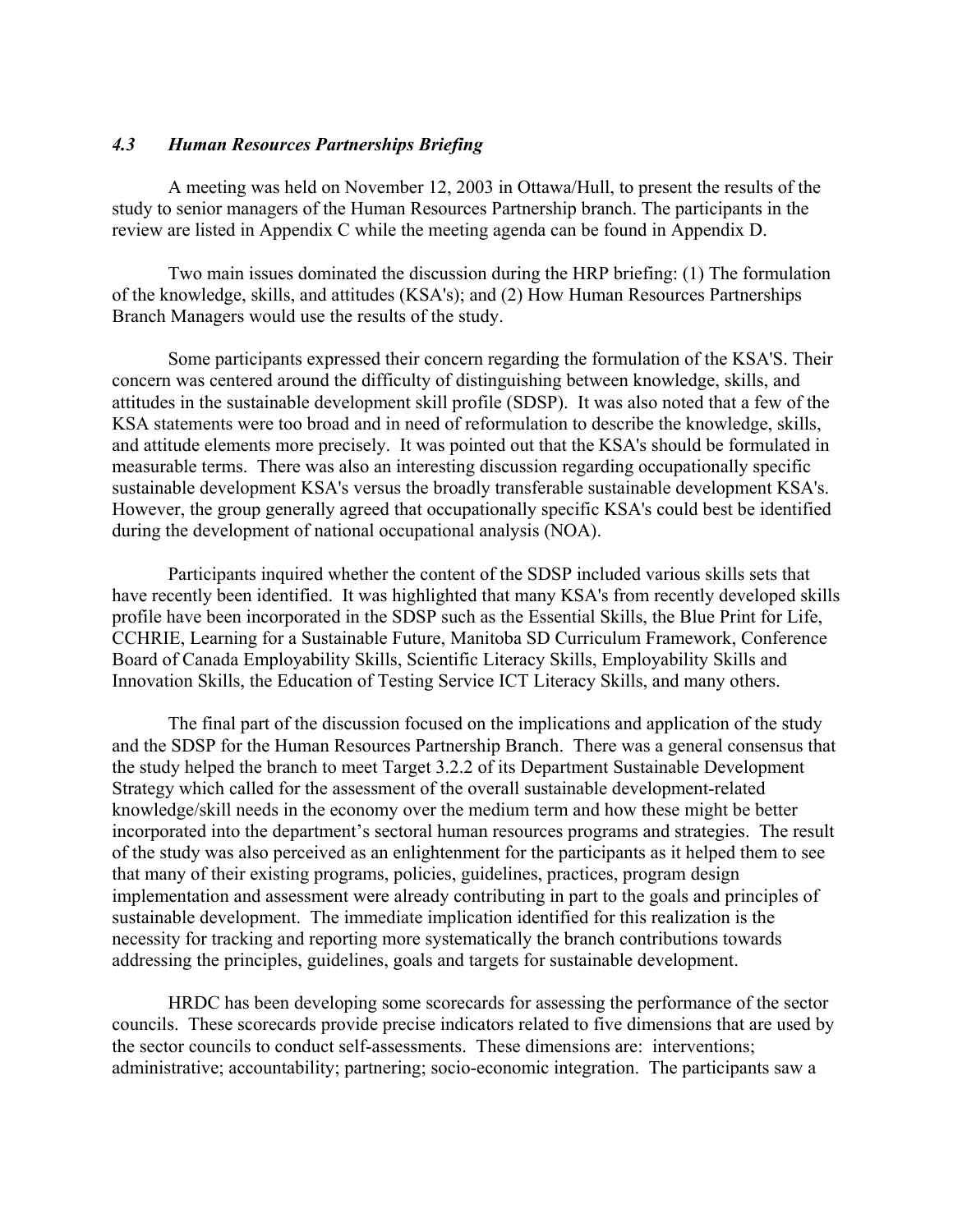### *4.3 Human Resources Partnerships Briefing*

A meeting was held on November 12, 2003 in Ottawa/Hull, to present the results of the study to senior managers of the Human Resources Partnership branch. The participants in the review are listed in Appendix C while the meeting agenda can be found in Appendix D.

Two main issues dominated the discussion during the HRP briefing: (1) The formulation of the knowledge, skills, and attitudes (KSA's); and (2) How Human Resources Partnerships Branch Managers would use the results of the study.

Some participants expressed their concern regarding the formulation of the KSA'S. Their concern was centered around the difficulty of distinguishing between knowledge, skills, and attitudes in the sustainable development skill profile (SDSP). It was also noted that a few of the KSA statements were too broad and in need of reformulation to describe the knowledge, skills, and attitude elements more precisely. It was pointed out that the KSA's should be formulated in measurable terms. There was also an interesting discussion regarding occupationally specific sustainable development KSA's versus the broadly transferable sustainable development KSA's. However, the group generally agreed that occupationally specific KSA's could best be identified during the development of national occupational analysis (NOA).

Participants inquired whether the content of the SDSP included various skills sets that have recently been identified. It was highlighted that many KSA's from recently developed skills profile have been incorporated in the SDSP such as the Essential Skills, the Blue Print for Life, CCHRIE, Learning for a Sustainable Future, Manitoba SD Curriculum Framework, Conference Board of Canada Employability Skills, Scientific Literacy Skills, Employability Skills and Innovation Skills, the Education of Testing Service ICT Literacy Skills, and many others.

The final part of the discussion focused on the implications and application of the study and the SDSP for the Human Resources Partnership Branch. There was a general consensus that the study helped the branch to meet Target 3.2.2 of its Department Sustainable Development Strategy which called for the assessment of the overall sustainable development-related knowledge/skill needs in the economy over the medium term and how these might be better incorporated into the department's sectoral human resources programs and strategies. The result of the study was also perceived as an enlightenment for the participants as it helped them to see that many of their existing programs, policies, guidelines, practices, program design implementation and assessment were already contributing in part to the goals and principles of sustainable development. The immediate implication identified for this realization is the necessity for tracking and reporting more systematically the branch contributions towards addressing the principles, guidelines, goals and targets for sustainable development.

HRDC has been developing some scorecards for assessing the performance of the sector councils. These scorecards provide precise indicators related to five dimensions that are used by the sector councils to conduct self-assessments. These dimensions are: interventions; administrative; accountability; partnering; socio-economic integration. The participants saw a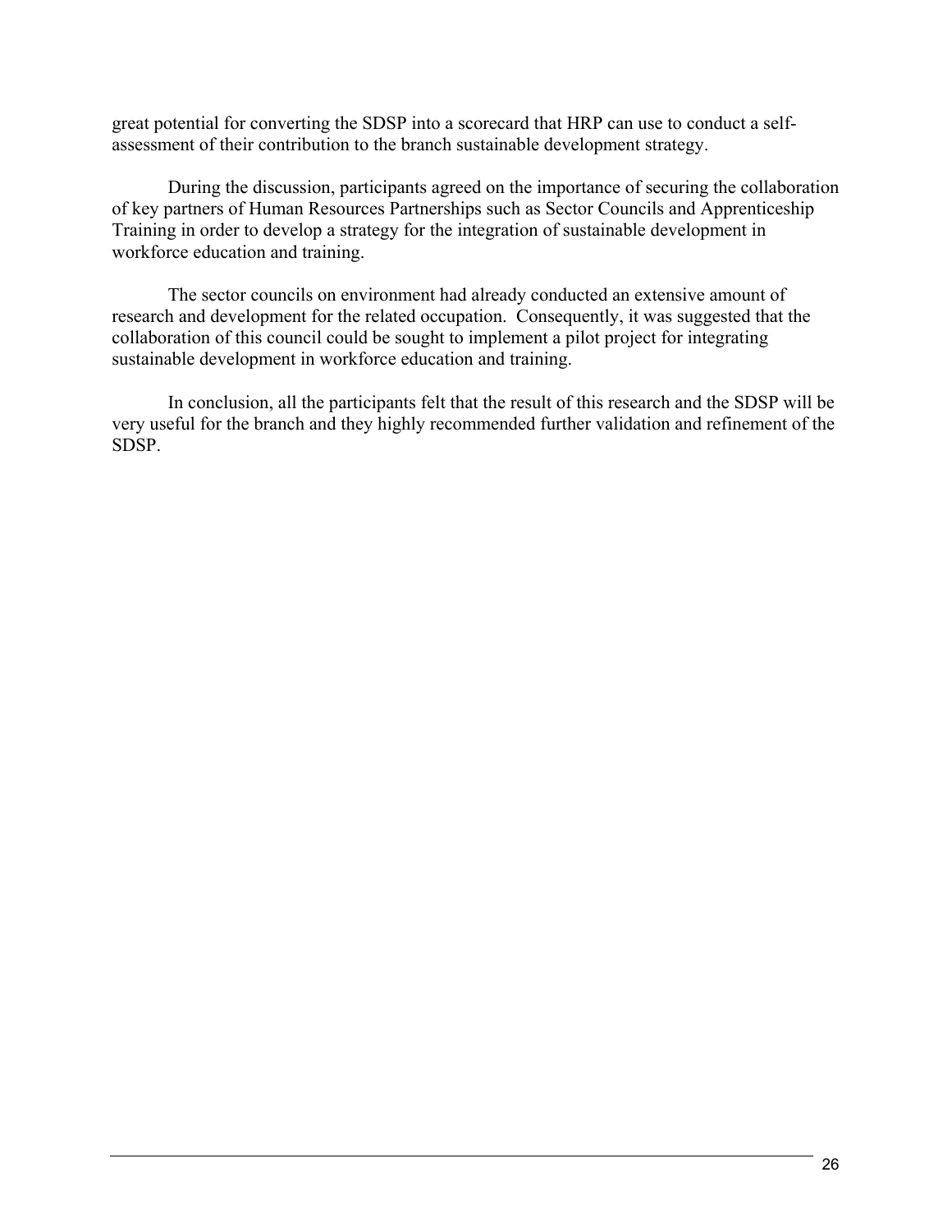great potential for converting the SDSP into a scorecard that HRP can use to conduct a self-assessment of their contribution to the branch sustainable development strategy.

During the discussion, participants agreed on the importance of securing the collaboration of key partners of Human Resources Partnerships such as Sector Councils and Apprenticeship Training in order to develop a strategy for the integration of sustainable development in workforce education and training.

The sector councils on environment had already conducted an extensive amount of research and development for the related occupation. Consequently, it was suggested that the collaboration of this council could be sought to implement a pilot project for integrating sustainable development in workforce education and training.

In conclusion, all the participants felt that the result of this research and the SDSP will be very useful for the branch and they highly recommended further validation and refinement of the SDSP.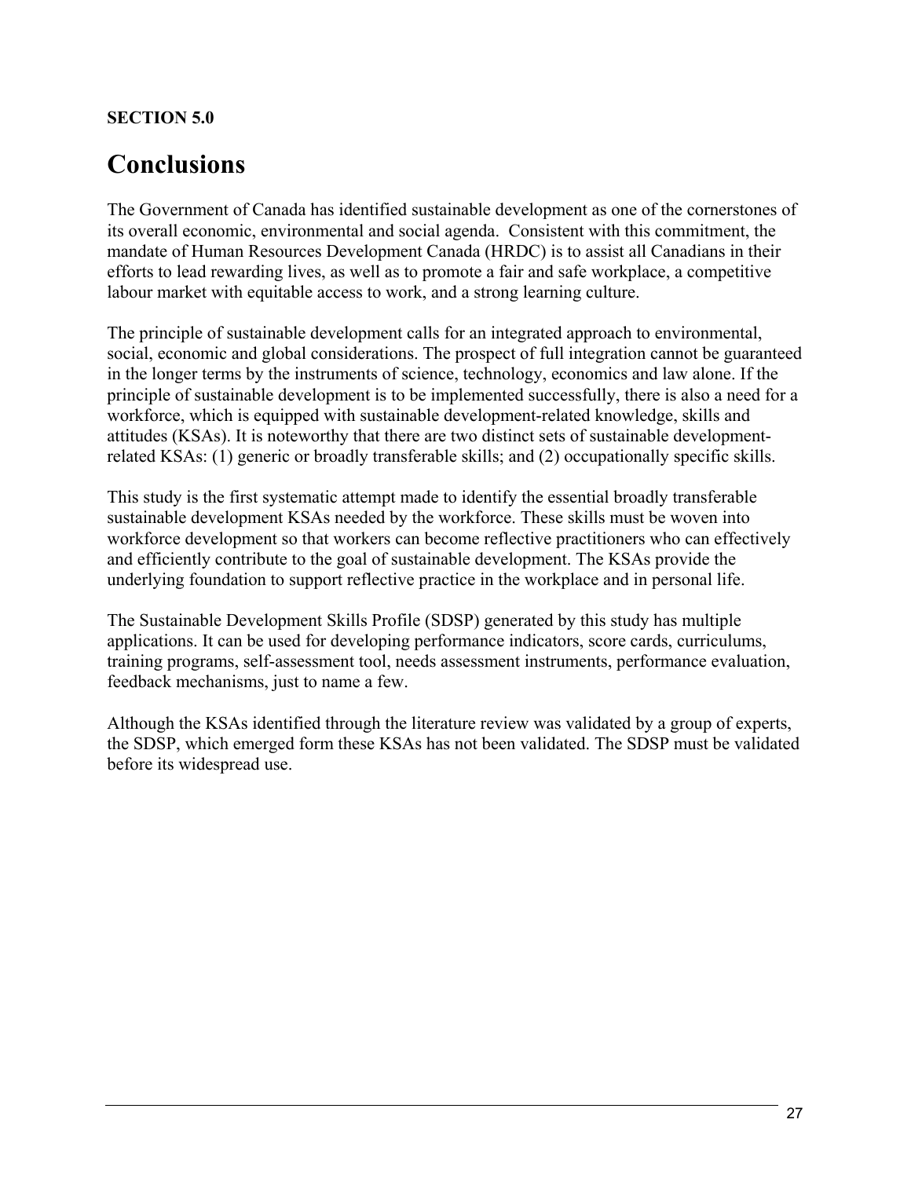**SECTION 5.0**

# Conclusions

The Government of Canada has identified sustainable development as one of the cornerstones of its overall economic, environmental and social agenda. Consistent with this commitment, the mandate of Human Resources Development Canada (HRDC) is to assist all Canadians in their efforts to lead rewarding lives, as well as to promote a fair and safe workplace, a competitive labour market with equitable access to work, and a strong learning culture.

The principle of sustainable development calls for an integrated approach to environmental, social, economic and global considerations. The prospect of full integration cannot be guaranteed in the longer terms by the instruments of science, technology, economics and law alone. If the principle of sustainable development is to be implemented successfully, there is also a need for a workforce, which is equipped with sustainable development-related knowledge, skills and attitudes (KSAs). It is noteworthy that there are two distinct sets of sustainable development-related KSAs: (1) generic or broadly transferable skills; and (2) occupationally specific skills.

This study is the first systematic attempt made to identify the essential broadly transferable sustainable development KSAs needed by the workforce. These skills must be woven into workforce development so that workers can become reflective practitioners who can effectively and efficiently contribute to the goal of sustainable development. The KSAs provide the underlying foundation to support reflective practice in the workplace and in personal life.

The Sustainable Development Skills Profile (SDSP) generated by this study has multiple applications. It can be used for developing performance indicators, score cards, curriculums, training programs, self-assessment tool, needs assessment instruments, performance evaluation, feedback mechanisms, just to name a few.

Although the KSAs identified through the literature review was validated by a group of experts, the SDSP, which emerged form these KSAs has not been validated. The SDSP must be validated before its widespread use.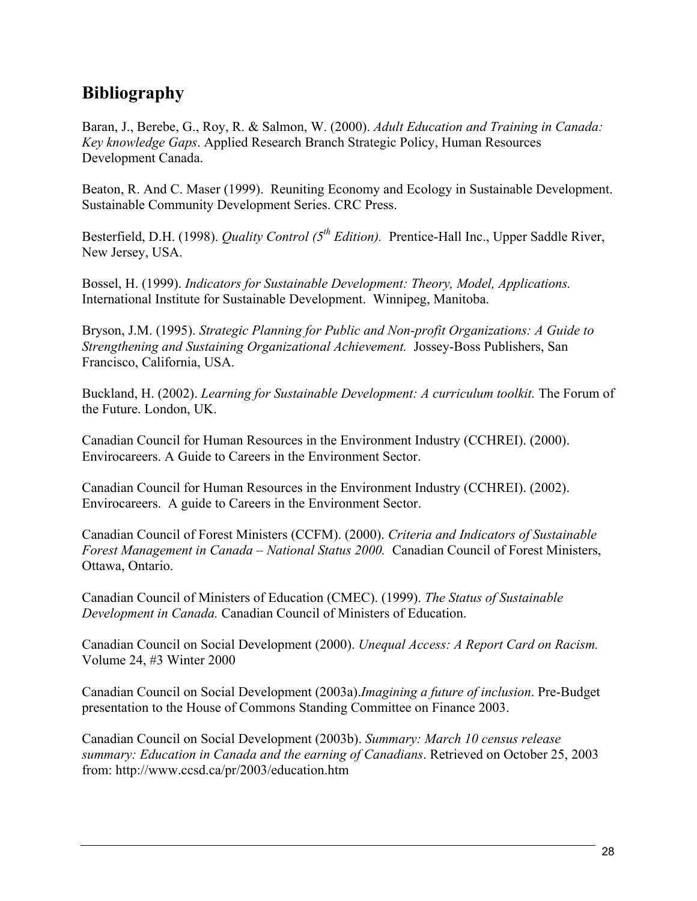## Bibliography

Baran, J., Berebe, G., Roy, R. & Salmon, W. (2000). *Adult Education and Training in Canada: Key knowledge Gaps*. Applied Research Branch Strategic Policy, Human Resources Development Canada.

Beaton, R. And C. Maser (1999). Reuniting Economy and Ecology in Sustainable Development. Sustainable Community Development Series. CRC Press.

Besterfield, D.H. (1998). *Quality Control (5th Edition).* Prentice-Hall Inc., Upper Saddle River, New Jersey, USA.

Bossel, H. (1999). *Indicators for Sustainable Development: Theory, Model, Applications.* International Institute for Sustainable Development. Winnipeg, Manitoba.

Bryson, J.M. (1995). *Strategic Planning for Public and Non-profit Organizations: A Guide to Strengthening and Sustaining Organizational Achievement.* Jossey-Boss Publishers, San Francisco, California, USA.

Buckland, H. (2002). *Learning for Sustainable Development: A curriculum toolkit.* The Forum of the Future. London, UK.

Canadian Council for Human Resources in the Environment Industry (CCHREI). (2000). Envirocareers. A Guide to Careers in the Environment Sector.

Canadian Council for Human Resources in the Environment Industry (CCHREI). (2002). Envirocareers. A guide to Careers in the Environment Sector.

Canadian Council of Forest Ministers (CCFM). (2000). *Criteria and Indicators of Sustainable Forest Management in Canada – National Status 2000.* Canadian Council of Forest Ministers, Ottawa, Ontario.

Canadian Council of Ministers of Education (CMEC). (1999). *The Status of Sustainable Development in Canada.* Canadian Council of Ministers of Education.

Canadian Council on Social Development (2000). *Unequal Access: A Report Card on Racism.* Volume 24, #3 Winter 2000

Canadian Council on Social Development (2003a).*Imagining a future of inclusion*. Pre-Budget presentation to the House of Commons Standing Committee on Finance 2003.

Canadian Council on Social Development (2003b). *Summary: March 10 census release summary: Education in Canada and the earning of Canadians*. Retrieved on October 25, 2003 from: http://www.ccsd.ca/pr/2003/education.htm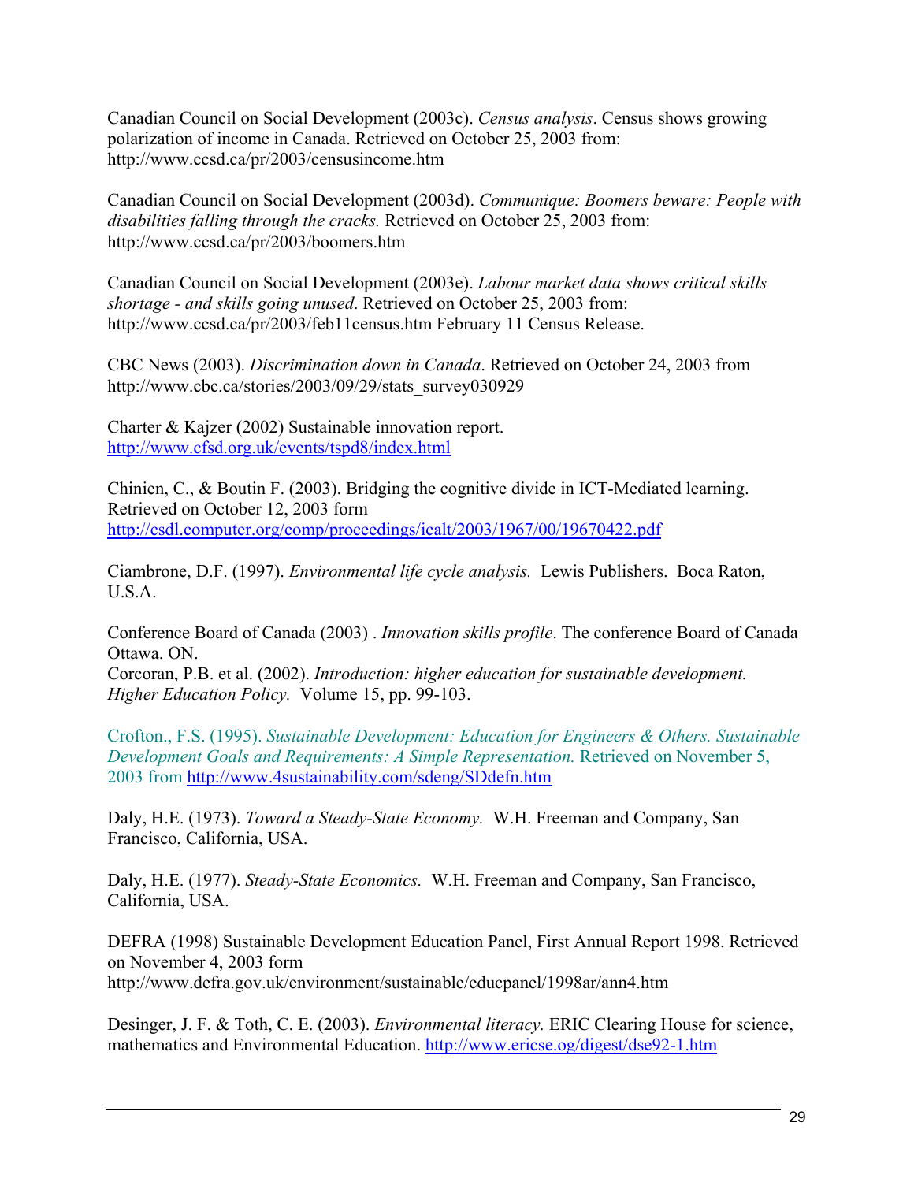Canadian Council on Social Development (2003c). *Census analysis*. Census shows growing polarization of income in Canada. Retrieved on October 25, 2003 from: http://www.ccsd.ca/pr/2003/censusincome.htm

Canadian Council on Social Development (2003d). *Communique: Boomers beware: People with disabilities falling through the cracks.* Retrieved on October 25, 2003 from: http://www.ccsd.ca/pr/2003/boomers.htm

Canadian Council on Social Development (2003e). *Labour market data shows critical skills shortage - and skills going unused*. Retrieved on October 25, 2003 from: http://www.ccsd.ca/pr/2003/feb11census.htm February 11 Census Release.

CBC News (2003). *Discrimination down in Canada*. Retrieved on October 24, 2003 from http://www.cbc.ca/stories/2003/09/29/stats_survey030929

Charter & Kajzer (2002) Sustainable innovation report. http://www.cfsd.org.uk/events/tspd8/index.html

Chinien, C., & Boutin F. (2003). Bridging the cognitive divide in ICT-Mediated learning. Retrieved on October 12, 2003 form http://csdl.computer.org/comp/proceedings/icalt/2003/1967/00/19670422.pdf

Ciambrone, D.F. (1997). *Environmental life cycle analysis.* Lewis Publishers. Boca Raton, U.S.A.

Conference Board of Canada (2003) . *Innovation skills profile*. The conference Board of Canada Ottawa. ON.
Corcoran, P.B. et al. (2002). *Introduction: higher education for sustainable development. Higher Education Policy.* Volume 15, pp. 99-103.

Crofton., F.S. (1995). *Sustainable Development: Education for Engineers & Others. Sustainable Development Goals and Requirements: A Simple Representation.* Retrieved on November 5, 2003 from http://www.4sustainability.com/sdeng/SDdefn.htm

Daly, H.E. (1973). *Toward a Steady-State Economy.* W.H. Freeman and Company, San Francisco, California, USA.

Daly, H.E. (1977). *Steady-State Economics.* W.H. Freeman and Company, San Francisco, California, USA.

DEFRA (1998) Sustainable Development Education Panel, First Annual Report 1998. Retrieved on November 4, 2003 form http://www.defra.gov.uk/environment/sustainable/educpanel/1998ar/ann4.htm

Desinger, J. F. & Toth, C. E. (2003). *Environmental literacy.* ERIC Clearing House for science, mathematics and Environmental Education. http://www.ericse.og/digest/dse92-1.htm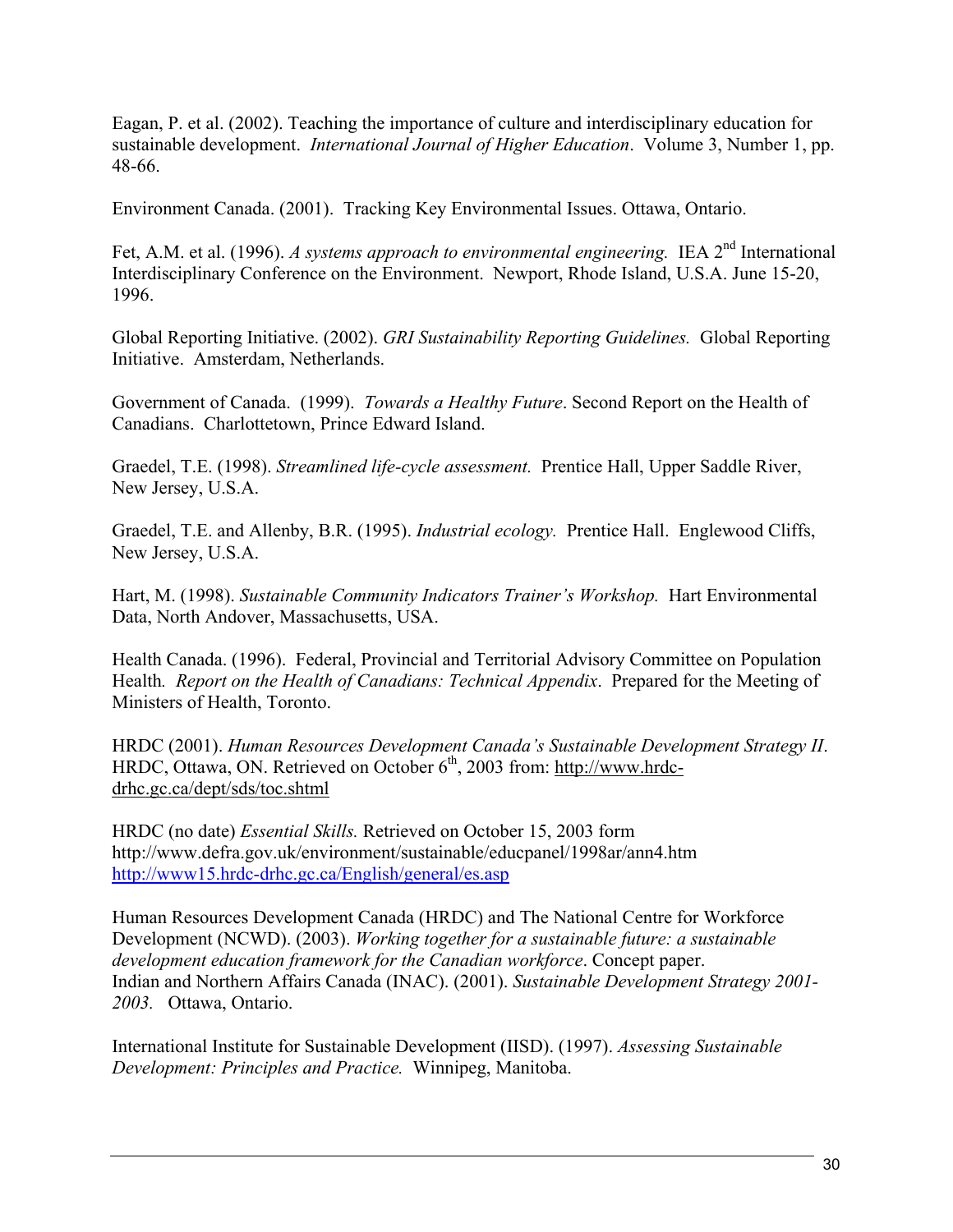Eagan, P. et al. (2002). Teaching the importance of culture and interdisciplinary education for sustainable development. *International Journal of Higher Education*. Volume 3, Number 1, pp. 48-66.

Environment Canada. (2001). Tracking Key Environmental Issues. Ottawa, Ontario.

Fet, A.M. et al. (1996). *A systems approach to environmental engineering.* IEA 2nd International Interdisciplinary Conference on the Environment. Newport, Rhode Island, U.S.A. June 15-20, 1996.

Global Reporting Initiative. (2002). *GRI Sustainability Reporting Guidelines.* Global Reporting Initiative. Amsterdam, Netherlands.

Government of Canada. (1999). *Towards a Healthy Future*. Second Report on the Health of Canadians. Charlottetown, Prince Edward Island.

Graedel, T.E. (1998). *Streamlined life-cycle assessment.* Prentice Hall, Upper Saddle River, New Jersey, U.S.A.

Graedel, T.E. and Allenby, B.R. (1995). *Industrial ecology.* Prentice Hall. Englewood Cliffs, New Jersey, U.S.A.

Hart, M. (1998). *Sustainable Community Indicators Trainer's Workshop.* Hart Environmental Data, North Andover, Massachusetts, USA.

Health Canada. (1996). Federal, Provincial and Territorial Advisory Committee on Population Health*. Report on the Health of Canadians: Technical Appendix*. Prepared for the Meeting of Ministers of Health, Toronto.

HRDC (2001). *Human Resources Development Canada's Sustainable Development Strategy II*. HRDC, Ottawa, ON. Retrieved on October 6th, 2003 from: http://www.hrdc-drhc.gc.ca/dept/sds/toc.shtml

HRDC (no date) *Essential Skills.* Retrieved on October 15, 2003 form http://www.defra.gov.uk/environment/sustainable/educpanel/1998ar/ann4.htm http://www15.hrdc-drhc.gc.ca/English/general/es.asp

Human Resources Development Canada (HRDC) and The National Centre for Workforce Development (NCWD). (2003). *Working together for a sustainable future: a sustainable development education framework for the Canadian workforce*. Concept paper.
Indian and Northern Affairs Canada (INAC). (2001). *Sustainable Development Strategy 2001-2003.* Ottawa, Ontario.

International Institute for Sustainable Development (IISD). (1997). *Assessing Sustainable Development: Principles and Practice.* Winnipeg, Manitoba.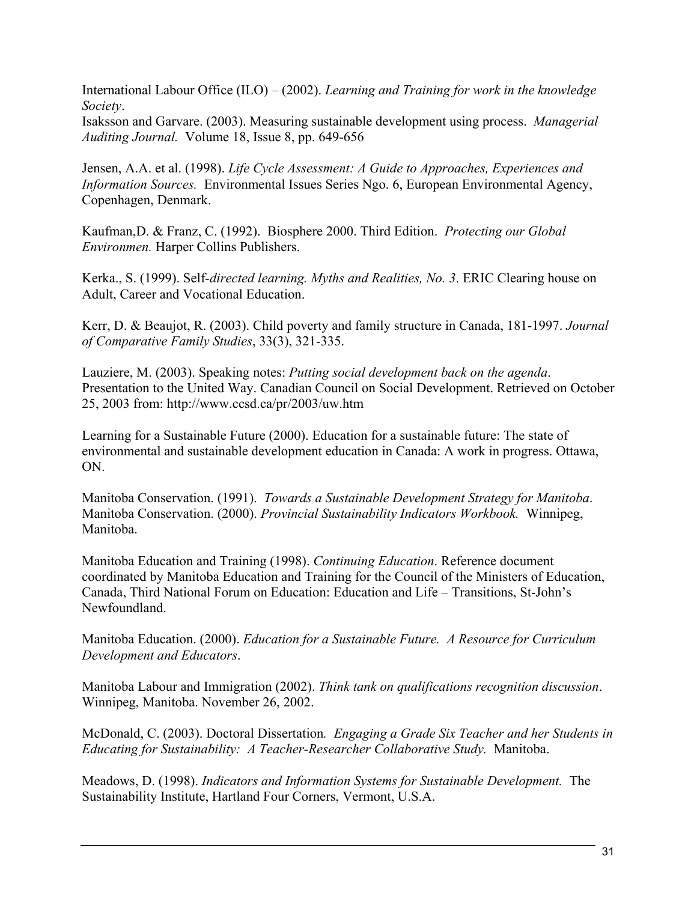International Labour Office (ILO) – (2002). *Learning and Training for work in the knowledge Society*.
Isaksson and Garvare. (2003). Measuring sustainable development using process. *Managerial Auditing Journal.* Volume 18, Issue 8, pp. 649-656

Jensen, A.A. et al. (1998). *Life Cycle Assessment: A Guide to Approaches, Experiences and Information Sources.* Environmental Issues Series Ngo. 6, European Environmental Agency, Copenhagen, Denmark.

Kaufman,D. & Franz, C. (1992). Biosphere 2000. Third Edition. *Protecting our Global Environmen.* Harper Collins Publishers.

Kerka., S. (1999). Self-*directed learning. Myths and Realities, No. 3*. ERIC Clearing house on Adult, Career and Vocational Education.

Kerr, D. & Beaujot, R. (2003). Child poverty and family structure in Canada, 181-1997. *Journal of Comparative Family Studies*, 33(3), 321-335.

Lauziere, M. (2003). Speaking notes: *Putting social development back on the agenda*. Presentation to the United Way. Canadian Council on Social Development. Retrieved on October 25, 2003 from: http://www.ccsd.ca/pr/2003/uw.htm

Learning for a Sustainable Future (2000). Education for a sustainable future: The state of environmental and sustainable development education in Canada: A work in progress. Ottawa, ON.

Manitoba Conservation. (1991). *Towards a Sustainable Development Strategy for Manitoba*.
Manitoba Conservation. (2000). *Provincial Sustainability Indicators Workbook.* Winnipeg, Manitoba.

Manitoba Education and Training (1998). *Continuing Education*. Reference document coordinated by Manitoba Education and Training for the Council of the Ministers of Education, Canada, Third National Forum on Education: Education and Life – Transitions, St-John's Newfoundland.

Manitoba Education. (2000). *Education for a Sustainable Future. A Resource for Curriculum Development and Educators*.

Manitoba Labour and Immigration (2002). *Think tank on qualifications recognition discussion*. Winnipeg, Manitoba. November 26, 2002.

McDonald, C. (2003). Doctoral Dissertation*. Engaging a Grade Six Teacher and her Students in Educating for Sustainability: A Teacher-Researcher Collaborative Study.* Manitoba.

Meadows, D. (1998). *Indicators and Information Systems for Sustainable Development.* The Sustainability Institute, Hartland Four Corners, Vermont, U.S.A.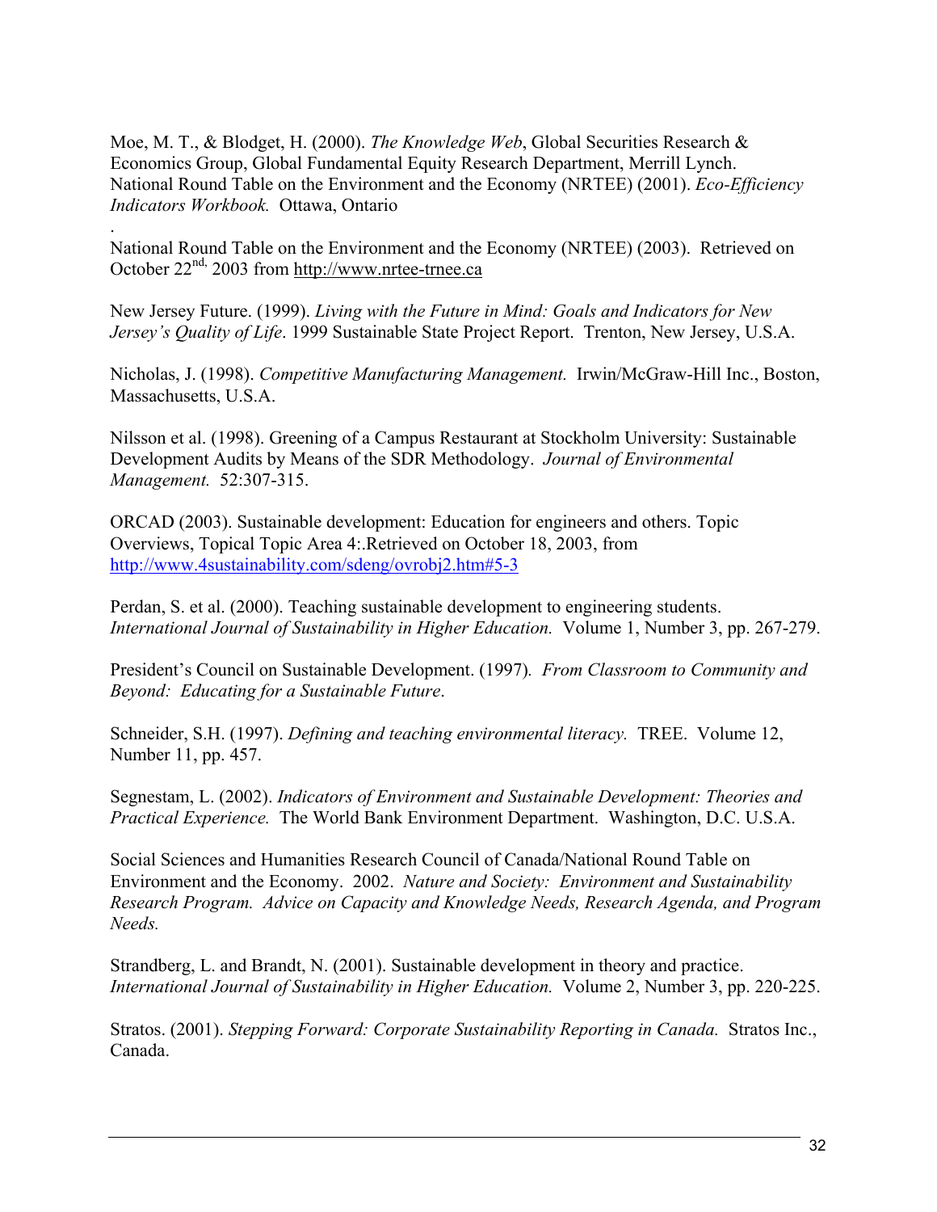Moe, M. T., & Blodget, H. (2000). *The Knowledge Web*, Global Securities Research & Economics Group, Global Fundamental Equity Research Department, Merrill Lynch.
National Round Table on the Environment and the Economy (NRTEE) (2001). *Eco-Efficiency Indicators Workbook.* Ottawa, Ontario

.
National Round Table on the Environment and the Economy (NRTEE) (2003). Retrieved on October 22nd, 2003 from http://www.nrtee-trnee.ca

New Jersey Future. (1999). *Living with the Future in Mind: Goals and Indicators for New Jersey's Quality of Life*. 1999 Sustainable State Project Report. Trenton, New Jersey, U.S.A.

Nicholas, J. (1998). *Competitive Manufacturing Management.* Irwin/McGraw-Hill Inc., Boston, Massachusetts, U.S.A.

Nilsson et al. (1998). Greening of a Campus Restaurant at Stockholm University: Sustainable Development Audits by Means of the SDR Methodology. *Journal of Environmental Management.* 52:307-315.

ORCAD (2003). Sustainable development: Education for engineers and others. Topic Overviews, Topical Topic Area 4:.Retrieved on October 18, 2003, from http://www.4sustainability.com/sdeng/ovrobj2.htm#5-3

Perdan, S. et al. (2000). Teaching sustainable development to engineering students. *International Journal of Sustainability in Higher Education.* Volume 1, Number 3, pp. 267-279.

President's Council on Sustainable Development. (1997). *From Classroom to Community and Beyond: Educating for a Sustainable Future*.

Schneider, S.H. (1997). *Defining and teaching environmental literacy.* TREE. Volume 12, Number 11, pp. 457.

Segnestam, L. (2002). *Indicators of Environment and Sustainable Development: Theories and Practical Experience.* The World Bank Environment Department. Washington, D.C. U.S.A.

Social Sciences and Humanities Research Council of Canada/National Round Table on Environment and the Economy. 2002. *Nature and Society: Environment and Sustainability Research Program. Advice on Capacity and Knowledge Needs, Research Agenda, and Program Needs.*

Strandberg, L. and Brandt, N. (2001). Sustainable development in theory and practice. *International Journal of Sustainability in Higher Education.* Volume 2, Number 3, pp. 220-225.

Stratos. (2001). *Stepping Forward: Corporate Sustainability Reporting in Canada.* Stratos Inc., Canada.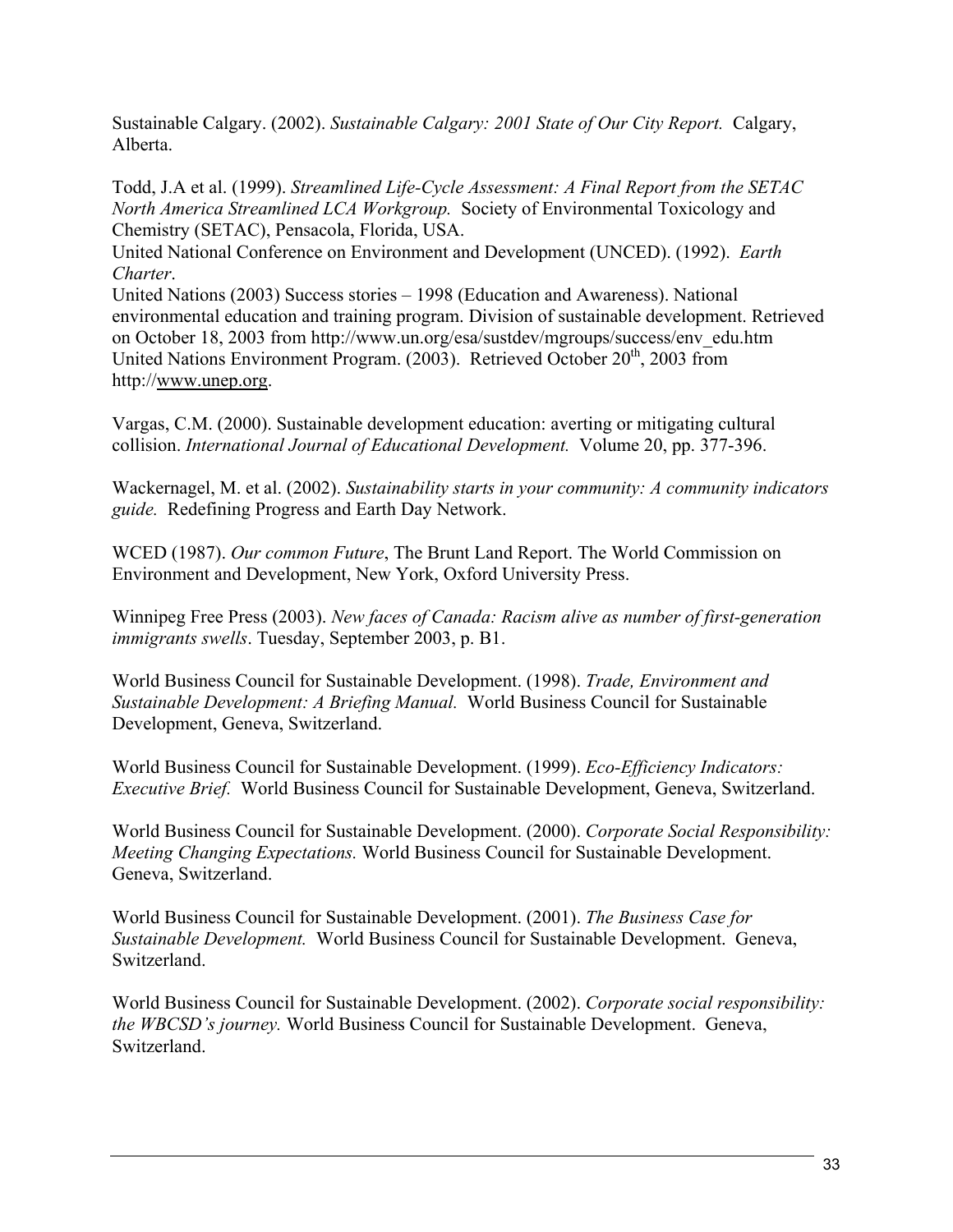Sustainable Calgary. (2002). *Sustainable Calgary: 2001 State of Our City Report.* Calgary, Alberta.

Todd, J.A et al. (1999). *Streamlined Life-Cycle Assessment: A Final Report from the SETAC North America Streamlined LCA Workgroup.* Society of Environmental Toxicology and Chemistry (SETAC), Pensacola, Florida, USA.

United National Conference on Environment and Development (UNCED). (1992). *Earth Charter*.

United Nations (2003) Success stories – 1998 (Education and Awareness). National environmental education and training program. Division of sustainable development. Retrieved on October 18, 2003 from http://www.un.org/esa/sustdev/mgroups/success/env_edu.htm

United Nations Environment Program. (2003). Retrieved October 20th, 2003 from http://www.unep.org.

Vargas, C.M. (2000). Sustainable development education: averting or mitigating cultural collision. *International Journal of Educational Development.* Volume 20, pp. 377-396.

Wackernagel, M. et al. (2002). *Sustainability starts in your community: A community indicators guide.* Redefining Progress and Earth Day Network.

WCED (1987). *Our common Future*, The Brunt Land Report. The World Commission on Environment and Development, New York, Oxford University Press.

Winnipeg Free Press (2003). *New faces of Canada: Racism alive as number of first-generation immigrants swells*. Tuesday, September 2003, p. B1.

World Business Council for Sustainable Development. (1998). *Trade, Environment and Sustainable Development: A Briefing Manual.* World Business Council for Sustainable Development, Geneva, Switzerland.

World Business Council for Sustainable Development. (1999). *Eco-Efficiency Indicators: Executive Brief.* World Business Council for Sustainable Development, Geneva, Switzerland.

World Business Council for Sustainable Development. (2000). *Corporate Social Responsibility: Meeting Changing Expectations.* World Business Council for Sustainable Development. Geneva, Switzerland.

World Business Council for Sustainable Development. (2001). *The Business Case for Sustainable Development.* World Business Council for Sustainable Development. Geneva, Switzerland.

World Business Council for Sustainable Development. (2002). *Corporate social responsibility: the WBCSD's journey.* World Business Council for Sustainable Development. Geneva, Switzerland.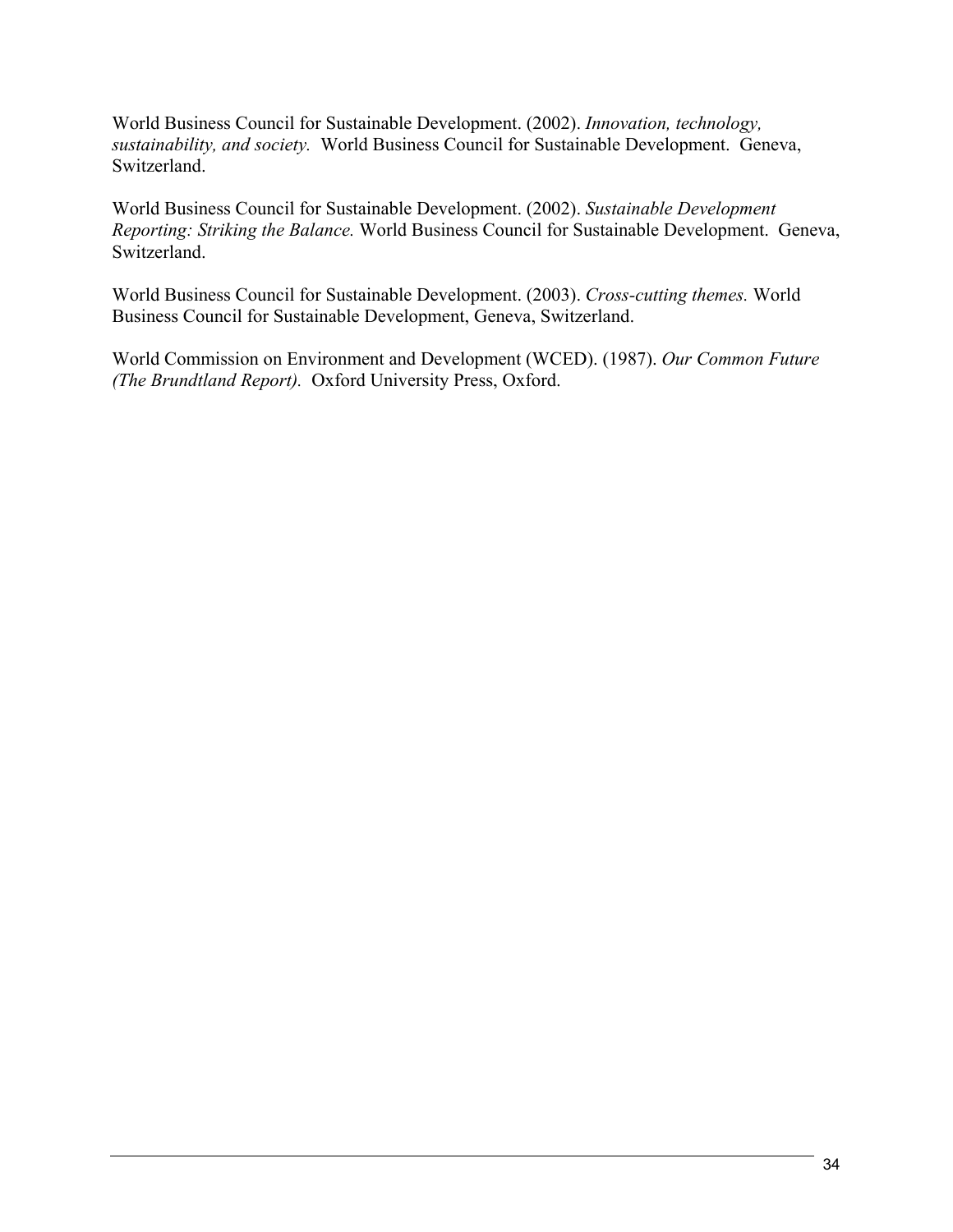World Business Council for Sustainable Development. (2002). *Innovation, technology, sustainability, and society.* World Business Council for Sustainable Development. Geneva, Switzerland.

World Business Council for Sustainable Development. (2002). *Sustainable Development Reporting: Striking the Balance.* World Business Council for Sustainable Development. Geneva, Switzerland.

World Business Council for Sustainable Development. (2003). *Cross-cutting themes.* World Business Council for Sustainable Development, Geneva, Switzerland.

World Commission on Environment and Development (WCED). (1987). *Our Common Future (The Brundtland Report).* Oxford University Press, Oxford.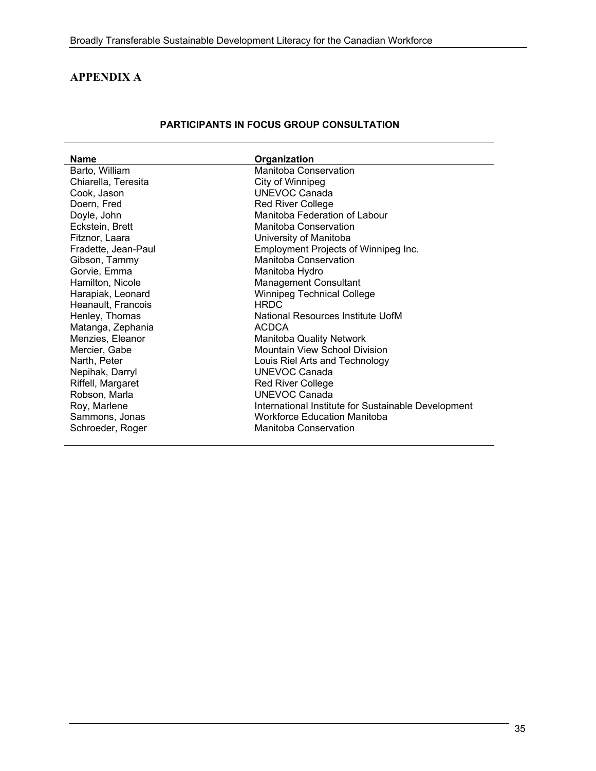## APPENDIX A

**PARTICIPANTS IN FOCUS GROUP CONSULTATION**

| Name | Organization |
|---|---|
| Barto, William | Manitoba Conservation |
| Chiarella, Teresita | City of Winnipeg |
| Cook, Jason | UNEVOC Canada |
| Doern, Fred | Red River College |
| Doyle, John | Manitoba Federation of Labour |
| Eckstein, Brett | Manitoba Conservation |
| Fitznor, Laara | University of Manitoba |
| Fradette, Jean-Paul | Employment Projects of Winnipeg Inc. |
| Gibson, Tammy | Manitoba Conservation |
| Gorvie, Emma | Manitoba Hydro |
| Hamilton, Nicole | Management Consultant |
| Harapiak, Leonard | Winnipeg Technical College |
| Heanault, Francois | HRDC |
| Henley, Thomas | National Resources Institute UofM |
| Matanga, Zephania | ACDCA |
| Menzies, Eleanor | Manitoba Quality Network |
| Mercier, Gabe | Mountain View School Division |
| Narth, Peter | Louis Riel Arts and Technology |
| Nepihak, Darryl | UNEVOC Canada |
| Riffell, Margaret | Red River College |
| Robson, Marla | UNEVOC Canada |
| Roy, Marlene | International Institute for Sustainable Development |
| Sammons, Jonas | Workforce Education Manitoba |
| Schroeder, Roger | Manitoba Conservation |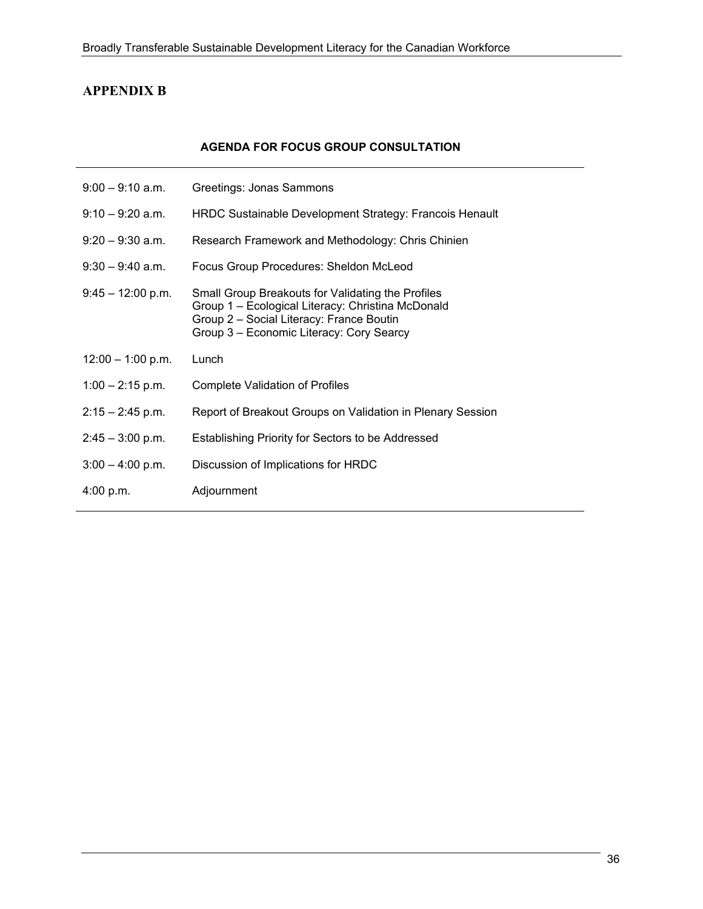## APPENDIX B

### AGENDA FOR FOCUS GROUP CONSULTATION

| | |
|---|---|
| 9:00 – 9:10 a.m. | Greetings: Jonas Sammons |
| 9:10 – 9:20 a.m. | HRDC Sustainable Development Strategy: Francois Henault |
| 9:20 – 9:30 a.m. | Research Framework and Methodology: Chris Chinien |
| 9:30 – 9:40 a.m. | Focus Group Procedures: Sheldon McLeod |
| 9:45 – 12:00 p.m. | Small Group Breakouts for Validating the Profiles<br>Group 1 – Ecological Literacy: Christina McDonald<br>Group 2 – Social Literacy: France Boutin<br>Group 3 – Economic Literacy: Cory Searcy |
| 12:00 – 1:00 p.m. | Lunch |
| 1:00 – 2:15 p.m. | Complete Validation of Profiles |
| 2:15 – 2:45 p.m. | Report of Breakout Groups on Validation in Plenary Session |
| 2:45 – 3:00 p.m. | Establishing Priority for Sectors to be Addressed |
| 3:00 – 4:00 p.m. | Discussion of Implications for HRDC |
| 4:00 p.m. | Adjournment |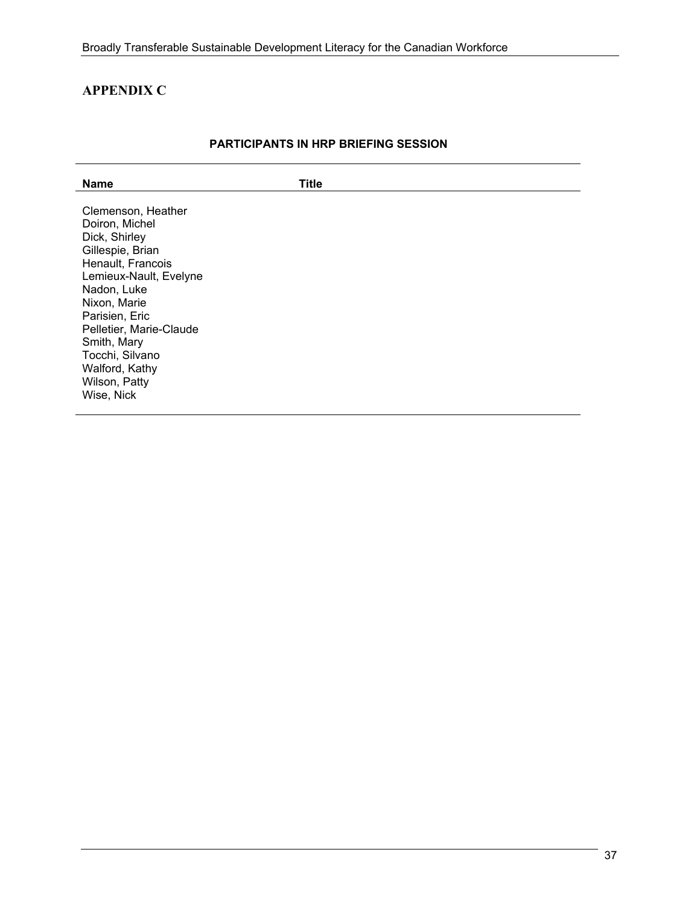# APPENDIX C

**PARTICIPANTS IN HRP BRIEFING SESSION**

| Name | Title |
|---|---|
| Clemenson, Heather | |
| Doiron, Michel | |
| Dick, Shirley | |
| Gillespie, Brian | |
| Henault, Francois | |
| Lemieux-Nault, Evelyne | |
| Nadon, Luke | |
| Nixon, Marie | |
| Parisien, Eric | |
| Pelletier, Marie-Claude | |
| Smith, Mary | |
| Tocchi, Silvano | |
| Walford, Kathy | |
| Wilson, Patty | |
| Wise, Nick | |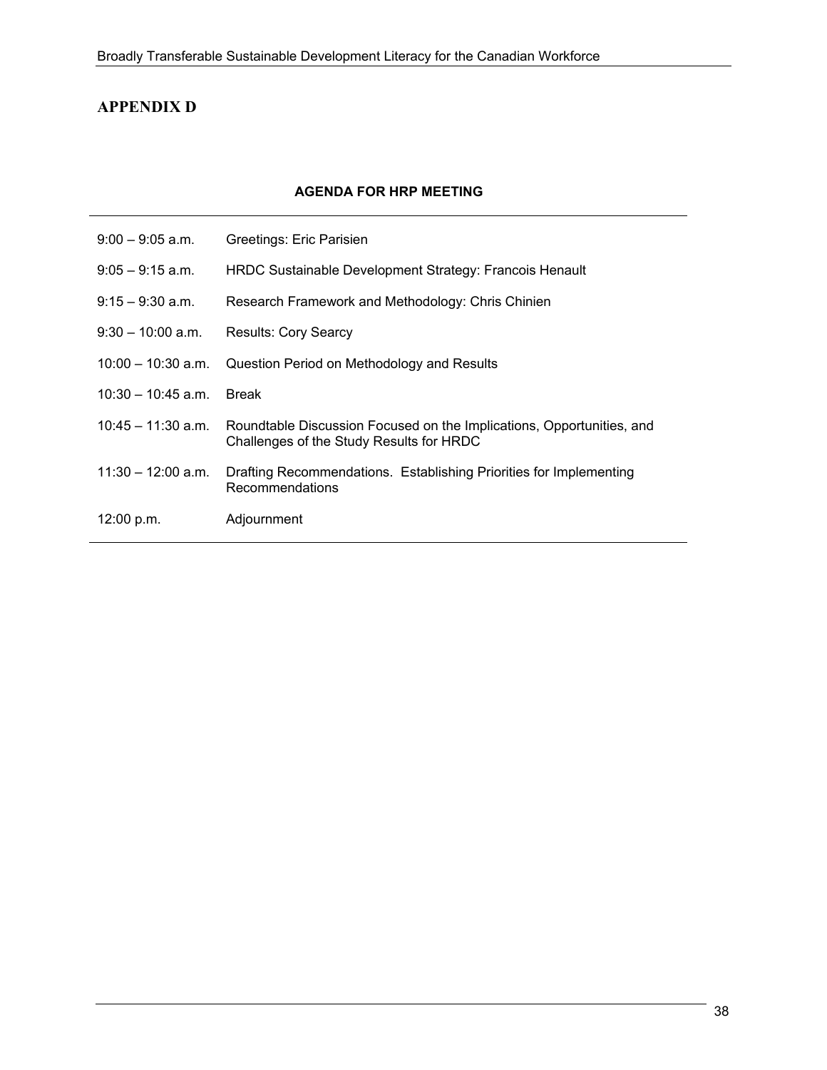# APPENDIX D

**AGENDA FOR HRP MEETING**

| | |
|---|---|
| 9:00 – 9:05 a.m. | Greetings: Eric Parisien |
| 9:05 – 9:15 a.m. | HRDC Sustainable Development Strategy: Francois Henault |
| 9:15 – 9:30 a.m. | Research Framework and Methodology: Chris Chinien |
| 9:30 – 10:00 a.m. | Results: Cory Searcy |
| 10:00 – 10:30 a.m. | Question Period on Methodology and Results |
| 10:30 – 10:45 a.m. | Break |
| 10:45 – 11:30 a.m. | Roundtable Discussion Focused on the Implications, Opportunities, and Challenges of the Study Results for HRDC |
| 11:30 – 12:00 a.m. | Drafting Recommendations. Establishing Priorities for Implementing Recommendations |
| 12:00 p.m. | Adjournment |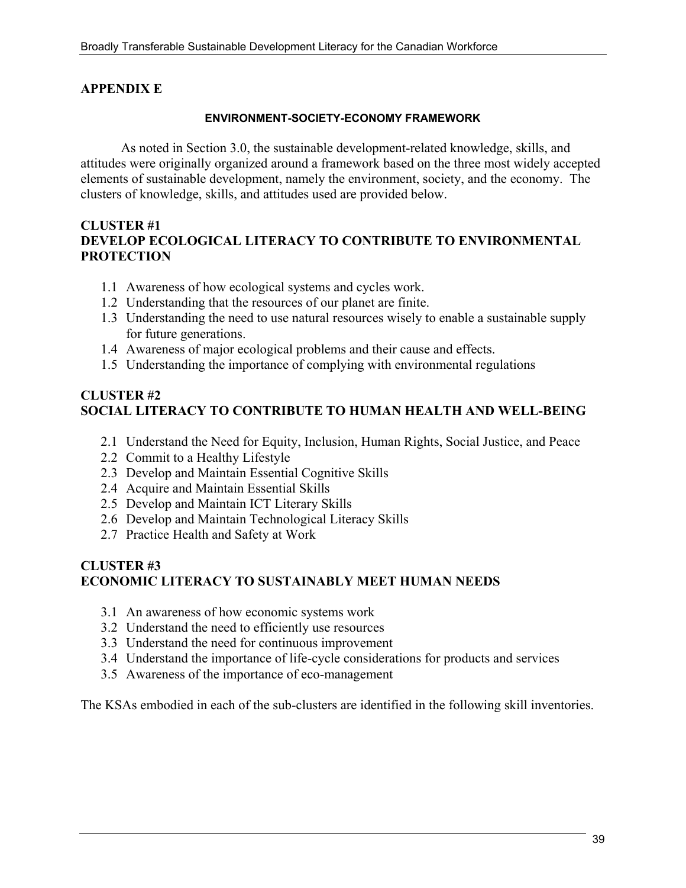# APPENDIX E

## ENVIRONMENT-SOCIETY-ECONOMY FRAMEWORK

As noted in Section 3.0, the sustainable development-related knowledge, skills, and attitudes were originally organized around a framework based on the three most widely accepted elements of sustainable development, namely the environment, society, and the economy. The clusters of knowledge, skills, and attitudes used are provided below.

### CLUSTER #1
### DEVELOP ECOLOGICAL LITERACY TO CONTRIBUTE TO ENVIRONMENTAL PROTECTION

1.1 Awareness of how ecological systems and cycles work.
1.2 Understanding that the resources of our planet are finite.
1.3 Understanding the need to use natural resources wisely to enable a sustainable supply for future generations.
1.4 Awareness of major ecological problems and their cause and effects.
1.5 Understanding the importance of complying with environmental regulations

### CLUSTER #2
### SOCIAL LITERACY TO CONTRIBUTE TO HUMAN HEALTH AND WELL-BEING

2.1 Understand the Need for Equity, Inclusion, Human Rights, Social Justice, and Peace
2.2 Commit to a Healthy Lifestyle
2.3 Develop and Maintain Essential Cognitive Skills
2.4 Acquire and Maintain Essential Skills
2.5 Develop and Maintain ICT Literary Skills
2.6 Develop and Maintain Technological Literacy Skills
2.7 Practice Health and Safety at Work

### CLUSTER #3
### ECONOMIC LITERACY TO SUSTAINABLY MEET HUMAN NEEDS

3.1 An awareness of how economic systems work
3.2 Understand the need to efficiently use resources
3.3 Understand the need for continuous improvement
3.4 Understand the importance of life-cycle considerations for products and services
3.5 Awareness of the importance of eco-management

The KSAs embodied in each of the sub-clusters are identified in the following skill inventories.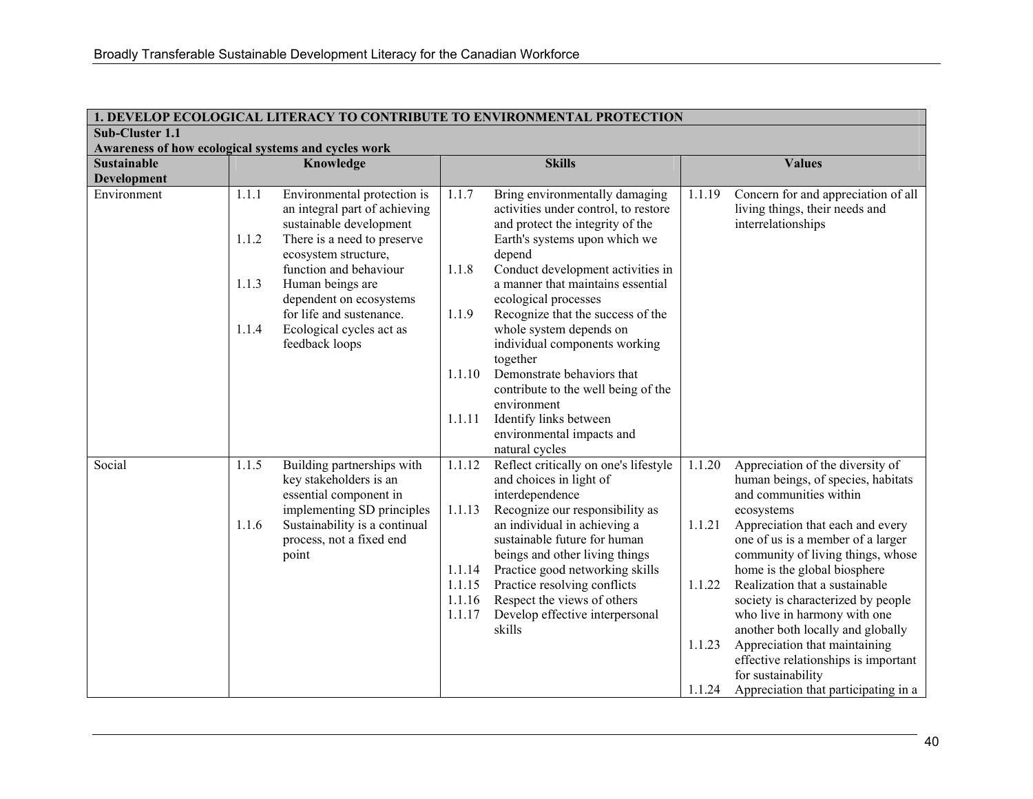| 1. DEVELOP ECOLOGICAL LITERACY TO CONTRIBUTE TO ENVIRONMENTAL PROTECTION | | | |
|---|---|---|---|
| **Sub-Cluster 1.1**<br>**Awareness of how ecological systems and cycles work** | | | |
| **Sustainable Development** | **Knowledge** | **Skills** | **Values** |
| Environment | 1.1.1 Environmental protection is an integral part of achieving sustainable development<br>1.1.2 There is a need to preserve ecosystem structure, function and behaviour<br>1.1.3 Human beings are dependent on ecosystems for life and sustenance.<br>1.1.4 Ecological cycles act as feedback loops | 1.1.7 Bring environmentally damaging activities under control, to restore and protect the integrity of the Earth's systems upon which we depend<br>1.1.8 Conduct development activities in a manner that maintains essential ecological processes<br>1.1.9 Recognize that the success of the whole system depends on individual components working together<br>1.1.10 Demonstrate behaviors that contribute to the well being of the environment<br>1.1.11 Identify links between environmental impacts and natural cycles | 1.1.19 Concern for and appreciation of all living things, their needs and interrelationships |
| Social | 1.1.5 Building partnerships with key stakeholders is an essential component in implementing SD principles<br>1.1.6 Sustainability is a continual process, not a fixed end point | 1.1.12 Reflect critically on one's lifestyle and choices in light of interdependence<br>1.1.13 Recognize our responsibility as an individual in achieving a sustainable future for human beings and other living things<br>1.1.14 Practice good networking skills<br>1.1.15 Practice resolving conflicts<br>1.1.16 Respect the views of others<br>1.1.17 Develop effective interpersonal skills | 1.1.20 Appreciation of the diversity of human beings, of species, habitats and communities within ecosystems<br>1.1.21 Appreciation that each and every one of us is a member of a larger community of living things, whose home is the global biosphere<br>1.1.22 Realization that a sustainable society is characterized by people who live in harmony with one another both locally and globally<br>1.1.23 Appreciation that maintaining effective relationships is important for sustainability<br>1.1.24 Appreciation that participating in a |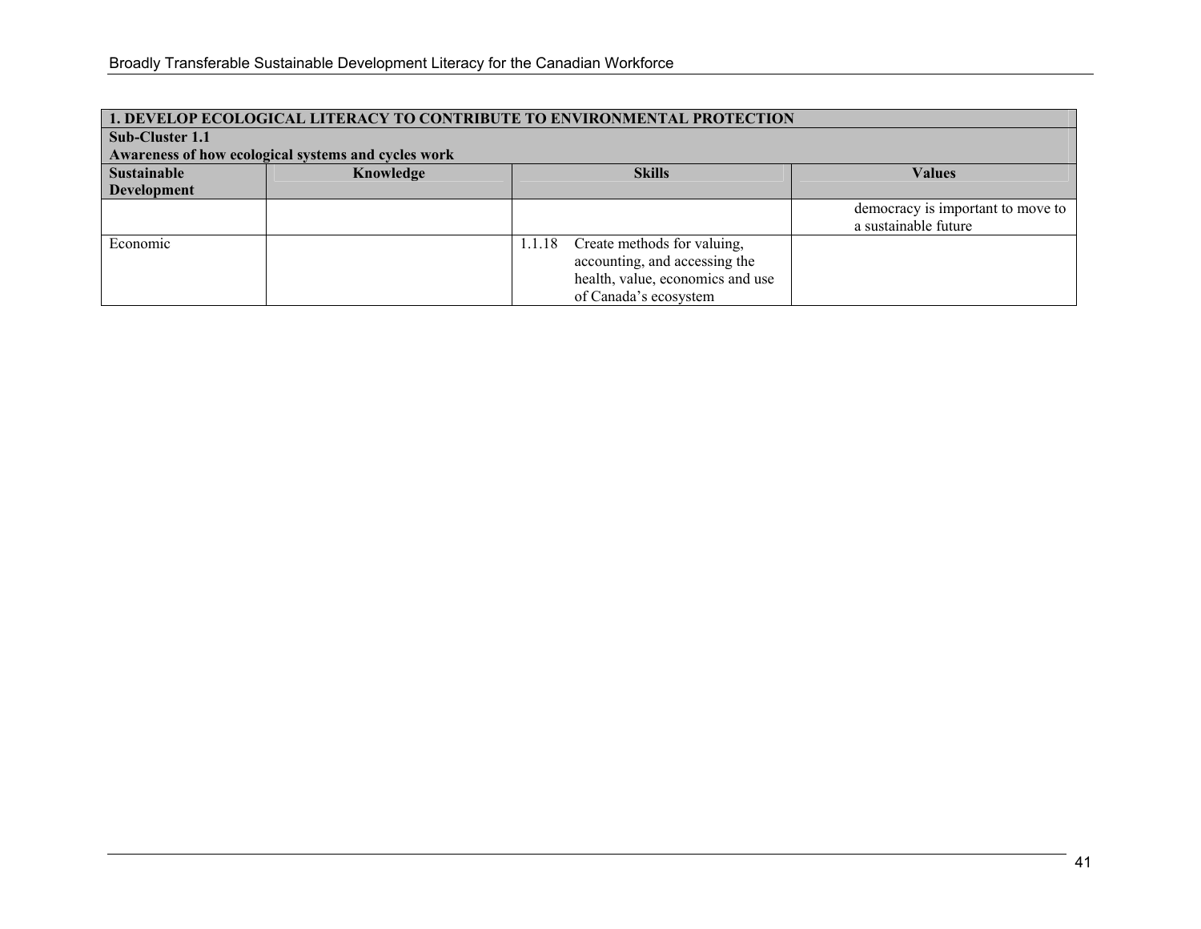| 1. DEVELOP ECOLOGICAL LITERACY TO CONTRIBUTE TO ENVIRONMENTAL PROTECTION | | | |
|---|---|---|---|
| **Sub-Cluster 1.1**<br>**Awareness of how ecological systems and cycles work** | | | |
| **Sustainable Development** | **Knowledge** | **Skills** | **Values** |
| | | | democracy is important to move to a sustainable future |
| Economic | | 1.1.18 Create methods for valuing, accounting, and accessing the health, value, economics and use of Canada's ecosystem | |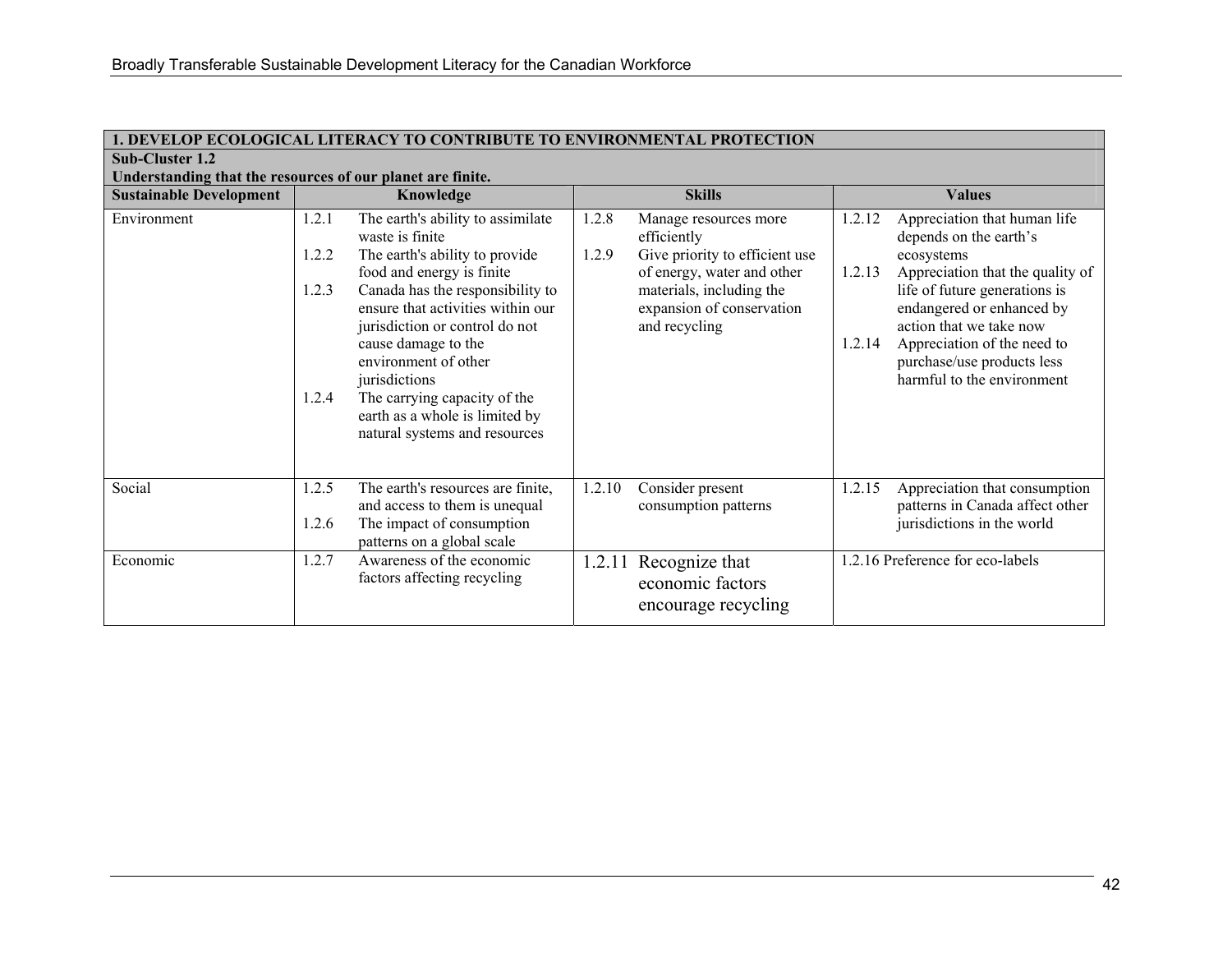| 1. DEVELOP ECOLOGICAL LITERACY TO CONTRIBUTE TO ENVIRONMENTAL PROTECTION | | | |
|---|---|---|---|
| **Sub-Cluster 1.2**<br>**Understanding that the resources of our planet are finite.** | | | |
| **Sustainable Development** | **Knowledge** | **Skills** | **Values** |
| Environment | 1.2.1 The earth's ability to assimilate waste is finite<br>1.2.2 The earth's ability to provide food and energy is finite<br>1.2.3 Canada has the responsibility to ensure that activities within our jurisdiction or control do not cause damage to the environment of other jurisdictions<br>1.2.4 The carrying capacity of the earth as a whole is limited by natural systems and resources | 1.2.8 Manage resources more efficiently<br>1.2.9 Give priority to efficient use of energy, water and other materials, including the expansion of conservation and recycling | 1.2.12 Appreciation that human life depends on the earth's ecosystems<br>1.2.13 Appreciation that the quality of life of future generations is endangered or enhanced by action that we take now<br>1.2.14 Appreciation of the need to purchase/use products less harmful to the environment |
| Social | 1.2.5 The earth's resources are finite, and access to them is unequal<br>1.2.6 The impact of consumption patterns on a global scale | 1.2.10 Consider present consumption patterns | 1.2.15 Appreciation that consumption patterns in Canada affect other jurisdictions in the world |
| Economic | 1.2.7 Awareness of the economic factors affecting recycling | 1.2.11 Recognize that economic factors encourage recycling | 1.2.16 Preference for eco-labels |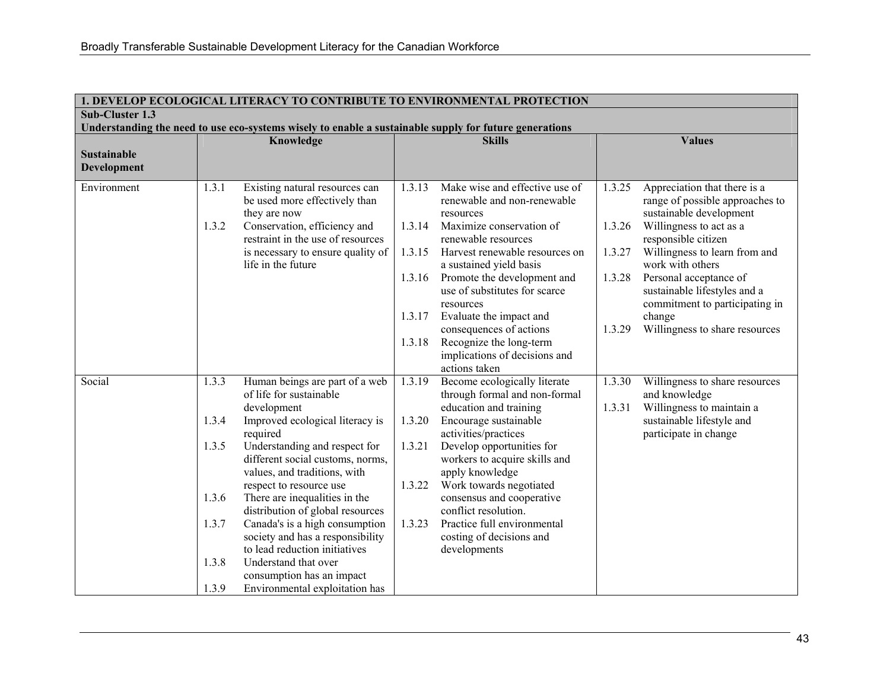| 1. DEVELOP ECOLOGICAL LITERACY TO CONTRIBUTE TO ENVIRONMENTAL PROTECTION | | | |
|---|---|---|---|
| **Sub-Cluster 1.3**<br>**Understanding the need to use eco-systems wisely to enable a sustainable supply for future generations** | | | |
| **Sustainable Development** | **Knowledge** | **Skills** | **Values** |
| Environment | 1.3.1 Existing natural resources can be used more effectively than they are now<br>1.3.2 Conservation, efficiency and restraint in the use of resources is necessary to ensure quality of life in the future | 1.3.13 Make wise and effective use of renewable and non-renewable resources<br>1.3.14 Maximize conservation of renewable resources<br>1.3.15 Harvest renewable resources on a sustained yield basis<br>1.3.16 Promote the development and use of substitutes for scarce resources<br>1.3.17 Evaluate the impact and consequences of actions<br>1.3.18 Recognize the long-term implications of decisions and actions taken | 1.3.25 Appreciation that there is a range of possible approaches to sustainable development<br>1.3.26 Willingness to act as a responsible citizen<br>1.3.27 Willingness to learn from and work with others<br>1.3.28 Personal acceptance of sustainable lifestyles and a commitment to participating in change<br>1.3.29 Willingness to share resources |
| Social | 1.3.3 Human beings are part of a web of life for sustainable development<br>1.3.4 Improved ecological literacy is required<br>1.3.5 Understanding and respect for different social customs, norms, values, and traditions, with respect to resource use<br>1.3.6 There are inequalities in the distribution of global resources<br>1.3.7 Canada's is a high consumption society and has a responsibility to lead reduction initiatives<br>1.3.8 Understand that over consumption has an impact<br>1.3.9 Environmental exploitation has | 1.3.19 Become ecologically literate through formal and non-formal education and training<br>1.3.20 Encourage sustainable activities/practices<br>1.3.21 Develop opportunities for workers to acquire skills and apply knowledge<br>1.3.22 Work towards negotiated consensus and cooperative conflict resolution.<br>1.3.23 Practice full environmental costing of decisions and developments | 1.3.30 Willingness to share resources and knowledge<br>1.3.31 Willingness to maintain a sustainable lifestyle and participate in change |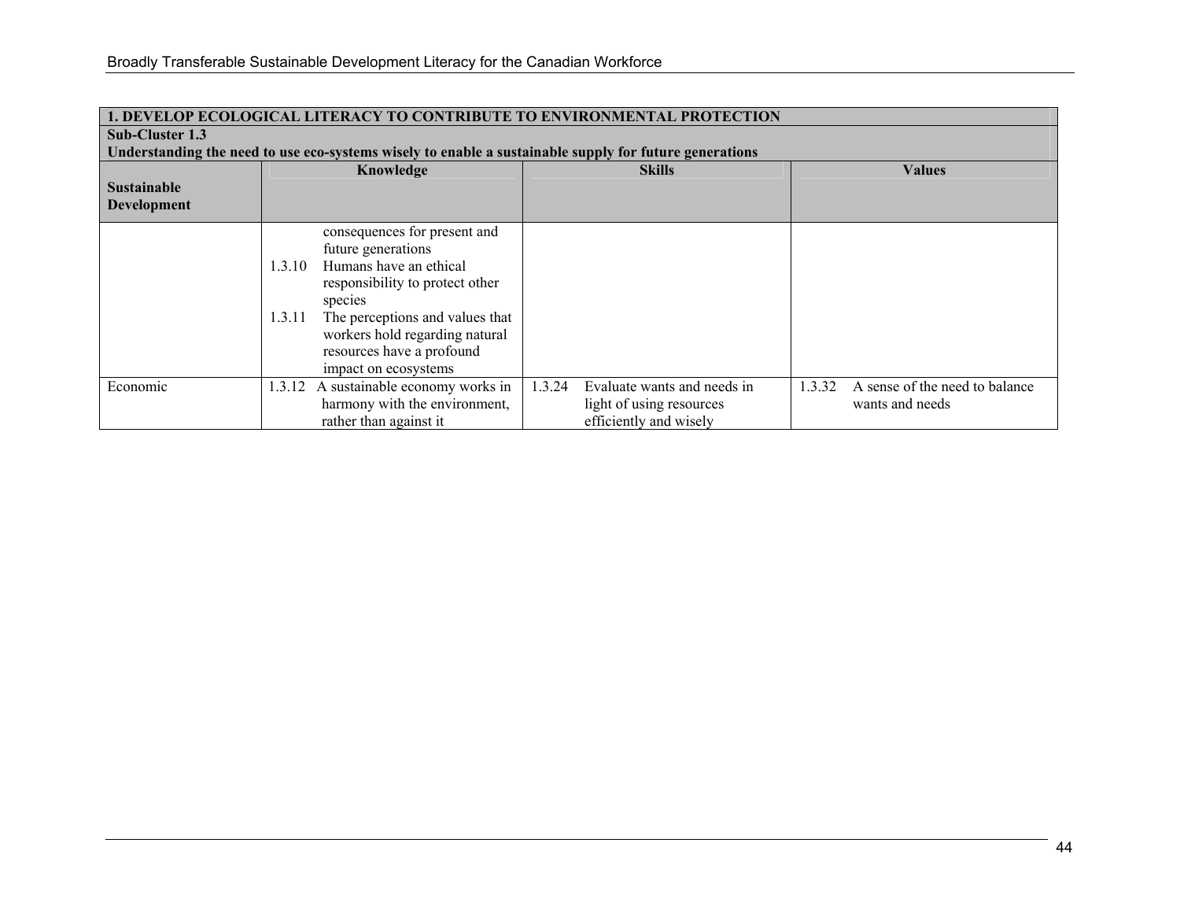| 1. DEVELOP ECOLOGICAL LITERACY TO CONTRIBUTE TO ENVIRONMENTAL PROTECTION | | | |
|---|---|---|---|
| **Sub-Cluster 1.3**<br>**Understanding the need to use eco-systems wisely to enable a sustainable supply for future generations** | | | |
| **Sustainable Development** | **Knowledge** | **Skills** | **Values** |
| | consequences for present and future generations<br>1.3.10 Humans have an ethical responsibility to protect other species<br>1.3.11 The perceptions and values that workers hold regarding natural resources have a profound impact on ecosystems | | |
| Economic | 1.3.12 A sustainable economy works in harmony with the environment, rather than against it | 1.3.24 Evaluate wants and needs in light of using resources efficiently and wisely | 1.3.32 A sense of the need to balance wants and needs |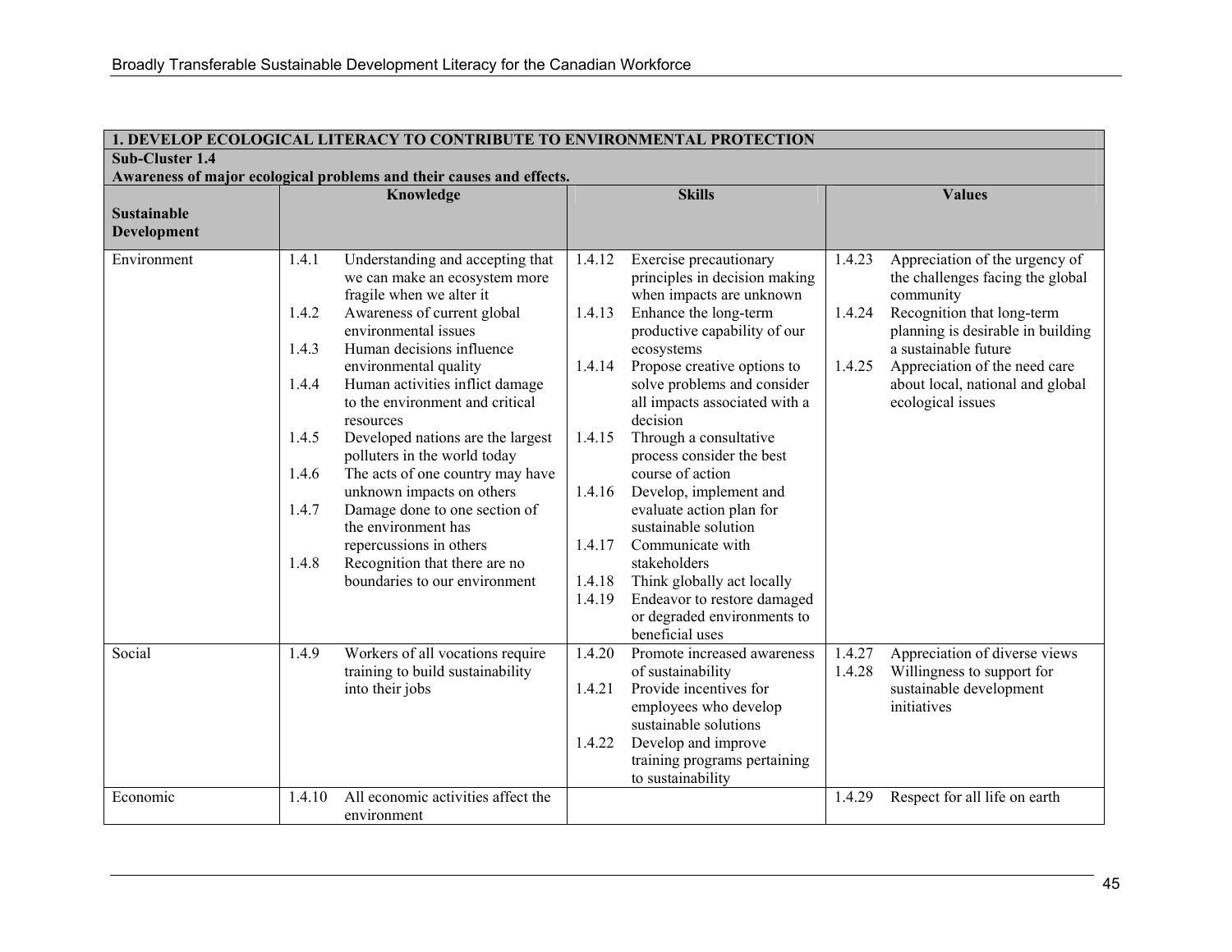| 1. DEVELOP ECOLOGICAL LITERACY TO CONTRIBUTE TO ENVIRONMENTAL PROTECTION | | | |
|---|---|---|---|
| **Sub-Cluster 1.4**<br>**Awareness of major ecological problems and their causes and effects.** | | | |
| **Sustainable Development** | **Knowledge** | **Skills** | **Values** |
| Environment | 1.4.1 Understanding and accepting that we can make an ecosystem more fragile when we alter it<br>1.4.2 Awareness of current global environmental issues<br>1.4.3 Human decisions influence environmental quality<br>1.4.4 Human activities inflict damage to the environment and critical resources<br>1.4.5 Developed nations are the largest polluters in the world today<br>1.4.6 The acts of one country may have unknown impacts on others<br>1.4.7 Damage done to one section of the environment has repercussions in others<br>1.4.8 Recognition that there are no boundaries to our environment | 1.4.12 Exercise precautionary principles in decision making when impacts are unknown<br>1.4.13 Enhance the long-term productive capability of our ecosystems<br>1.4.14 Propose creative options to solve problems and consider all impacts associated with a decision<br>1.4.15 Through a consultative process consider the best course of action<br>1.4.16 Develop, implement and evaluate action plan for sustainable solution<br>1.4.17 Communicate with stakeholders<br>1.4.18 Think globally act locally<br>1.4.19 Endeavor to restore damaged or degraded environments to beneficial uses | 1.4.23 Appreciation of the urgency of the challenges facing the global community<br>1.4.24 Recognition that long-term planning is desirable in building a sustainable future<br>1.4.25 Appreciation of the need care about local, national and global ecological issues |
| Social | 1.4.9 Workers of all vocations require training to build sustainability into their jobs | 1.4.20 Promote increased awareness of sustainability<br>1.4.21 Provide incentives for employees who develop sustainable solutions<br>1.4.22 Develop and improve training programs pertaining to sustainability | 1.4.27 Appreciation of diverse views<br>1.4.28 Willingness to support for sustainable development initiatives |
| Economic | 1.4.10 All economic activities affect the environment | | 1.4.29 Respect for all life on earth |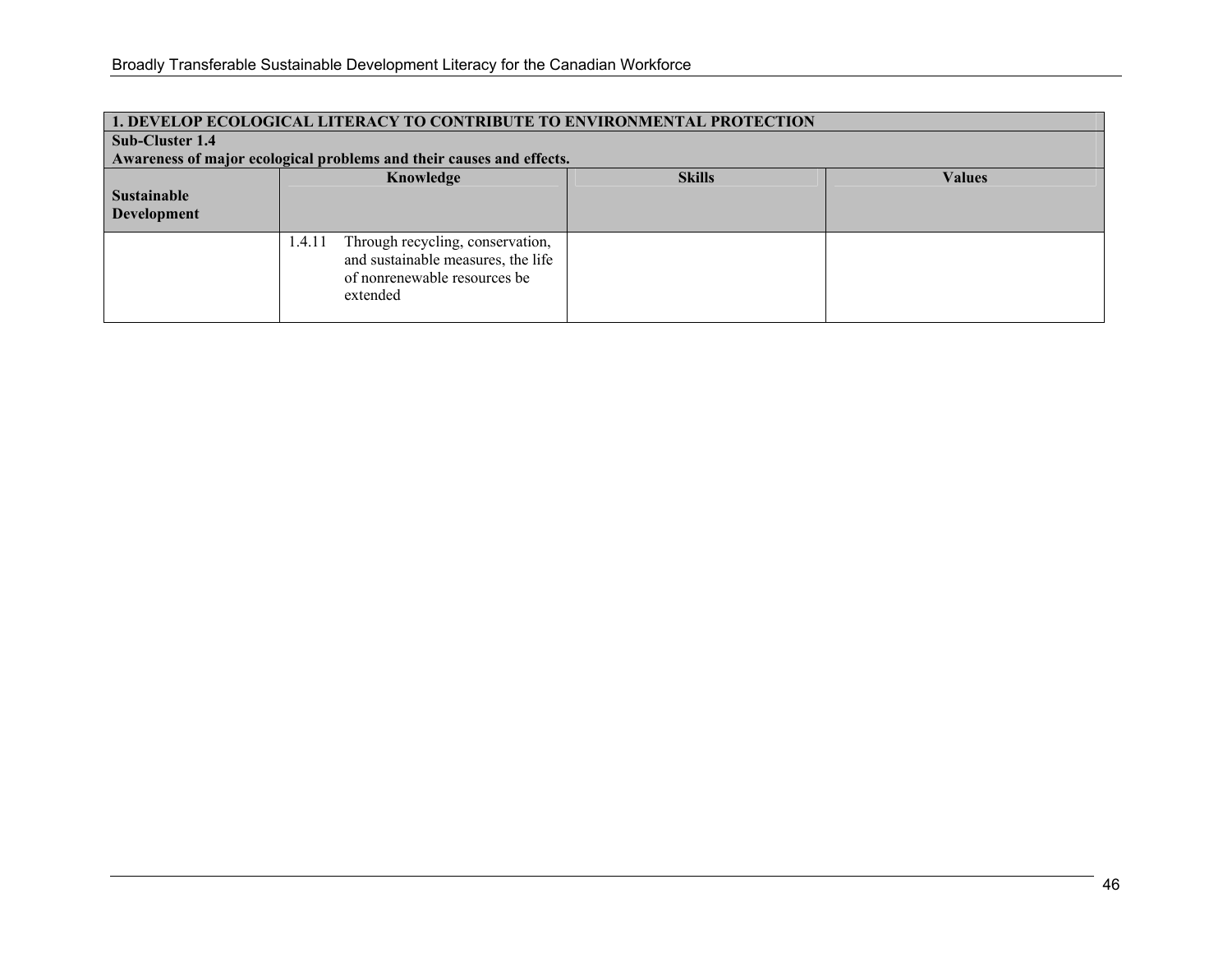| **1. DEVELOP ECOLOGICAL LITERACY TO CONTRIBUTE TO ENVIRONMENTAL PROTECTION** | | | |
|---|---|---|---|
| **Sub-Cluster 1.4**<br>**Awareness of major ecological problems and their causes and effects.** | | | |
| **Sustainable Development** | **Knowledge** | **Skills** | **Values** |
| | 1.4.11 Through recycling, conservation, and sustainable measures, the life of nonrenewable resources be extended | | |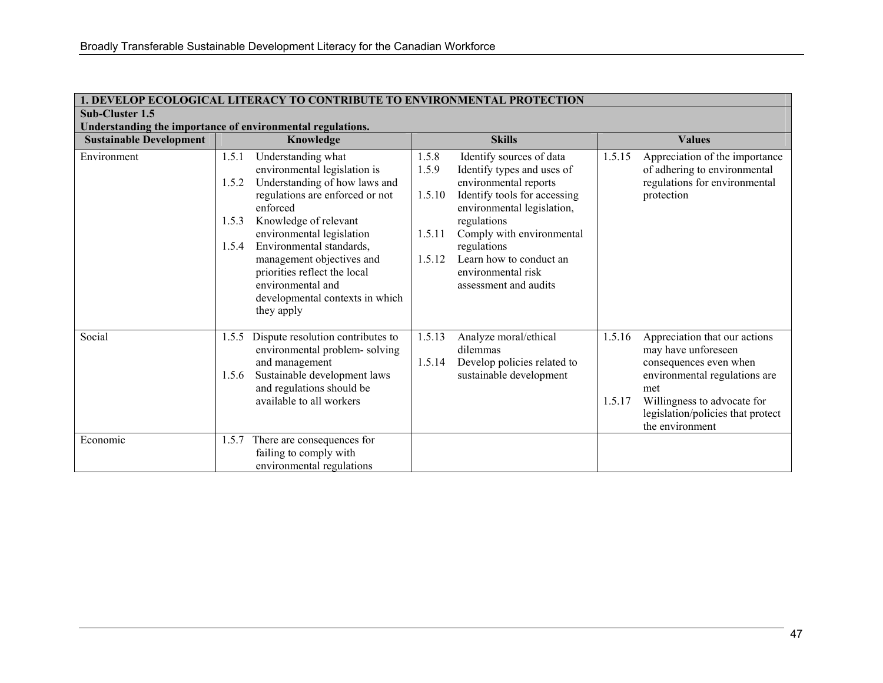| 1. DEVELOP ECOLOGICAL LITERACY TO CONTRIBUTE TO ENVIRONMENTAL PROTECTION | | | |
|---|---|---|---|
| **Sub-Cluster 1.5**<br>**Understanding the importance of environmental regulations.** | | | |
| **Sustainable Development** | **Knowledge** | **Skills** | **Values** |
| Environment | 1.5.1 Understanding what environmental legislation is<br>1.5.2 Understanding of how laws and regulations are enforced or not enforced<br>1.5.3 Knowledge of relevant environmental legislation<br>1.5.4 Environmental standards, management objectives and priorities reflect the local environmental and developmental contexts in which they apply | 1.5.8 Identify sources of data<br>1.5.9 Identify types and uses of environmental reports<br>1.5.10 Identify tools for accessing environmental legislation, regulations<br>1.5.11 Comply with environmental regulations<br>1.5.12 Learn how to conduct an environmental risk assessment and audits | 1.5.15 Appreciation of the importance of adhering to environmental regulations for environmental protection |
| Social | 1.5.5 Dispute resolution contributes to environmental problem- solving and management<br>1.5.6 Sustainable development laws and regulations should be available to all workers | 1.5.13 Analyze moral/ethical dilemmas<br>1.5.14 Develop policies related to sustainable development | 1.5.16 Appreciation that our actions may have unforeseen consequences even when environmental regulations are met<br>1.5.17 Willingness to advocate for legislation/policies that protect the environment |
| Economic | 1.5.7 There are consequences for failing to comply with environmental regulations | | |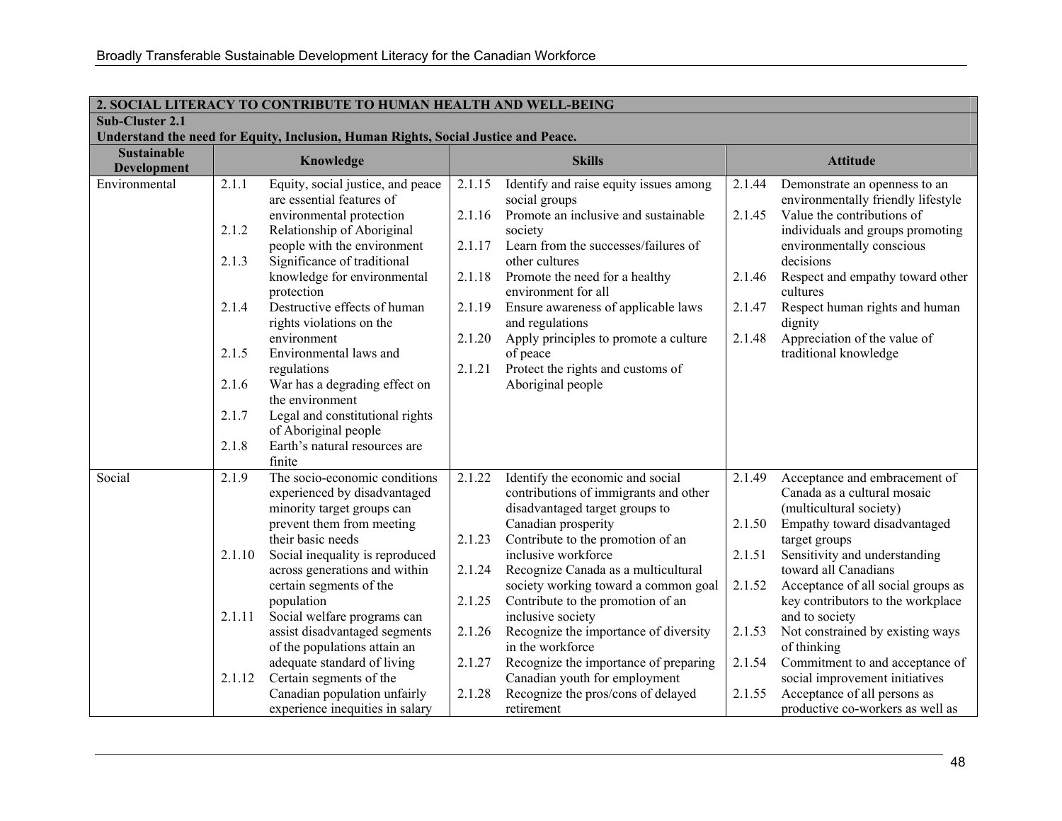| 2. SOCIAL LITERACY TO CONTRIBUTE TO HUMAN HEALTH AND WELL-BEING | | | |
|---|---|---|---|
| **Sub-Cluster 2.1**<br>**Understand the need for Equity, Inclusion, Human Rights, Social Justice and Peace.** | | | |
| **Sustainable Development** | **Knowledge** | **Skills** | **Attitude** |
| Environmental | 2.1.1 Equity, social justice, and peace are essential features of environmental protection<br>2.1.2 Relationship of Aboriginal people with the environment<br>2.1.3 Significance of traditional knowledge for environmental protection<br>2.1.4 Destructive effects of human rights violations on the environment<br>2.1.5 Environmental laws and regulations<br>2.1.6 War has a degrading effect on the environment<br>2.1.7 Legal and constitutional rights of Aboriginal people<br>2.1.8 Earth's natural resources are finite | 2.1.15 Identify and raise equity issues among social groups<br>2.1.16 Promote an inclusive and sustainable society<br>2.1.17 Learn from the successes/failures of other cultures<br>2.1.18 Promote the need for a healthy environment for all<br>2.1.19 Ensure awareness of applicable laws and regulations<br>2.1.20 Apply principles to promote a culture of peace<br>2.1.21 Protect the rights and customs of Aboriginal people | 2.1.44 Demonstrate an openness to an environmentally friendly lifestyle<br>2.1.45 Value the contributions of individuals and groups promoting environmentally conscious decisions<br>2.1.46 Respect and empathy toward other cultures<br>2.1.47 Respect human rights and human dignity<br>2.1.48 Appreciation of the value of traditional knowledge |
| Social | 2.1.9 The socio-economic conditions experienced by disadvantaged minority target groups can prevent them from meeting their basic needs<br>2.1.10 Social inequality is reproduced across generations and within certain segments of the population<br>2.1.11 Social welfare programs can assist disadvantaged segments of the populations attain an adequate standard of living<br>2.1.12 Certain segments of the Canadian population unfairly experience inequities in salary | 2.1.22 Identify the economic and social contributions of immigrants and other disadvantaged target groups to Canadian prosperity<br>2.1.23 Contribute to the promotion of an inclusive workforce<br>2.1.24 Recognize Canada as a multicultural society working toward a common goal<br>2.1.25 Contribute to the promotion of an inclusive society<br>2.1.26 Recognize the importance of diversity in the workforce<br>2.1.27 Recognize the importance of preparing Canadian youth for employment<br>2.1.28 Recognize the pros/cons of delayed retirement | 2.1.49 Acceptance and embracement of Canada as a cultural mosaic (multicultural society)<br>2.1.50 Empathy toward disadvantaged target groups<br>2.1.51 Sensitivity and understanding toward all Canadians<br>2.1.52 Acceptance of all social groups as key contributors to the workplace and to society<br>2.1.53 Not constrained by existing ways of thinking<br>2.1.54 Commitment to and acceptance of social improvement initiatives<br>2.1.55 Acceptance of all persons as productive co-workers as well as |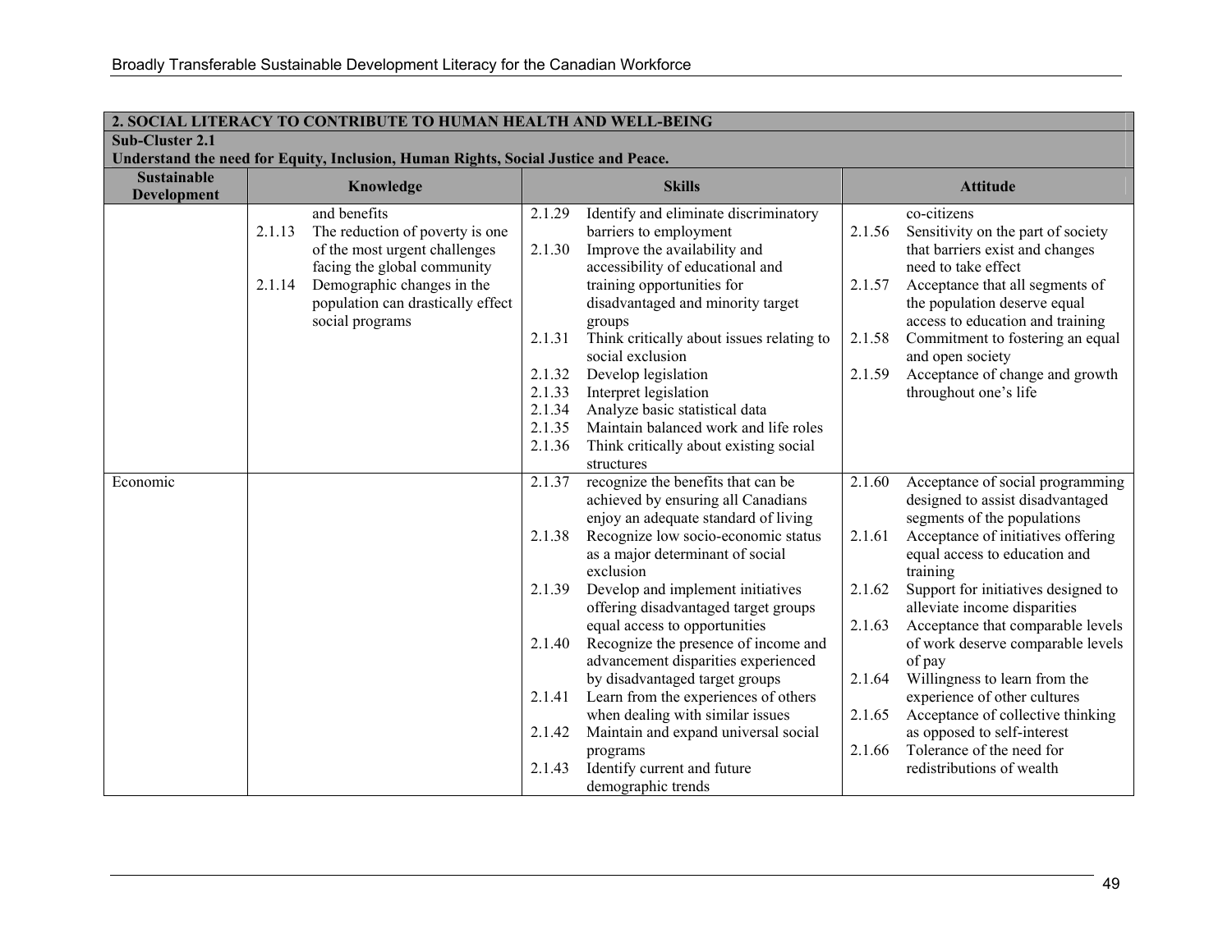| 2. SOCIAL LITERACY TO CONTRIBUTE TO HUMAN HEALTH AND WELL-BEING | | | |
|---|---|---|---|
| **Sub-Cluster 2.1**<br>**Understand the need for Equity, Inclusion, Human Rights, Social Justice and Peace.** | | | |
| **Sustainable Development** | **Knowledge** | **Skills** | **Attitude** |
| | and benefits<br>2.1.13 The reduction of poverty is one of the most urgent challenges facing the global community<br>2.1.14 Demographic changes in the population can drastically effect social programs | 2.1.29 Identify and eliminate discriminatory barriers to employment<br>2.1.30 Improve the availability and accessibility of educational and training opportunities for disadvantaged and minority target groups<br>2.1.31 Think critically about issues relating to social exclusion<br>2.1.32 Develop legislation<br>2.1.33 Interpret legislation<br>2.1.34 Analyze basic statistical data<br>2.1.35 Maintain balanced work and life roles<br>2.1.36 Think critically about existing social structures | co-citizens<br>2.1.56 Sensitivity on the part of society that barriers exist and changes need to take effect<br>2.1.57 Acceptance that all segments of the population deserve equal access to education and training<br>2.1.58 Commitment to fostering an equal and open society<br>2.1.59 Acceptance of change and growth throughout one's life |
| Economic | | 2.1.37 recognize the benefits that can be achieved by ensuring all Canadians enjoy an adequate standard of living<br>2.1.38 Recognize low socio-economic status as a major determinant of social exclusion<br>2.1.39 Develop and implement initiatives offering disadvantaged target groups equal access to opportunities<br>2.1.40 Recognize the presence of income and advancement disparities experienced by disadvantaged target groups<br>2.1.41 Learn from the experiences of others when dealing with similar issues<br>2.1.42 Maintain and expand universal social programs<br>2.1.43 Identify current and future demographic trends | 2.1.60 Acceptance of social programming designed to assist disadvantaged segments of the populations<br>2.1.61 Acceptance of initiatives offering equal access to education and training<br>2.1.62 Support for initiatives designed to alleviate income disparities<br>2.1.63 Acceptance that comparable levels of work deserve comparable levels of pay<br>2.1.64 Willingness to learn from the experience of other cultures<br>2.1.65 Acceptance of collective thinking as opposed to self-interest<br>2.1.66 Tolerance of the need for redistributions of wealth |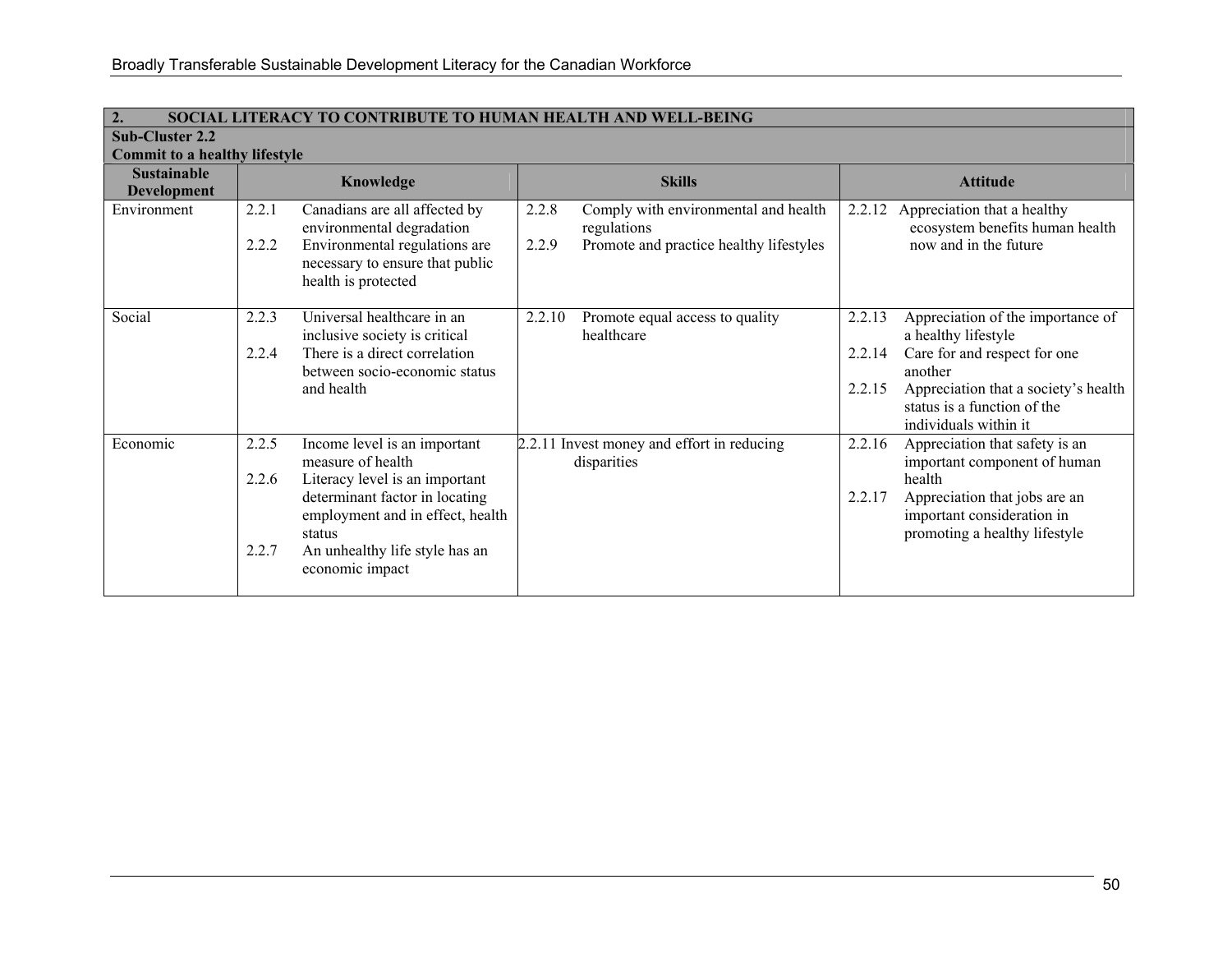| 2. SOCIAL LITERACY TO CONTRIBUTE TO HUMAN HEALTH AND WELL-BEING | | | |
|---|---|---|---|
| **Sub-Cluster 2.2**<br>**Commit to a healthy lifestyle** | | | |
| **Sustainable Development** | **Knowledge** | **Skills** | **Attitude** |
| Environment | 2.2.1 Canadians are all affected by environmental degradation<br>2.2.2 Environmental regulations are necessary to ensure that public health is protected | 2.2.8 Comply with environmental and health regulations<br>2.2.9 Promote and practice healthy lifestyles | 2.2.12 Appreciation that a healthy ecosystem benefits human health now and in the future |
| Social | 2.2.3 Universal healthcare in an inclusive society is critical<br>2.2.4 There is a direct correlation between socio-economic status and health | 2.2.10 Promote equal access to quality healthcare | 2.2.13 Appreciation of the importance of a healthy lifestyle<br>2.2.14 Care for and respect for one another<br>2.2.15 Appreciation that a society's health status is a function of the individuals within it |
| Economic | 2.2.5 Income level is an important measure of health<br>2.2.6 Literacy level is an important determinant factor in locating employment and in effect, health status<br>2.2.7 An unhealthy life style has an economic impact | 2.2.11 Invest money and effort in reducing disparities | 2.2.16 Appreciation that safety is an important component of human health<br>2.2.17 Appreciation that jobs are an important consideration in promoting a healthy lifestyle |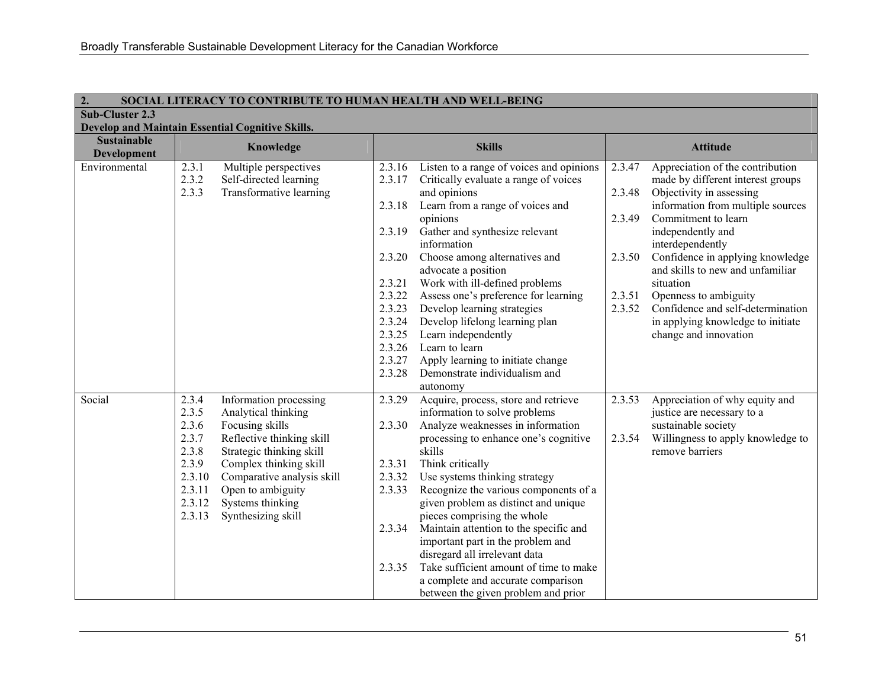| 2. SOCIAL LITERACY TO CONTRIBUTE TO HUMAN HEALTH AND WELL-BEING | | | |
|---|---|---|---|
| **Sub-Cluster 2.3** **Develop and Maintain Essential Cognitive Skills.** | | | |
| **Sustainable Development** | **Knowledge** | **Skills** | **Attitude** |
| Environmental | 2.3.1 Multiple perspectives<br>2.3.2 Self-directed learning<br>2.3.3 Transformative learning | 2.3.16 Listen to a range of voices and opinions<br>2.3.17 Critically evaluate a range of voices and opinions<br>2.3.18 Learn from a range of voices and opinions<br>2.3.19 Gather and synthesize relevant information<br>2.3.20 Choose among alternatives and advocate a position<br>2.3.21 Work with ill-defined problems<br>2.3.22 Assess one's preference for learning<br>2.3.23 Develop learning strategies<br>2.3.24 Develop lifelong learning plan<br>2.3.25 Learn independently<br>2.3.26 Learn to learn<br>2.3.27 Apply learning to initiate change<br>2.3.28 Demonstrate individualism and autonomy | 2.3.47 Appreciation of the contribution made by different interest groups<br>2.3.48 Objectivity in assessing information from multiple sources<br>2.3.49 Commitment to learn independently and interdependently<br>2.3.50 Confidence in applying knowledge and skills to new and unfamiliar situation<br>2.3.51 Openness to ambiguity<br>2.3.52 Confidence and self-determination in applying knowledge to initiate change and innovation |
| Social | 2.3.4 Information processing<br>2.3.5 Analytical thinking<br>2.3.6 Focusing skills<br>2.3.7 Reflective thinking skill<br>2.3.8 Strategic thinking skill<br>2.3.9 Complex thinking skill<br>2.3.10 Comparative analysis skill<br>2.3.11 Open to ambiguity<br>2.3.12 Systems thinking<br>2.3.13 Synthesizing skill | 2.3.29 Acquire, process, store and retrieve information to solve problems<br>2.3.30 Analyze weaknesses in information processing to enhance one's cognitive skills<br>2.3.31 Think critically<br>2.3.32 Use systems thinking strategy<br>2.3.33 Recognize the various components of a given problem as distinct and unique pieces comprising the whole<br>2.3.34 Maintain attention to the specific and important part in the problem and disregard all irrelevant data<br>2.3.35 Take sufficient amount of time to make a complete and accurate comparison between the given problem and prior | 2.3.53 Appreciation of why equity and justice are necessary to a sustainable society<br>2.3.54 Willingness to apply knowledge to remove barriers |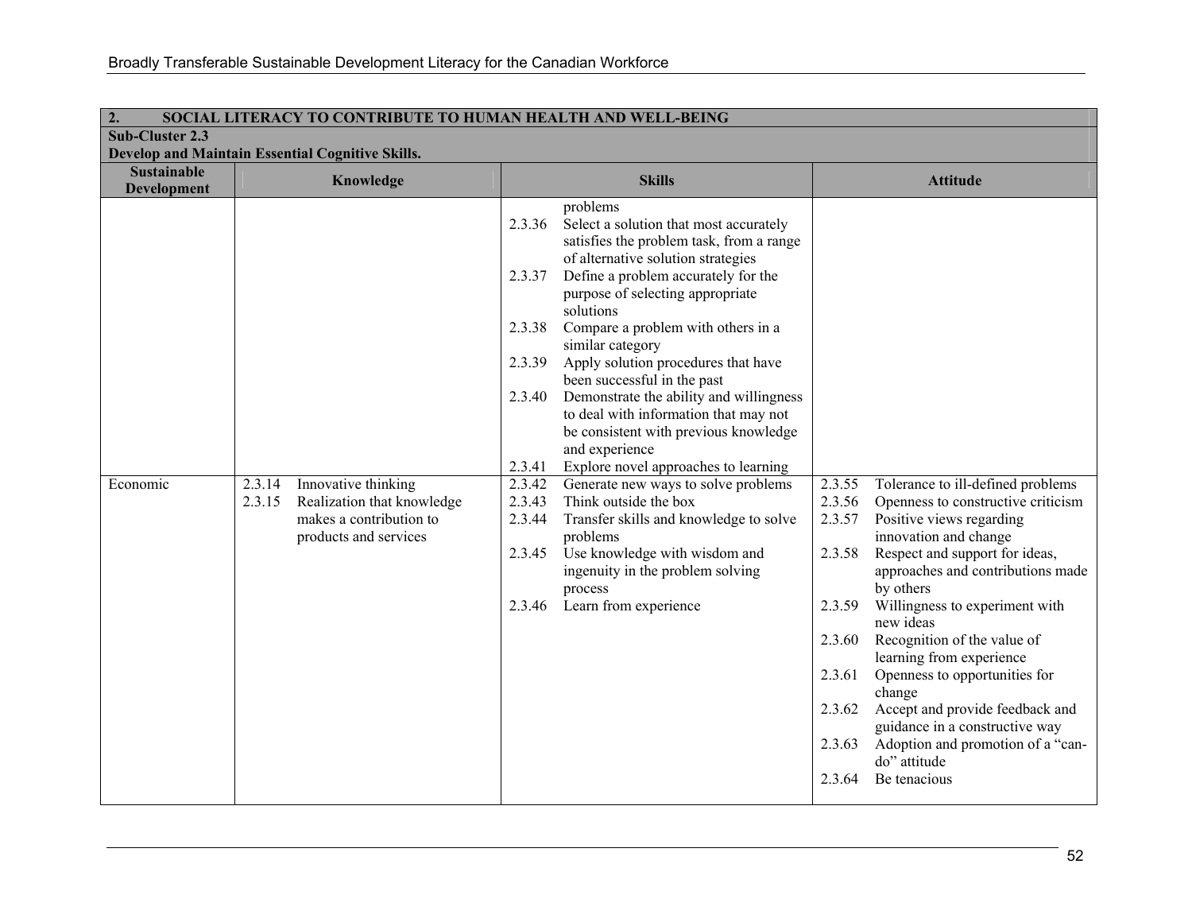| 2. SOCIAL LITERACY TO CONTRIBUTE TO HUMAN HEALTH AND WELL-BEING | | | |
|---|---|---|---|
| **Sub-Cluster 2.3**<br>**Develop and Maintain Essential Cognitive Skills.** | | | |
| **Sustainable Development** | **Knowledge** | **Skills** | **Attitude** |
| | | problems<br>2.3.36 Select a solution that most accurately satisfies the problem task, from a range of alternative solution strategies<br>2.3.37 Define a problem accurately for the purpose of selecting appropriate solutions<br>2.3.38 Compare a problem with others in a similar category<br>2.3.39 Apply solution procedures that have been successful in the past<br>2.3.40 Demonstrate the ability and willingness to deal with information that may not be consistent with previous knowledge and experience<br>2.3.41 Explore novel approaches to learning | |
| Economic | 2.3.14 Innovative thinking<br>2.3.15 Realization that knowledge makes a contribution to products and services | 2.3.42 Generate new ways to solve problems<br>2.3.43 Think outside the box<br>2.3.44 Transfer skills and knowledge to solve problems<br>2.3.45 Use knowledge with wisdom and ingenuity in the problem solving process<br>2.3.46 Learn from experience | 2.3.55 Tolerance to ill-defined problems<br>2.3.56 Openness to constructive criticism<br>2.3.57 Positive views regarding innovation and change<br>2.3.58 Respect and support for ideas, approaches and contributions made by others<br>2.3.59 Willingness to experiment with new ideas<br>2.3.60 Recognition of the value of learning from experience<br>2.3.61 Openness to opportunities for change<br>2.3.62 Accept and provide feedback and guidance in a constructive way<br>2.3.63 Adoption and promotion of a "can-do" attitude<br>2.3.64 Be tenacious |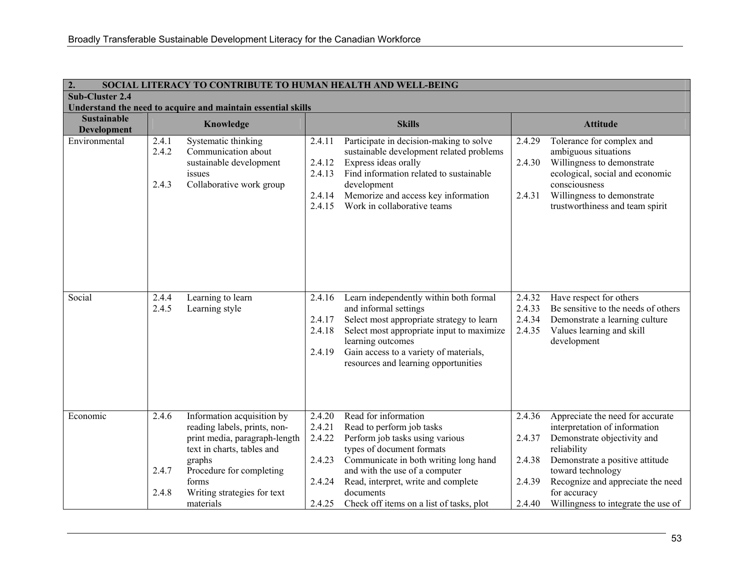| 2. SOCIAL LITERACY TO CONTRIBUTE TO HUMAN HEALTH AND WELL-BEING | | | |
|---|---|---|---|
| **Sub-Cluster 2.4**<br>**Understand the need to acquire and maintain essential skills** | | | |
| **Sustainable Development** | **Knowledge** | **Skills** | **Attitude** |
| Environmental | 2.4.1 Systematic thinking<br>2.4.2 Communication about sustainable development issues<br>2.4.3 Collaborative work group | 2.4.11 Participate in decision-making to solve sustainable development related problems<br>2.4.12 Express ideas orally<br>2.4.13 Find information related to sustainable development<br>2.4.14 Memorize and access key information<br>2.4.15 Work in collaborative teams | 2.4.29 Tolerance for complex and ambiguous situations<br>2.4.30 Willingness to demonstrate ecological, social and economic consciousness<br>2.4.31 Willingness to demonstrate trustworthiness and team spirit |
| Social | 2.4.4 Learning to learn<br>2.4.5 Learning style | 2.4.16 Learn independently within both formal and informal settings<br>2.4.17 Select most appropriate strategy to learn<br>2.4.18 Select most appropriate input to maximize learning outcomes<br>2.4.19 Gain access to a variety of materials, resources and learning opportunities | 2.4.32 Have respect for others<br>2.4.33 Be sensitive to the needs of others<br>2.4.34 Demonstrate a learning culture<br>2.4.35 Values learning and skill development |
| Economic | 2.4.6 Information acquisition by reading labels, prints, non-print media, paragraph-length text in charts, tables and graphs<br>2.4.7 Procedure for completing forms<br>2.4.8 Writing strategies for text materials | 2.4.20 Read for information<br>2.4.21 Read to perform job tasks<br>2.4.22 Perform job tasks using various types of document formats<br>2.4.23 Communicate in both writing long hand and with the use of a computer<br>2.4.24 Read, interpret, write and complete documents<br>2.4.25 Check off items on a list of tasks, plot | 2.4.36 Appreciate the need for accurate interpretation of information<br>2.4.37 Demonstrate objectivity and reliability<br>2.4.38 Demonstrate a positive attitude toward technology<br>2.4.39 Recognize and appreciate the need for accuracy<br>2.4.40 Willingness to integrate the use of |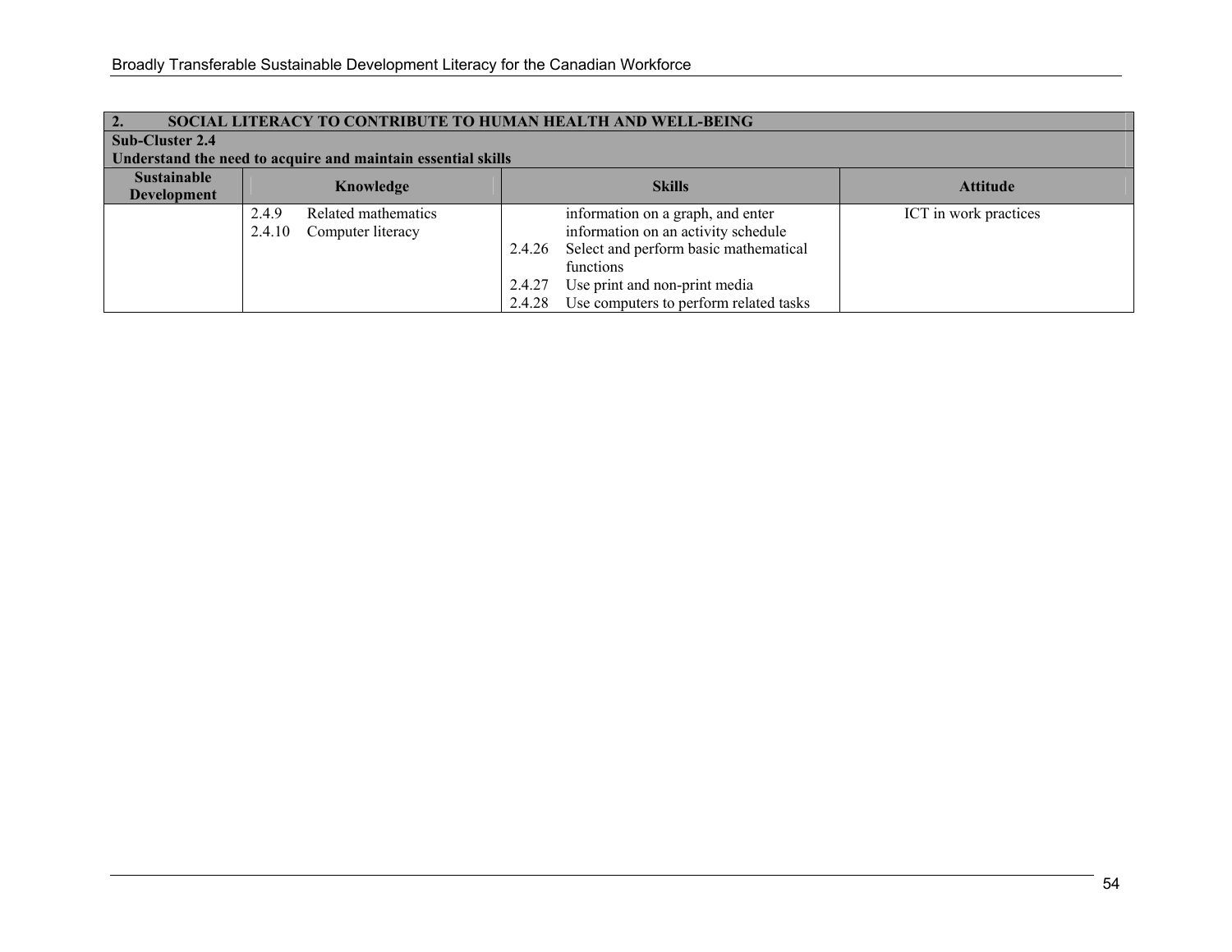| 2. SOCIAL LITERACY TO CONTRIBUTE TO HUMAN HEALTH AND WELL-BEING | | | |
|---|---|---|---|
| **Sub-Cluster 2.4**<br>**Understand the need to acquire and maintain essential skills** | | | |
| **Sustainable Development** | **Knowledge** | **Skills** | **Attitude** |
| | 2.4.9 Related mathematics<br>2.4.10 Computer literacy | information on a graph, and enter information on an activity schedule<br>2.4.26 Select and perform basic mathematical functions<br>2.4.27 Use print and non-print media<br>2.4.28 Use computers to perform related tasks | ICT in work practices |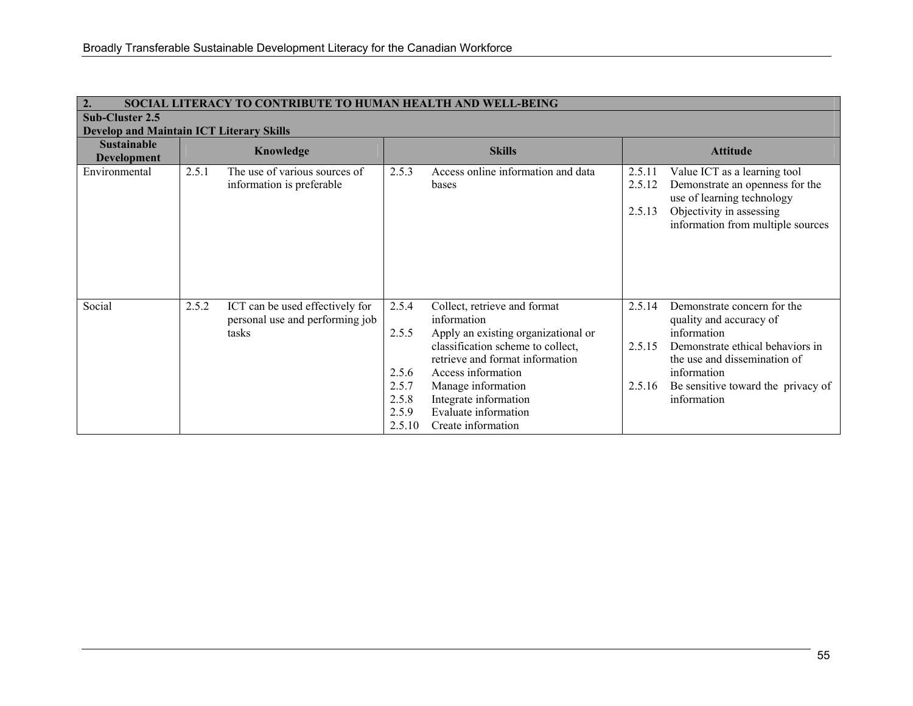| 2. SOCIAL LITERACY TO CONTRIBUTE TO HUMAN HEALTH AND WELL-BEING | | | |
|---|---|---|---|
| **Sub-Cluster 2.5**<br>**Develop and Maintain ICT Literary Skills** | | | |
| **Sustainable Development** | **Knowledge** | **Skills** | **Attitude** |
| Environmental | 2.5.1 The use of various sources of information is preferable | 2.5.3 Access online information and data bases | 2.5.11 Value ICT as a learning tool<br>2.5.12 Demonstrate an openness for the use of learning technology<br>2.5.13 Objectivity in assessing information from multiple sources |
| Social | 2.5.2 ICT can be used effectively for personal use and performing job tasks | 2.5.4 Collect, retrieve and format information<br>2.5.5 Apply an existing organizational or classification scheme to collect, retrieve and format information<br>2.5.6 Access information<br>2.5.7 Manage information<br>2.5.8 Integrate information<br>2.5.9 Evaluate information<br>2.5.10 Create information | 2.5.14 Demonstrate concern for the quality and accuracy of information<br>2.5.15 Demonstrate ethical behaviors in the use and dissemination of information<br>2.5.16 Be sensitive toward the privacy of information |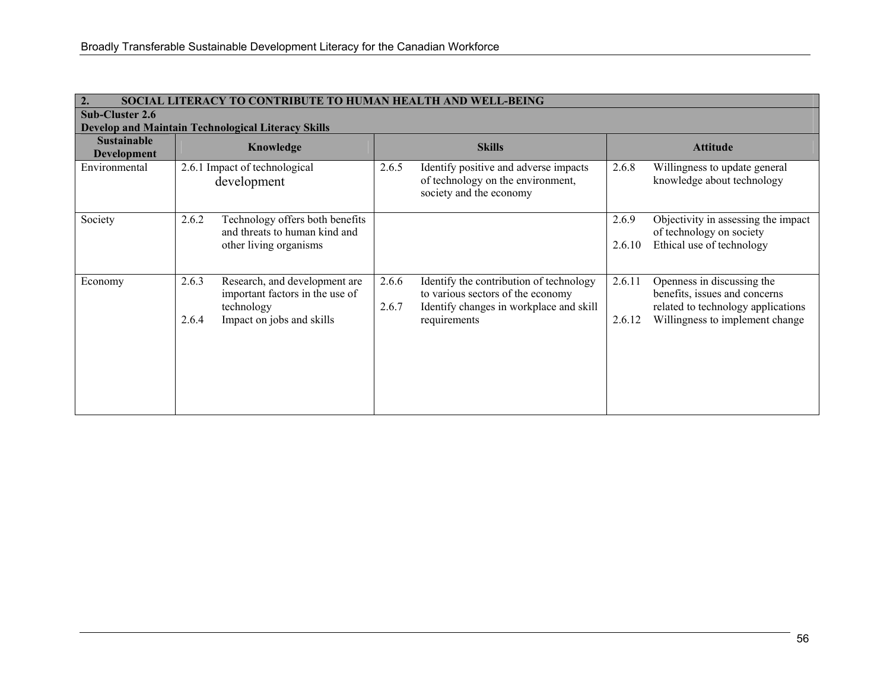| **2. SOCIAL LITERACY TO CONTRIBUTE TO HUMAN HEALTH AND WELL-BEING** | | | |
|---|---|---|---|
| **Sub-Cluster 2.6**<br>**Develop and Maintain Technological Literacy Skills** | | | |
| **Sustainable Development** | **Knowledge** | **Skills** | **Attitude** |
| Environmental | 2.6.1 Impact of technological development | 2.6.5 Identify positive and adverse impacts of technology on the environment, society and the economy | 2.6.8 Willingness to update general knowledge about technology |
| Society | 2.6.2 Technology offers both benefits and threats to human kind and other living organisms | | 2.6.9 Objectivity in assessing the impact of technology on society<br>2.6.10 Ethical use of technology |
| Economy | 2.6.3 Research, and development are important factors in the use of technology<br>2.6.4 Impact on jobs and skills | 2.6.6 Identify the contribution of technology to various sectors of the economy<br>2.6.7 Identify changes in workplace and skill requirements | 2.6.11 Openness in discussing the benefits, issues and concerns related to technology applications<br>2.6.12 Willingness to implement change |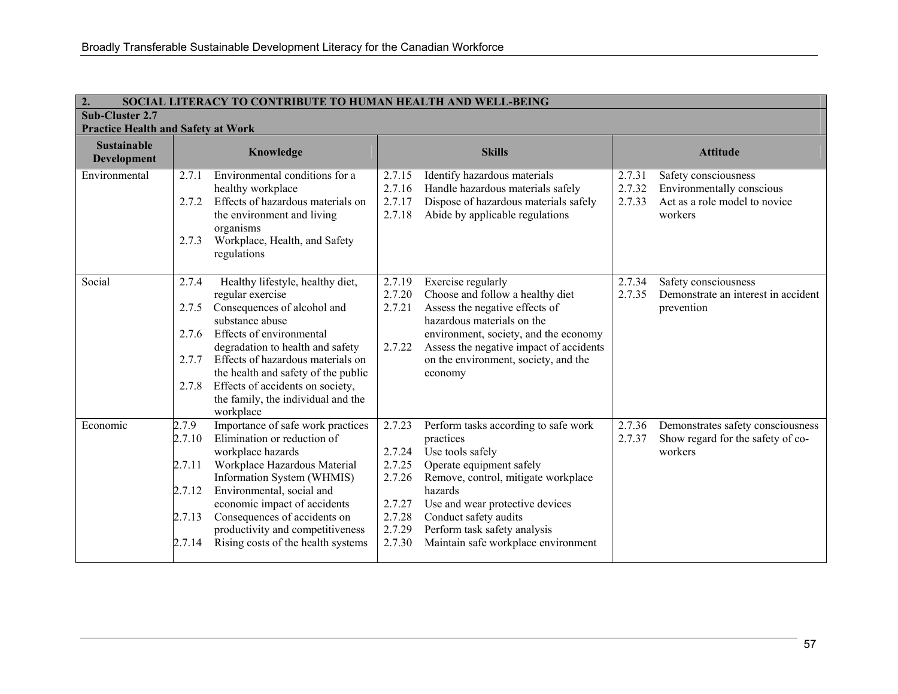| **2. SOCIAL LITERACY TO CONTRIBUTE TO HUMAN HEALTH AND WELL-BEING** | | | |
|---|---|---|---|
| **Sub-Cluster 2.7 Practice Health and Safety at Work** | | | |
| **Sustainable Development** | **Knowledge** | **Skills** | **Attitude** |
| Environmental | 2.7.1 Environmental conditions for a healthy workplace<br>2.7.2 Effects of hazardous materials on the environment and living organisms<br>2.7.3 Workplace, Health, and Safety regulations | 2.7.15 Identify hazardous materials<br>2.7.16 Handle hazardous materials safely<br>2.7.17 Dispose of hazardous materials safely<br>2.7.18 Abide by applicable regulations | 2.7.31 Safety consciousness<br>2.7.32 Environmentally conscious<br>2.7.33 Act as a role model to novice workers |
| Social | 2.7.4 Healthy lifestyle, healthy diet, regular exercise<br>2.7.5 Consequences of alcohol and substance abuse<br>2.7.6 Effects of environmental degradation to health and safety<br>2.7.7 Effects of hazardous materials on the health and safety of the public<br>2.7.8 Effects of accidents on society, the family, the individual and the workplace | 2.7.19 Exercise regularly<br>2.7.20 Choose and follow a healthy diet<br>2.7.21 Assess the negative effects of hazardous materials on the environment, society, and the economy<br>2.7.22 Assess the negative impact of accidents on the environment, society, and the economy | 2.7.34 Safety consciousness<br>2.7.35 Demonstrate an interest in accident prevention |
| Economic | 2.7.9 Importance of safe work practices<br>2.7.10 Elimination or reduction of workplace hazards<br>2.7.11 Workplace Hazardous Material Information System (WHMIS)<br>2.7.12 Environmental, social and economic impact of accidents<br>2.7.13 Consequences of accidents on productivity and competitiveness<br>2.7.14 Rising costs of the health systems | 2.7.23 Perform tasks according to safe work practices<br>2.7.24 Use tools safely<br>2.7.25 Operate equipment safely<br>2.7.26 Remove, control, mitigate workplace hazards<br>2.7.27 Use and wear protective devices<br>2.7.28 Conduct safety audits<br>2.7.29 Perform task safety analysis<br>2.7.30 Maintain safe workplace environment | 2.7.36 Demonstrates safety consciousness<br>2.7.37 Show regard for the safety of co-workers |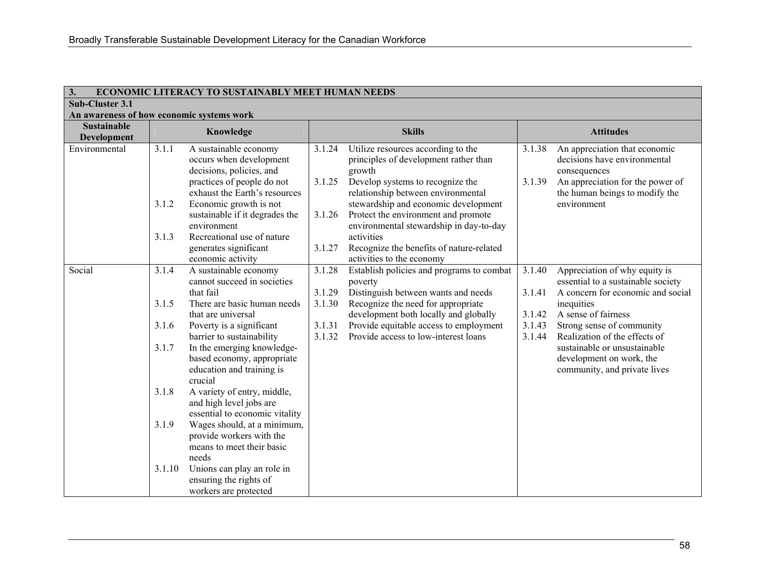| **3. ECONOMIC LITERACY TO SUSTAINABLY MEET HUMAN NEEDS** | | | |
|---|---|---|---|
| **Sub-Cluster 3.1 An awareness of how economic systems work** | | | |
| **Sustainable Development** | **Knowledge** | **Skills** | **Attitudes** |
| Environmental | 3.1.1 A sustainable economy occurs when development decisions, policies, and practices of people do not exhaust the Earth's resources<br>3.1.2 Economic growth is not sustainable if it degrades the environment<br>3.1.3 Recreational use of nature generates significant economic activity | 3.1.24 Utilize resources according to the principles of development rather than growth<br>3.1.25 Develop systems to recognize the relationship between environmental stewardship and economic development<br>3.1.26 Protect the environment and promote environmental stewardship in day-to-day activities<br>3.1.27 Recognize the benefits of nature-related activities to the economy | 3.1.38 An appreciation that economic decisions have environmental consequences<br>3.1.39 An appreciation for the power of the human beings to modify the environment |
| Social | 3.1.4 A sustainable economy cannot succeed in societies that fail<br>3.1.5 There are basic human needs that are universal<br>3.1.6 Poverty is a significant barrier to sustainability<br>3.1.7 In the emerging knowledge-based economy, appropriate education and training is crucial<br>3.1.8 A variety of entry, middle, and high level jobs are essential to economic vitality<br>3.1.9 Wages should, at a minimum, provide workers with the means to meet their basic needs<br>3.1.10 Unions can play an role in ensuring the rights of workers are protected | 3.1.28 Establish policies and programs to combat poverty<br>3.1.29 Distinguish between wants and needs<br>3.1.30 Recognize the need for appropriate development both locally and globally<br>3.1.31 Provide equitable access to employment<br>3.1.32 Provide access to low-interest loans | 3.1.40 Appreciation of why equity is essential to a sustainable society<br>3.1.41 A concern for economic and social inequities<br>3.1.42 A sense of fairness<br>3.1.43 Strong sense of community<br>3.1.44 Realization of the effects of sustainable or unsustainable development on work, the community, and private lives |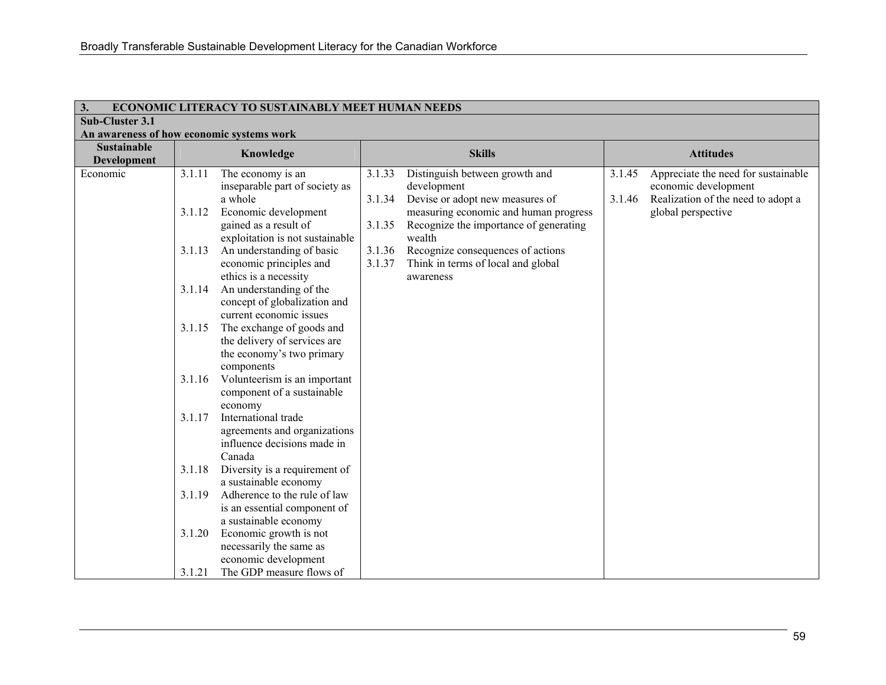| 3. ECONOMIC LITERACY TO SUSTAINABLY MEET HUMAN NEEDS | | | |
|---|---|---|---|
| **Sub-Cluster 3.1**<br>**An awareness of how economic systems work** | | | |
| **Sustainable Development** | **Knowledge** | **Skills** | **Attitudes** |
| Economic | 3.1.11 The economy is an inseparable part of society as a whole<br>3.1.12 Economic development gained as a result of exploitation is not sustainable<br>3.1.13 An understanding of basic economic principles and ethics is a necessity<br>3.1.14 An understanding of the concept of globalization and current economic issues<br>3.1.15 The exchange of goods and the delivery of services are the economy's two primary components<br>3.1.16 Volunteerism is an important component of a sustainable economy<br>3.1.17 International trade agreements and organizations influence decisions made in Canada<br>3.1.18 Diversity is a requirement of a sustainable economy<br>3.1.19 Adherence to the rule of law is an essential component of a sustainable economy<br>3.1.20 Economic growth is not necessarily the same as economic development<br>3.1.21 The GDP measure flows of | 3.1.33 Distinguish between growth and development<br>3.1.34 Devise or adopt new measures of measuring economic and human progress<br>3.1.35 Recognize the importance of generating wealth<br>3.1.36 Recognize consequences of actions<br>3.1.37 Think in terms of local and global awareness | 3.1.45 Appreciate the need for sustainable economic development<br>3.1.46 Realization of the need to adopt a global perspective |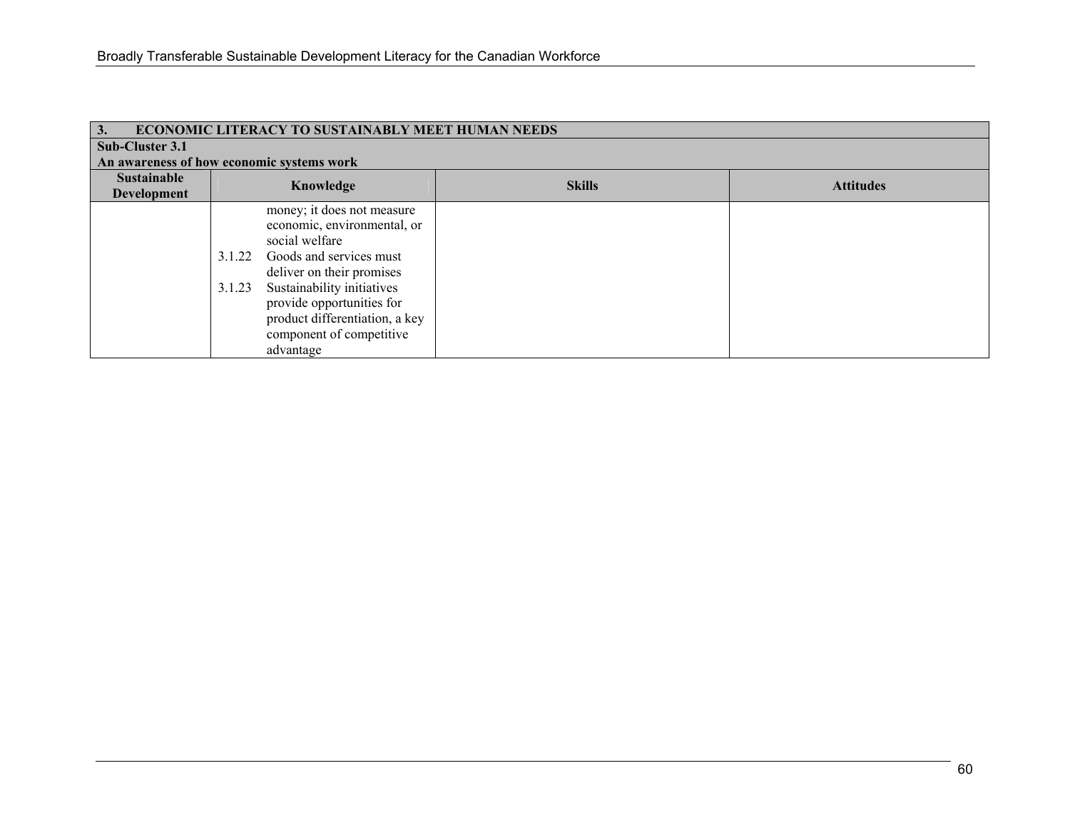| 3. ECONOMIC LITERACY TO SUSTAINABLY MEET HUMAN NEEDS | | | |
|---|---|---|---|
| **Sub-Cluster 3.1**<br>**An awareness of how economic systems work** | | | |
| **Sustainable Development** | **Knowledge** | **Skills** | **Attitudes** |
| | money; it does not measure economic, environmental, or social welfare<br>3.1.22 Goods and services must deliver on their promises<br>3.1.23 Sustainability initiatives provide opportunities for product differentiation, a key component of competitive advantage | | |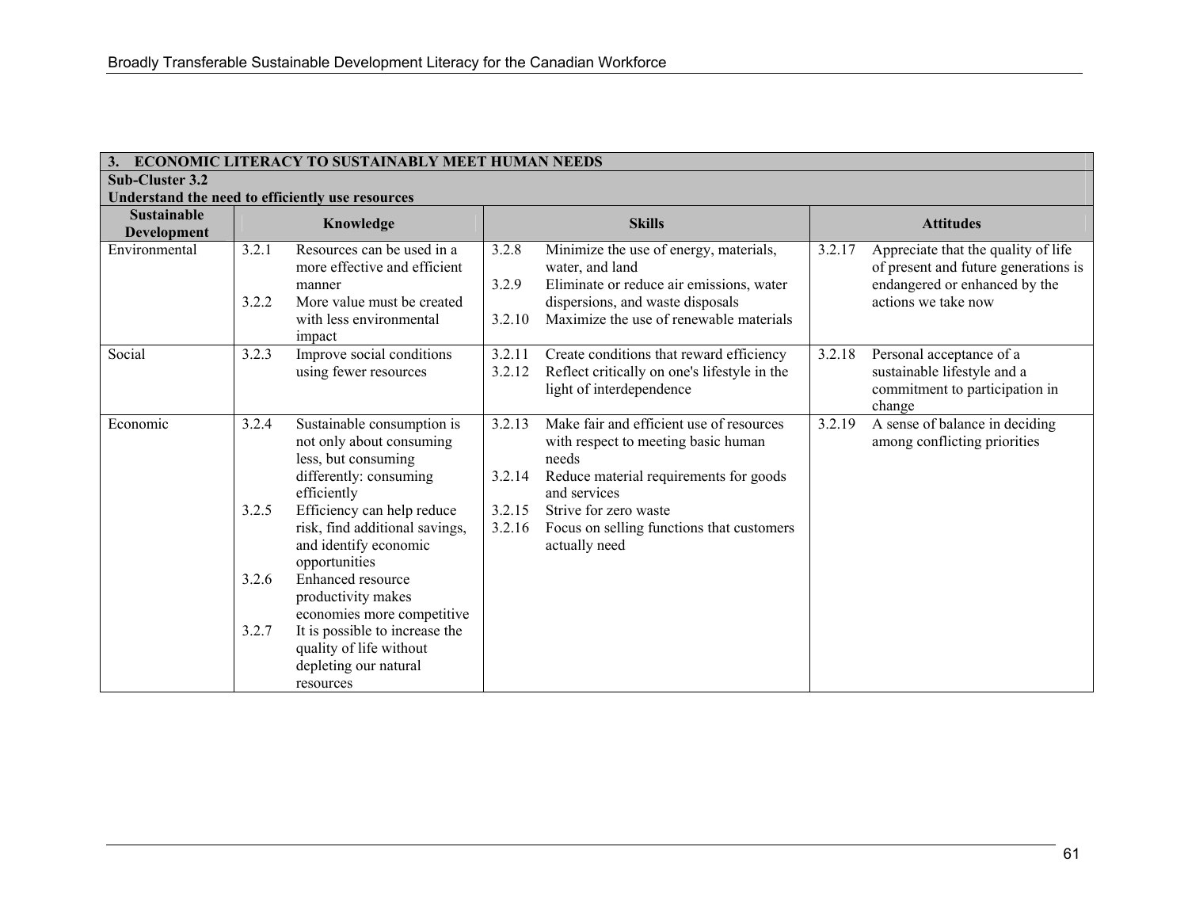| **3. ECONOMIC LITERACY TO SUSTAINABLY MEET HUMAN NEEDS** | | | |
|---|---|---|---|
| **Sub-Cluster 3.2**<br>**Understand the need to efficiently use resources** | | | |
| **Sustainable Development** | **Knowledge** | **Skills** | **Attitudes** |
| Environmental | 3.2.1 Resources can be used in a more effective and efficient manner<br>3.2.2 More value must be created with less environmental impact | 3.2.8 Minimize the use of energy, materials, water, and land<br>3.2.9 Eliminate or reduce air emissions, water dispersions, and waste disposals<br>3.2.10 Maximize the use of renewable materials | 3.2.17 Appreciate that the quality of life of present and future generations is endangered or enhanced by the actions we take now |
| Social | 3.2.3 Improve social conditions using fewer resources | 3.2.11 Create conditions that reward efficiency<br>3.2.12 Reflect critically on one's lifestyle in the light of interdependence | 3.2.18 Personal acceptance of a sustainable lifestyle and a commitment to participation in change |
| Economic | 3.2.4 Sustainable consumption is not only about consuming less, but consuming differently: consuming efficiently<br>3.2.5 Efficiency can help reduce risk, find additional savings, and identify economic opportunities<br>3.2.6 Enhanced resource productivity makes economies more competitive<br>3.2.7 It is possible to increase the quality of life without depleting our natural resources | 3.2.13 Make fair and efficient use of resources with respect to meeting basic human needs<br>3.2.14 Reduce material requirements for goods and services<br>3.2.15 Strive for zero waste<br>3.2.16 Focus on selling functions that customers actually need | 3.2.19 A sense of balance in deciding among conflicting priorities |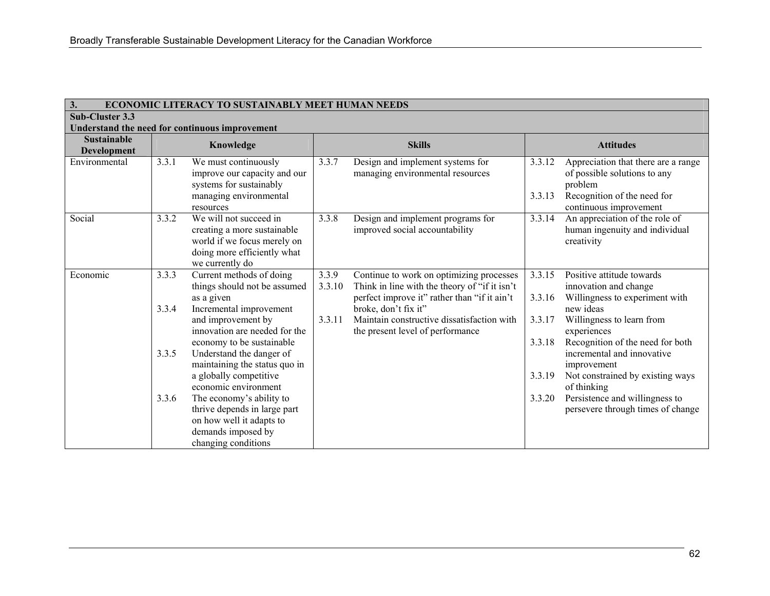| 3. ECONOMIC LITERACY TO SUSTAINABLY MEET HUMAN NEEDS | | | |
|---|---|---|---|
| **Sub-Cluster 3.3**<br>**Understand the need for continuous improvement** | | | |
| **Sustainable Development** | **Knowledge** | **Skills** | **Attitudes** |
| Environmental | 3.3.1 We must continuously improve our capacity and our systems for sustainably managing environmental resources | 3.3.7 Design and implement systems for managing environmental resources | 3.3.12 Appreciation that there are a range of possible solutions to any problem<br>3.3.13 Recognition of the need for continuous improvement |
| Social | 3.3.2 We will not succeed in creating a more sustainable world if we focus merely on doing more efficiently what we currently do | 3.3.8 Design and implement programs for improved social accountability | 3.3.14 An appreciation of the role of human ingenuity and individual creativity |
| Economic | 3.3.3 Current methods of doing things should not be assumed as a given<br>3.3.4 Incremental improvement and improvement by innovation are needed for the economy to be sustainable<br>3.3.5 Understand the danger of maintaining the status quo in a globally competitive economic environment<br>3.3.6 The economy's ability to thrive depends in large part on how well it adapts to demands imposed by changing conditions | 3.3.9 Continue to work on optimizing processes<br>3.3.10 Think in line with the theory of "if it isn't perfect improve it" rather than "if it ain't broke, don't fix it"<br>3.3.11 Maintain constructive dissatisfaction with the present level of performance | 3.3.15 Positive attitude towards innovation and change<br>3.3.16 Willingness to experiment with new ideas<br>3.3.17 Willingness to learn from experiences<br>3.3.18 Recognition of the need for both incremental and innovative improvement<br>3.3.19 Not constrained by existing ways of thinking<br>3.3.20 Persistence and willingness to persevere through times of change |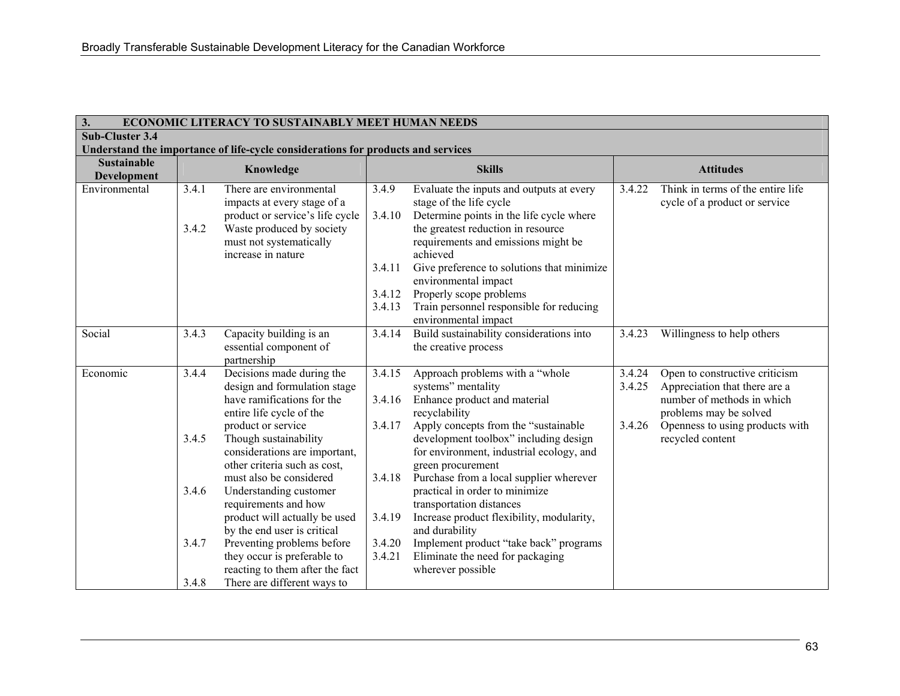| 3. ECONOMIC LITERACY TO SUSTAINABLY MEET HUMAN NEEDS | | | |
|---|---|---|---|
| **Sub-Cluster 3.4**<br>**Understand the importance of life-cycle considerations for products and services** | | | |
| **Sustainable Development** | **Knowledge** | **Skills** | **Attitudes** |
| Environmental | 3.4.1 There are environmental impacts at every stage of a product or service's life cycle<br>3.4.2 Waste produced by society must not systematically increase in nature | 3.4.9 Evaluate the inputs and outputs at every stage of the life cycle<br>3.4.10 Determine points in the life cycle where the greatest reduction in resource requirements and emissions might be achieved<br>3.4.11 Give preference to solutions that minimize environmental impact<br>3.4.12 Properly scope problems<br>3.4.13 Train personnel responsible for reducing environmental impact | 3.4.22 Think in terms of the entire life cycle of a product or service |
| Social | 3.4.3 Capacity building is an essential component of partnership | 3.4.14 Build sustainability considerations into the creative process | 3.4.23 Willingness to help others |
| Economic | 3.4.4 Decisions made during the design and formulation stage have ramifications for the entire life cycle of the product or service<br>3.4.5 Though sustainability considerations are important, other criteria such as cost, must also be considered<br>3.4.6 Understanding customer requirements and how product will actually be used by the end user is critical<br>3.4.7 Preventing problems before they occur is preferable to reacting to them after the fact<br>3.4.8 There are different ways to | 3.4.15 Approach problems with a "whole systems" mentality<br>3.4.16 Enhance product and material recyclability<br>3.4.17 Apply concepts from the "sustainable development toolbox" including design for environment, industrial ecology, and green procurement<br>3.4.18 Purchase from a local supplier wherever practical in order to minimize transportation distances<br>3.4.19 Increase product flexibility, modularity, and durability<br>3.4.20 Implement product "take back" programs<br>3.4.21 Eliminate the need for packaging wherever possible | 3.4.24 Open to constructive criticism<br>3.4.25 Appreciation that there are a number of methods in which problems may be solved<br>3.4.26 Openness to using products with recycled content |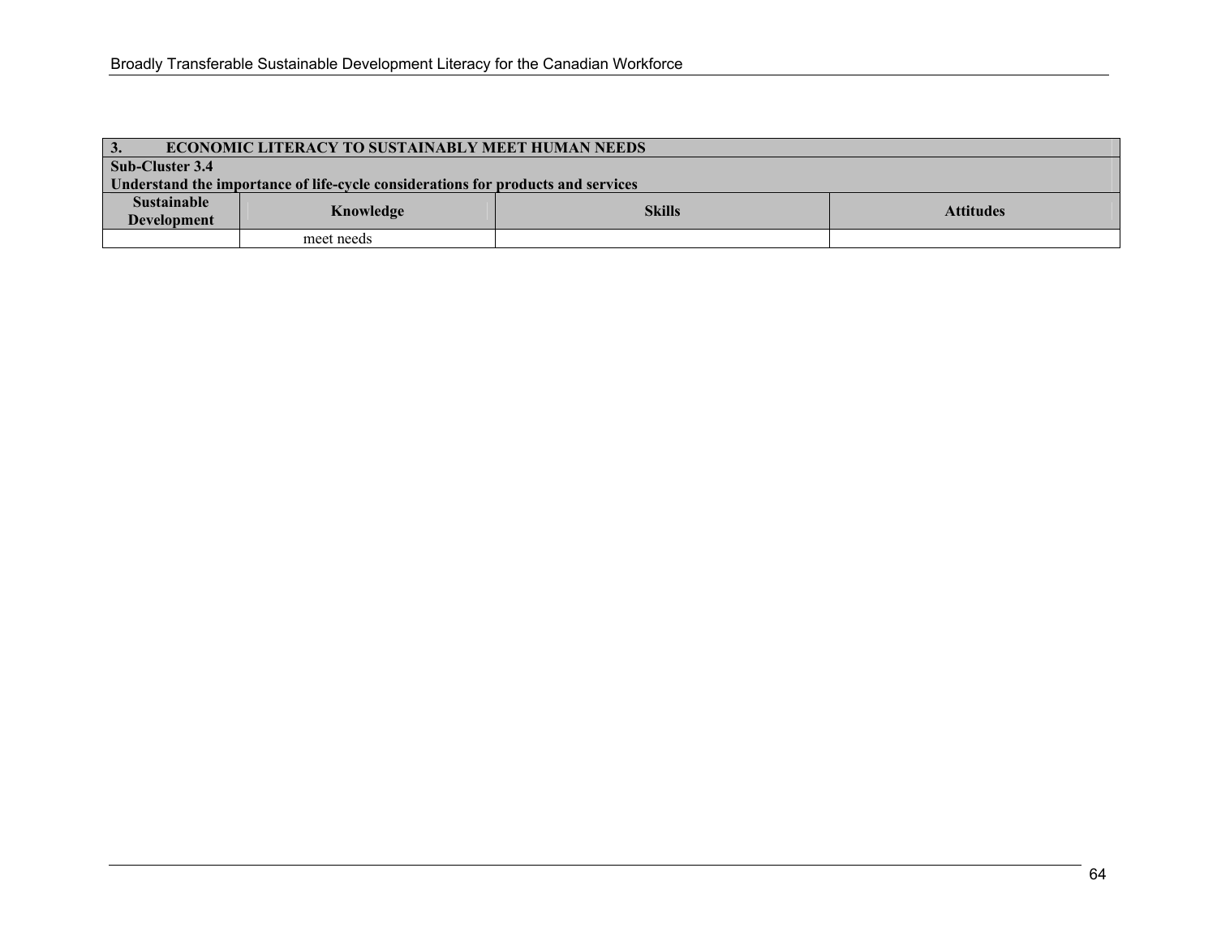| 3. ECONOMIC LITERACY TO SUSTAINABLY MEET HUMAN NEEDS | | | |
|---|---|---|---|
| **Sub-Cluster 3.4**<br>**Understand the importance of life-cycle considerations for products and services** | | | |
| **Sustainable Development** | **Knowledge** | **Skills** | **Attitudes** |
| | meet needs | | |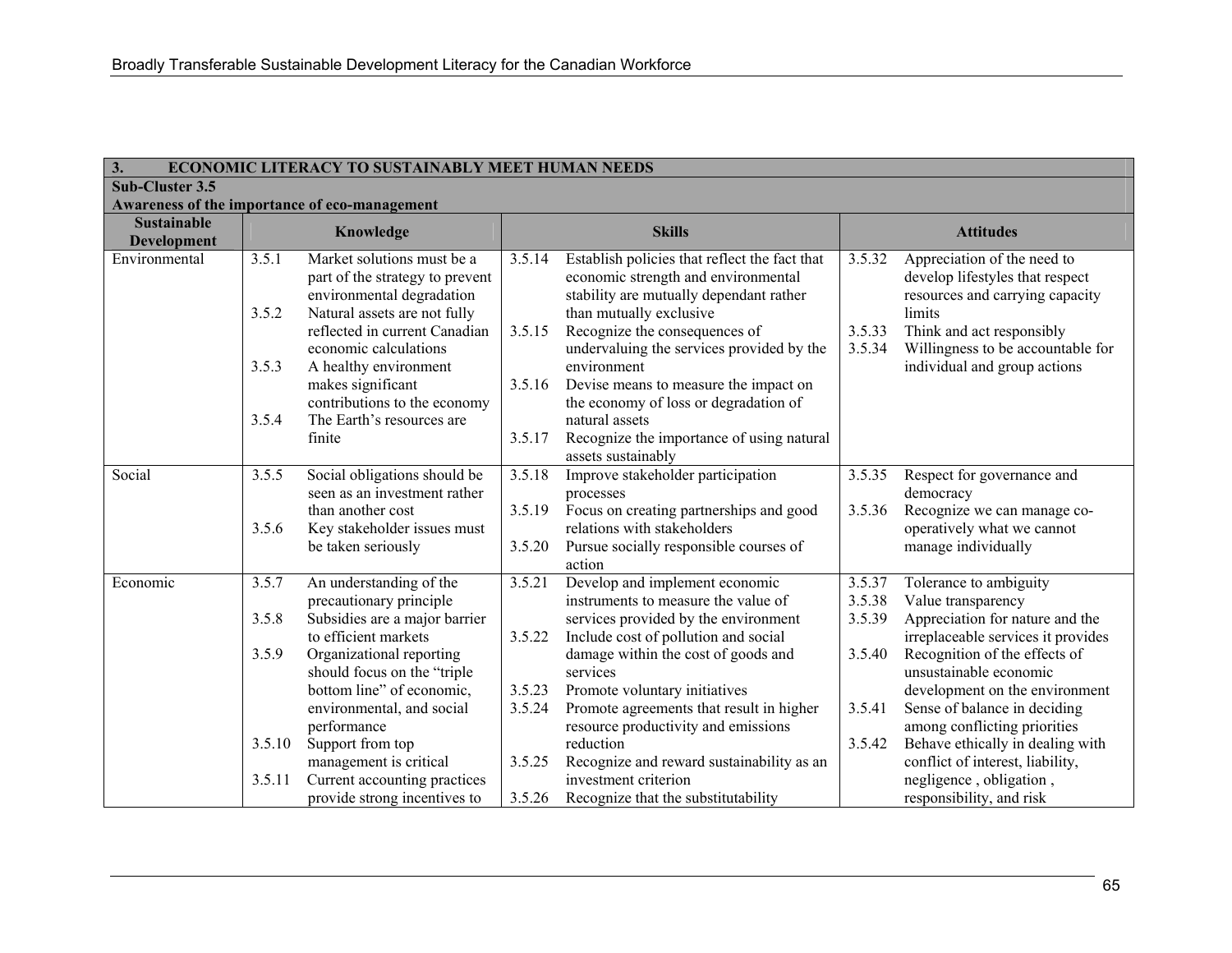| 3. ECONOMIC LITERACY TO SUSTAINABLY MEET HUMAN NEEDS | | | |
|---|---|---|---|
| **Sub-Cluster 3.5**<br>**Awareness of the importance of eco-management** | | | |
| **Sustainable Development** | **Knowledge** | **Skills** | **Attitudes** |
| Environmental | 3.5.1 Market solutions must be a part of the strategy to prevent environmental degradation<br>3.5.2 Natural assets are not fully reflected in current Canadian economic calculations<br>3.5.3 A healthy environment makes significant contributions to the economy<br>3.5.4 The Earth's resources are finite | 3.5.14 Establish policies that reflect the fact that economic strength and environmental stability are mutually dependant rather than mutually exclusive<br>3.5.15 Recognize the consequences of undervaluing the services provided by the environment<br>3.5.16 Devise means to measure the impact on the economy of loss or degradation of natural assets<br>3.5.17 Recognize the importance of using natural assets sustainably | 3.5.32 Appreciation of the need to develop lifestyles that respect resources and carrying capacity limits<br>3.5.33 Think and act responsibly<br>3.5.34 Willingness to be accountable for individual and group actions |
| Social | 3.5.5 Social obligations should be seen as an investment rather than another cost<br>3.5.6 Key stakeholder issues must be taken seriously | 3.5.18 Improve stakeholder participation processes<br>3.5.19 Focus on creating partnerships and good relations with stakeholders<br>3.5.20 Pursue socially responsible courses of action | 3.5.35 Respect for governance and democracy<br>3.5.36 Recognize we can manage co-operatively what we cannot manage individually |
| Economic | 3.5.7 An understanding of the precautionary principle<br>3.5.8 Subsidies are a major barrier to efficient markets<br>3.5.9 Organizational reporting should focus on the "triple bottom line" of economic, environmental, and social performance<br>3.5.10 Support from top management is critical<br>3.5.11 Current accounting practices provide strong incentives to | 3.5.21 Develop and implement economic instruments to measure the value of services provided by the environment<br>3.5.22 Include cost of pollution and social damage within the cost of goods and services<br>3.5.23 Promote voluntary initiatives<br>3.5.24 Promote agreements that result in higher resource productivity and emissions reduction<br>3.5.25 Recognize and reward sustainability as an investment criterion<br>3.5.26 Recognize that the substitutability | 3.5.37 Tolerance to ambiguity<br>3.5.38 Value transparency<br>3.5.39 Appreciation for nature and the irreplaceable services it provides<br>3.5.40 Recognition of the effects of unsustainable economic development on the environment<br>3.5.41 Sense of balance in deciding among conflicting priorities<br>3.5.42 Behave ethically in dealing with conflict of interest, liability, negligence , obligation , responsibility, and risk |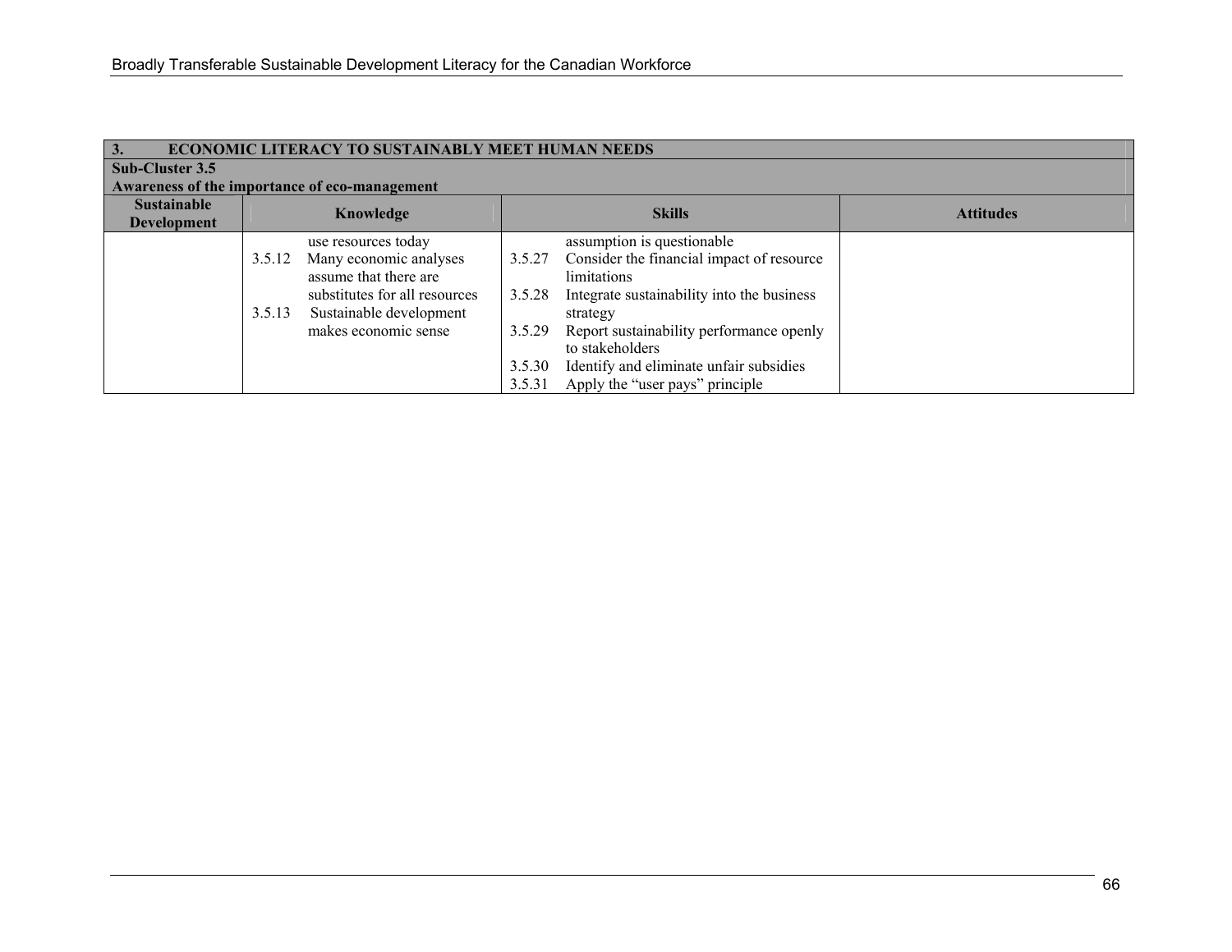| 3. ECONOMIC LITERACY TO SUSTAINABLY MEET HUMAN NEEDS | | | |
|---|---|---|---|
| **Sub-Cluster 3.5 Awareness of the importance of eco-management** | | | |
| **Sustainable Development** | **Knowledge** | **Skills** | **Attitudes** |
| | use resources today<br>3.5.12 Many economic analyses assume that there are substitutes for all resources<br>3.5.13 Sustainable development makes economic sense | assumption is questionable<br>3.5.27 Consider the financial impact of resource limitations<br>3.5.28 Integrate sustainability into the business strategy<br>3.5.29 Report sustainability performance openly to stakeholders<br>3.5.30 Identify and eliminate unfair subsidies<br>3.5.31 Apply the "user pays" principle | |